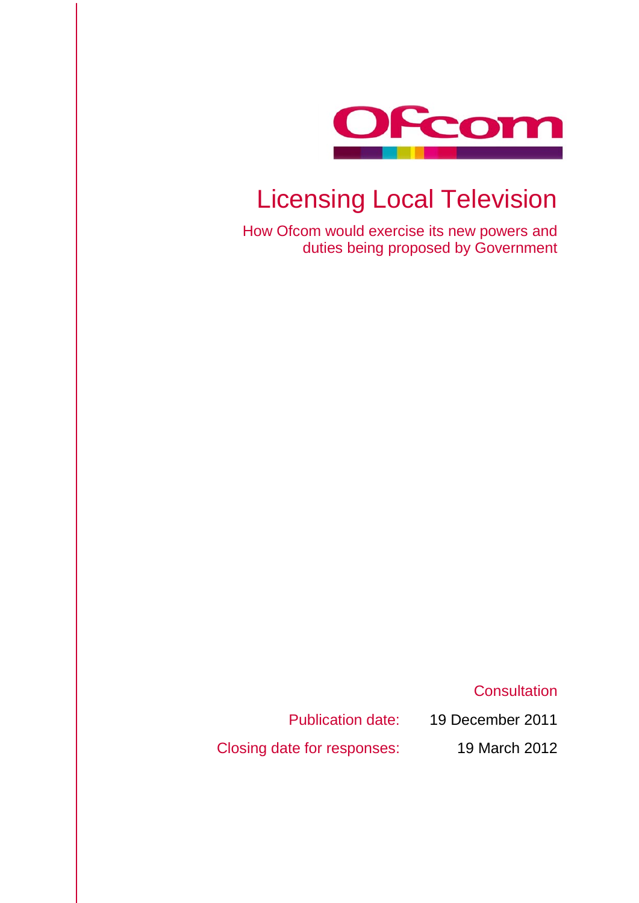Ofcom

# Licensing Local Television

How Ofcom would exercise its new powers and duties being proposed by Government

Consultation

| | |
|---|---|
| Publication date: | 19 December 2011 |
| Closing date for responses: | 19 March 2012 |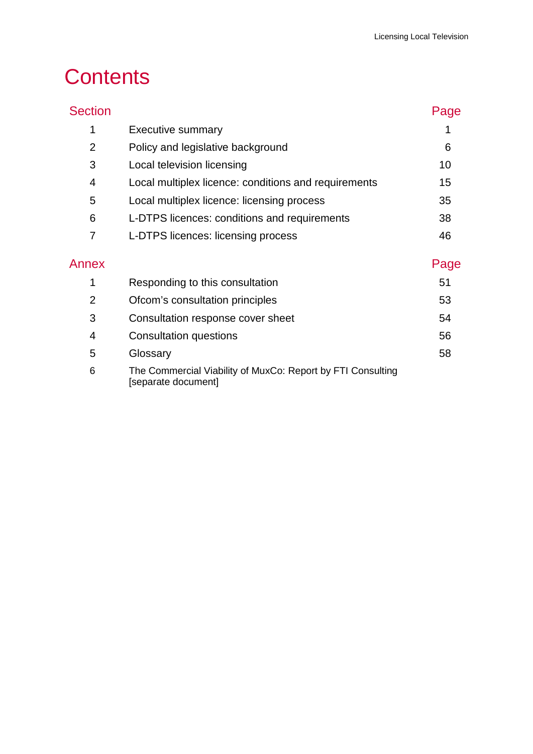# Contents

| Section | | Page |
|---|---|---|
| 1 | Executive summary | 1 |
| 2 | Policy and legislative background | 6 |
| 3 | Local television licensing | 10 |
| 4 | Local multiplex licence: conditions and requirements | 15 |
| 5 | Local multiplex licence: licensing process | 35 |
| 6 | L-DTPS licences: conditions and requirements | 38 |
| 7 | L-DTPS licences: licensing process | 46 |

| Annex | | Page |
|---|---|---|
| 1 | Responding to this consultation | 51 |
| 2 | Ofcom's consultation principles | 53 |
| 3 | Consultation response cover sheet | 54 |
| 4 | Consultation questions | 56 |
| 5 | Glossary | 58 |
| 6 | The Commercial Viability of MuxCo: Report by FTI Consulting [separate document] | |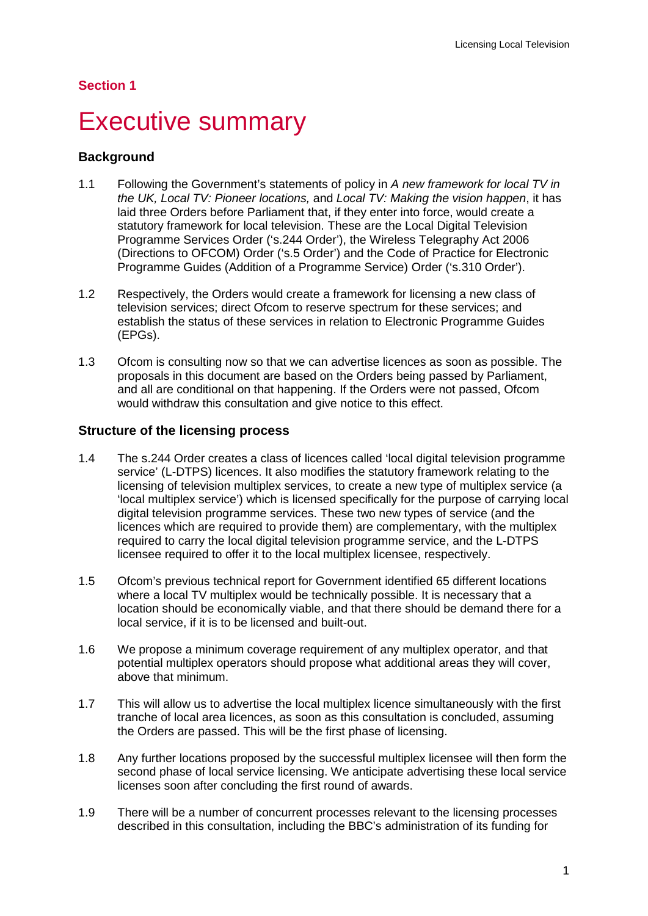## Section 1

# Executive summary

### Background

1.1 Following the Government's statements of policy in *A new framework for local TV in the UK, Local TV: Pioneer locations,* and *Local TV: Making the vision happen*, it has laid three Orders before Parliament that, if they enter into force, would create a statutory framework for local television. These are the Local Digital Television Programme Services Order ('s.244 Order'), the Wireless Telegraphy Act 2006 (Directions to OFCOM) Order ('s.5 Order') and the Code of Practice for Electronic Programme Guides (Addition of a Programme Service) Order ('s.310 Order').

1.2 Respectively, the Orders would create a framework for licensing a new class of television services; direct Ofcom to reserve spectrum for these services; and establish the status of these services in relation to Electronic Programme Guides (EPGs).

1.3 Ofcom is consulting now so that we can advertise licences as soon as possible. The proposals in this document are based on the Orders being passed by Parliament, and all are conditional on that happening. If the Orders were not passed, Ofcom would withdraw this consultation and give notice to this effect.

### Structure of the licensing process

1.4 The s.244 Order creates a class of licences called 'local digital television programme service' (L-DTPS) licences. It also modifies the statutory framework relating to the licensing of television multiplex services, to create a new type of multiplex service (a 'local multiplex service') which is licensed specifically for the purpose of carrying local digital television programme services. These two new types of service (and the licences which are required to provide them) are complementary, with the multiplex required to carry the local digital television programme service, and the L-DTPS licensee required to offer it to the local multiplex licensee, respectively.

1.5 Ofcom's previous technical report for Government identified 65 different locations where a local TV multiplex would be technically possible. It is necessary that a location should be economically viable, and that there should be demand there for a local service, if it is to be licensed and built-out.

1.6 We propose a minimum coverage requirement of any multiplex operator, and that potential multiplex operators should propose what additional areas they will cover, above that minimum.

1.7 This will allow us to advertise the local multiplex licence simultaneously with the first tranche of local area licences, as soon as this consultation is concluded, assuming the Orders are passed. This will be the first phase of licensing.

1.8 Any further locations proposed by the successful multiplex licensee will then form the second phase of local service licensing. We anticipate advertising these local service licenses soon after concluding the first round of awards.

1.9 There will be a number of concurrent processes relevant to the licensing processes described in this consultation, including the BBC's administration of its funding for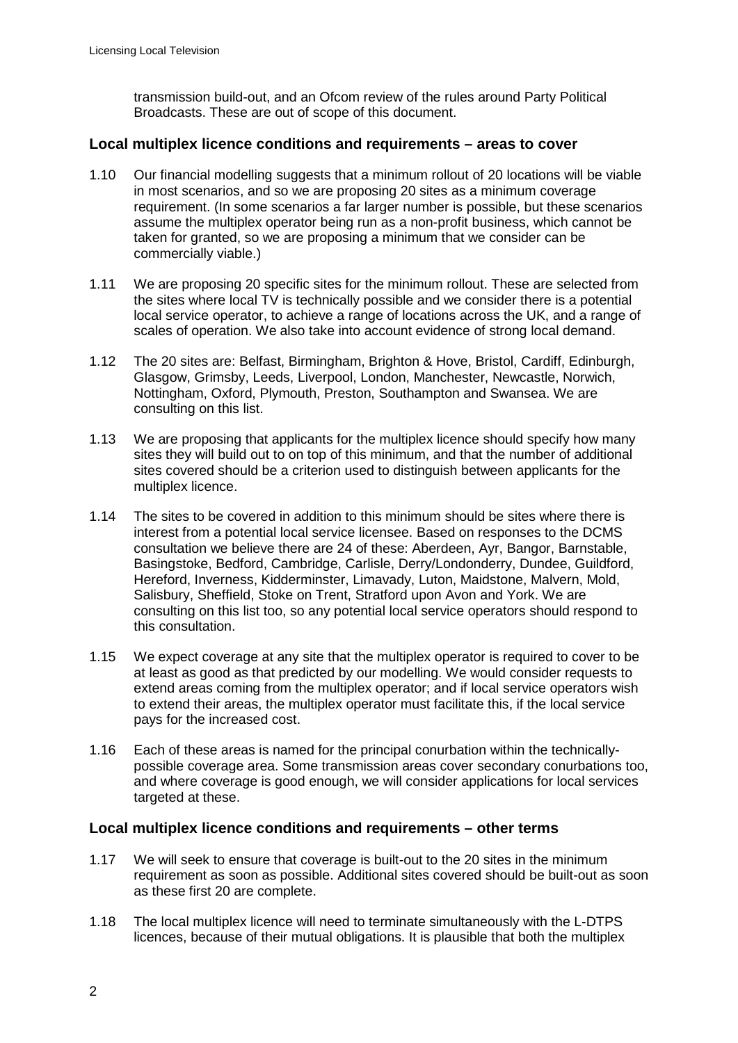transmission build-out, and an Ofcom review of the rules around Party Political Broadcasts. These are out of scope of this document.

## Local multiplex licence conditions and requirements – areas to cover

1.10 Our financial modelling suggests that a minimum rollout of 20 locations will be viable in most scenarios, and so we are proposing 20 sites as a minimum coverage requirement. (In some scenarios a far larger number is possible, but these scenarios assume the multiplex operator being run as a non-profit business, which cannot be taken for granted, so we are proposing a minimum that we consider can be commercially viable.)

1.11 We are proposing 20 specific sites for the minimum rollout. These are selected from the sites where local TV is technically possible and we consider there is a potential local service operator, to achieve a range of locations across the UK, and a range of scales of operation. We also take into account evidence of strong local demand.

1.12 The 20 sites are: Belfast, Birmingham, Brighton & Hove, Bristol, Cardiff, Edinburgh, Glasgow, Grimsby, Leeds, Liverpool, London, Manchester, Newcastle, Norwich, Nottingham, Oxford, Plymouth, Preston, Southampton and Swansea. We are consulting on this list.

1.13 We are proposing that applicants for the multiplex licence should specify how many sites they will build out to on top of this minimum, and that the number of additional sites covered should be a criterion used to distinguish between applicants for the multiplex licence.

1.14 The sites to be covered in addition to this minimum should be sites where there is interest from a potential local service licensee. Based on responses to the DCMS consultation we believe there are 24 of these: Aberdeen, Ayr, Bangor, Barnstable, Basingstoke, Bedford, Cambridge, Carlisle, Derry/Londonderry, Dundee, Guildford, Hereford, Inverness, Kidderminster, Limavady, Luton, Maidstone, Malvern, Mold, Salisbury, Sheffield, Stoke on Trent, Stratford upon Avon and York. We are consulting on this list too, so any potential local service operators should respond to this consultation.

1.15 We expect coverage at any site that the multiplex operator is required to cover to be at least as good as that predicted by our modelling. We would consider requests to extend areas coming from the multiplex operator; and if local service operators wish to extend their areas, the multiplex operator must facilitate this, if the local service pays for the increased cost.

1.16 Each of these areas is named for the principal conurbation within the technically-possible coverage area. Some transmission areas cover secondary conurbations too, and where coverage is good enough, we will consider applications for local services targeted at these.

## Local multiplex licence conditions and requirements – other terms

1.17 We will seek to ensure that coverage is built-out to the 20 sites in the minimum requirement as soon as possible. Additional sites covered should be built-out as soon as these first 20 are complete.

1.18 The local multiplex licence will need to terminate simultaneously with the L-DTPS licences, because of their mutual obligations. It is plausible that both the multiplex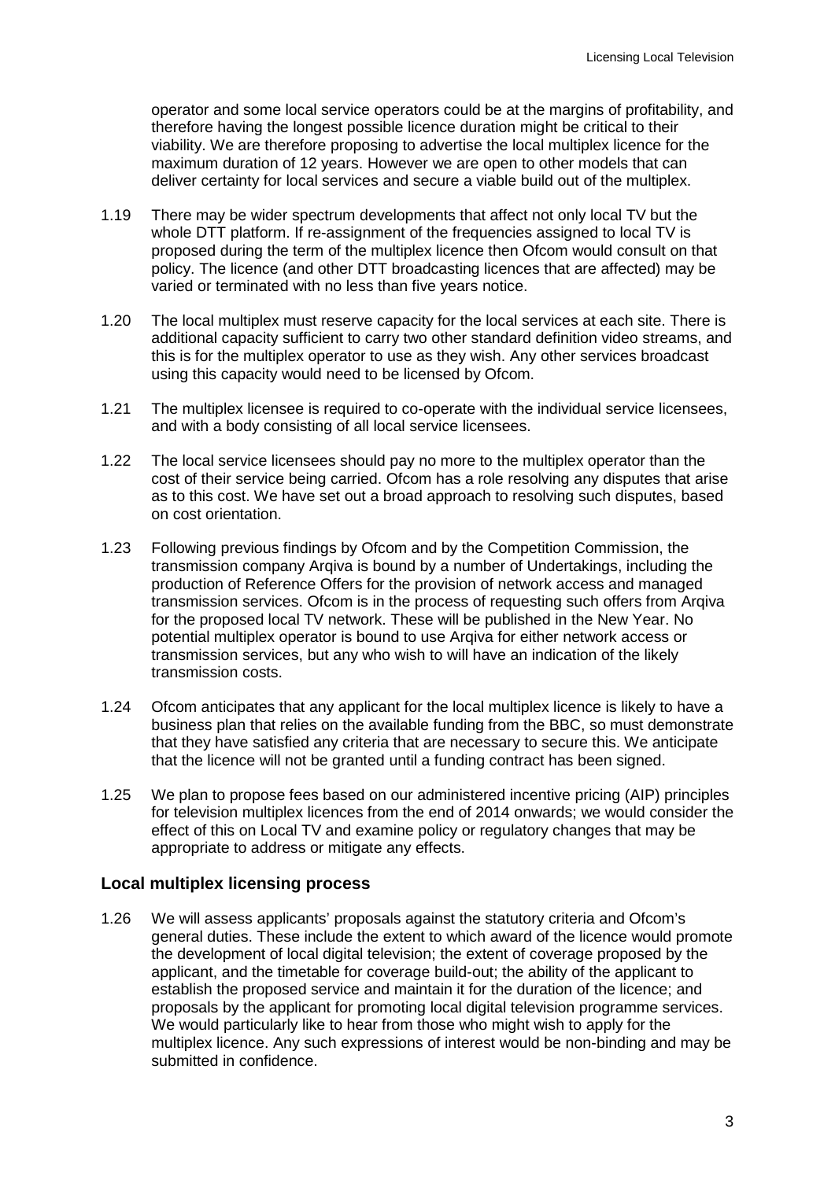operator and some local service operators could be at the margins of profitability, and therefore having the longest possible licence duration might be critical to their viability. We are therefore proposing to advertise the local multiplex licence for the maximum duration of 12 years. However we are open to other models that can deliver certainty for local services and secure a viable build out of the multiplex.

1.19 There may be wider spectrum developments that affect not only local TV but the whole DTT platform. If re-assignment of the frequencies assigned to local TV is proposed during the term of the multiplex licence then Ofcom would consult on that policy. The licence (and other DTT broadcasting licences that are affected) may be varied or terminated with no less than five years notice.

1.20 The local multiplex must reserve capacity for the local services at each site. There is additional capacity sufficient to carry two other standard definition video streams, and this is for the multiplex operator to use as they wish. Any other services broadcast using this capacity would need to be licensed by Ofcom.

1.21 The multiplex licensee is required to co-operate with the individual service licensees, and with a body consisting of all local service licensees.

1.22 The local service licensees should pay no more to the multiplex operator than the cost of their service being carried. Ofcom has a role resolving any disputes that arise as to this cost. We have set out a broad approach to resolving such disputes, based on cost orientation.

1.23 Following previous findings by Ofcom and by the Competition Commission, the transmission company Arqiva is bound by a number of Undertakings, including the production of Reference Offers for the provision of network access and managed transmission services. Ofcom is in the process of requesting such offers from Arqiva for the proposed local TV network. These will be published in the New Year. No potential multiplex operator is bound to use Arqiva for either network access or transmission services, but any who wish to will have an indication of the likely transmission costs.

1.24 Ofcom anticipates that any applicant for the local multiplex licence is likely to have a business plan that relies on the available funding from the BBC, so must demonstrate that they have satisfied any criteria that are necessary to secure this. We anticipate that the licence will not be granted until a funding contract has been signed.

1.25 We plan to propose fees based on our administered incentive pricing (AIP) principles for television multiplex licences from the end of 2014 onwards; we would consider the effect of this on Local TV and examine policy or regulatory changes that may be appropriate to address or mitigate any effects.

### Local multiplex licensing process

1.26 We will assess applicants' proposals against the statutory criteria and Ofcom's general duties. These include the extent to which award of the licence would promote the development of local digital television; the extent of coverage proposed by the applicant, and the timetable for coverage build-out; the ability of the applicant to establish the proposed service and maintain it for the duration of the licence; and proposals by the applicant for promoting local digital television programme services. We would particularly like to hear from those who might wish to apply for the multiplex licence. Any such expressions of interest would be non-binding and may be submitted in confidence.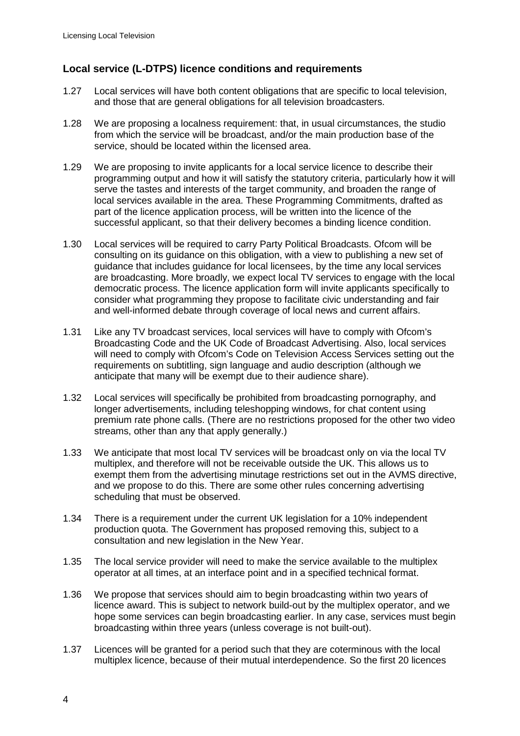## Local service (L-DTPS) licence conditions and requirements

1.27 Local services will have both content obligations that are specific to local television, and those that are general obligations for all television broadcasters.

1.28 We are proposing a localness requirement: that, in usual circumstances, the studio from which the service will be broadcast, and/or the main production base of the service, should be located within the licensed area.

1.29 We are proposing to invite applicants for a local service licence to describe their programming output and how it will satisfy the statutory criteria, particularly how it will serve the tastes and interests of the target community, and broaden the range of local services available in the area. These Programming Commitments, drafted as part of the licence application process, will be written into the licence of the successful applicant, so that their delivery becomes a binding licence condition.

1.30 Local services will be required to carry Party Political Broadcasts. Ofcom will be consulting on its guidance on this obligation, with a view to publishing a new set of guidance that includes guidance for local licensees, by the time any local services are broadcasting. More broadly, we expect local TV services to engage with the local democratic process. The licence application form will invite applicants specifically to consider what programming they propose to facilitate civic understanding and fair and well-informed debate through coverage of local news and current affairs.

1.31 Like any TV broadcast services, local services will have to comply with Ofcom's Broadcasting Code and the UK Code of Broadcast Advertising. Also, local services will need to comply with Ofcom's Code on Television Access Services setting out the requirements on subtitling, sign language and audio description (although we anticipate that many will be exempt due to their audience share).

1.32 Local services will specifically be prohibited from broadcasting pornography, and longer advertisements, including teleshopping windows, for chat content using premium rate phone calls. (There are no restrictions proposed for the other two video streams, other than any that apply generally.)

1.33 We anticipate that most local TV services will be broadcast only on via the local TV multiplex, and therefore will not be receivable outside the UK. This allows us to exempt them from the advertising minutage restrictions set out in the AVMS directive, and we propose to do this. There are some other rules concerning advertising scheduling that must be observed.

1.34 There is a requirement under the current UK legislation for a 10% independent production quota. The Government has proposed removing this, subject to a consultation and new legislation in the New Year.

1.35 The local service provider will need to make the service available to the multiplex operator at all times, at an interface point and in a specified technical format.

1.36 We propose that services should aim to begin broadcasting within two years of licence award. This is subject to network build-out by the multiplex operator, and we hope some services can begin broadcasting earlier. In any case, services must begin broadcasting within three years (unless coverage is not built-out).

1.37 Licences will be granted for a period such that they are coterminous with the local multiplex licence, because of their mutual interdependence. So the first 20 licences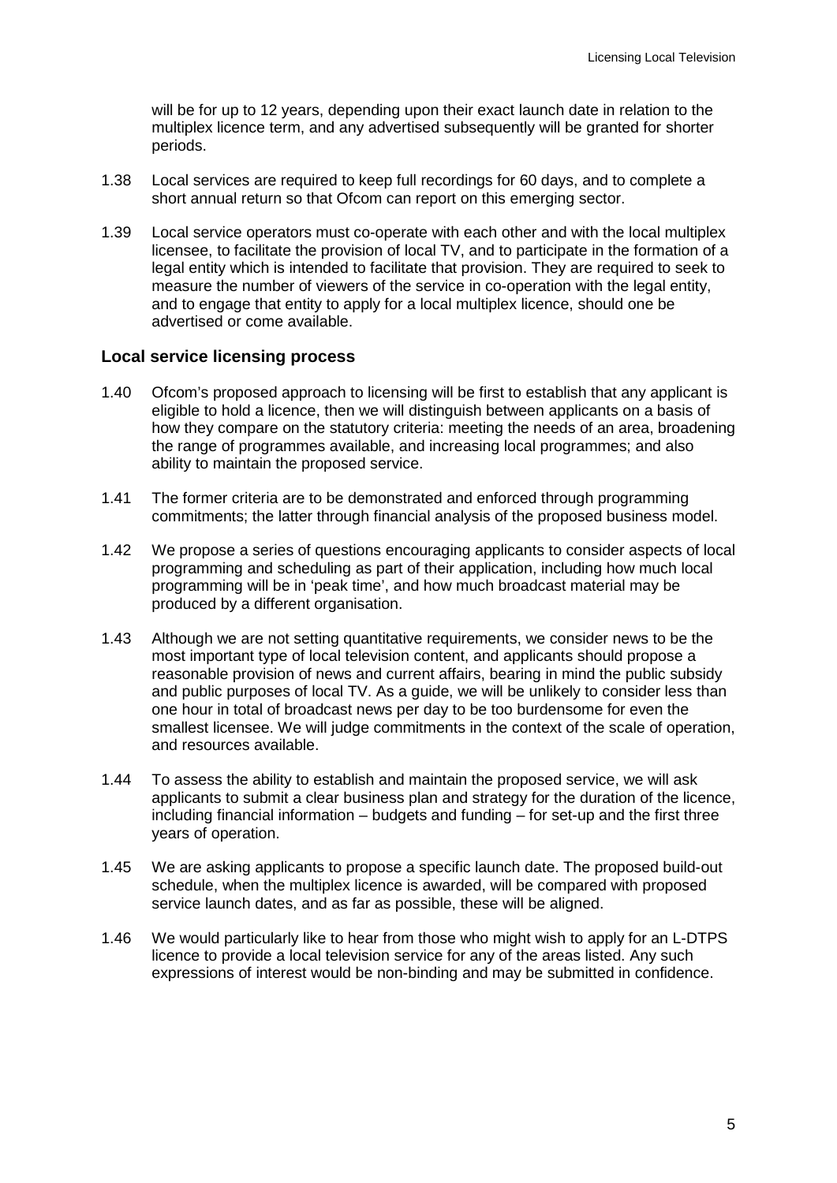will be for up to 12 years, depending upon their exact launch date in relation to the multiplex licence term, and any advertised subsequently will be granted for shorter periods.

1.38 Local services are required to keep full recordings for 60 days, and to complete a short annual return so that Ofcom can report on this emerging sector.

1.39 Local service operators must co-operate with each other and with the local multiplex licensee, to facilitate the provision of local TV, and to participate in the formation of a legal entity which is intended to facilitate that provision. They are required to seek to measure the number of viewers of the service in co-operation with the legal entity, and to engage that entity to apply for a local multiplex licence, should one be advertised or come available.

### Local service licensing process

1.40 Ofcom's proposed approach to licensing will be first to establish that any applicant is eligible to hold a licence, then we will distinguish between applicants on a basis of how they compare on the statutory criteria: meeting the needs of an area, broadening the range of programmes available, and increasing local programmes; and also ability to maintain the proposed service.

1.41 The former criteria are to be demonstrated and enforced through programming commitments; the latter through financial analysis of the proposed business model.

1.42 We propose a series of questions encouraging applicants to consider aspects of local programming and scheduling as part of their application, including how much local programming will be in 'peak time', and how much broadcast material may be produced by a different organisation.

1.43 Although we are not setting quantitative requirements, we consider news to be the most important type of local television content, and applicants should propose a reasonable provision of news and current affairs, bearing in mind the public subsidy and public purposes of local TV. As a guide, we will be unlikely to consider less than one hour in total of broadcast news per day to be too burdensome for even the smallest licensee. We will judge commitments in the context of the scale of operation, and resources available.

1.44 To assess the ability to establish and maintain the proposed service, we will ask applicants to submit a clear business plan and strategy for the duration of the licence, including financial information – budgets and funding – for set-up and the first three years of operation.

1.45 We are asking applicants to propose a specific launch date. The proposed build-out schedule, when the multiplex licence is awarded, will be compared with proposed service launch dates, and as far as possible, these will be aligned.

1.46 We would particularly like to hear from those who might wish to apply for an L-DTPS licence to provide a local television service for any of the areas listed. Any such expressions of interest would be non-binding and may be submitted in confidence.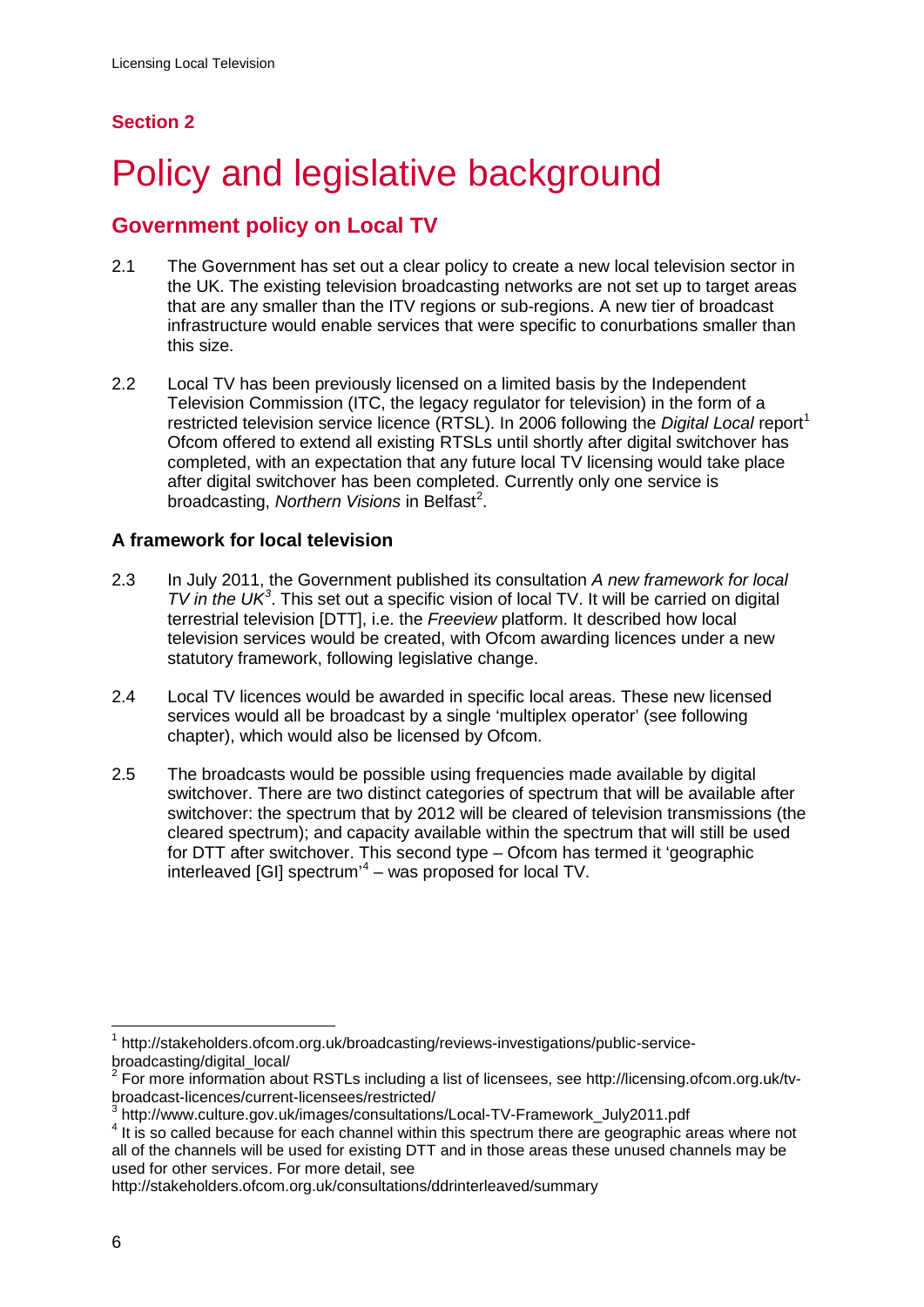## Section 2

# Policy and legislative background

## Government policy on Local TV

2.1 The Government has set out a clear policy to create a new local television sector in the UK. The existing television broadcasting networks are not set up to target areas that are any smaller than the ITV regions or sub-regions. A new tier of broadcast infrastructure would enable services that were specific to conurbations smaller than this size.

2.2 Local TV has been previously licensed on a limited basis by the Independent Television Commission (ITC, the legacy regulator for television) in the form of a restricted television service licence (RTSL). In 2006 following the *Digital Local* report[1] Ofcom offered to extend all existing RTSLs until shortly after digital switchover has completed, with an expectation that any future local TV licensing would take place after digital switchover has been completed. Currently only one service is broadcasting, *Northern Visions* in Belfast[2].

### A framework for local television

2.3 In July 2011, the Government published its consultation *A new framework for local TV in the UK*[3]. This set out a specific vision of local TV. It will be carried on digital terrestrial television [DTT], i.e. the *Freeview* platform. It described how local television services would be created, with Ofcom awarding licences under a new statutory framework, following legislative change.

2.4 Local TV licences would be awarded in specific local areas. These new licensed services would all be broadcast by a single 'multiplex operator' (see following chapter), which would also be licensed by Ofcom.

2.5 The broadcasts would be possible using frequencies made available by digital switchover. There are two distinct categories of spectrum that will be available after switchover: the spectrum that by 2012 will be cleared of television transmissions (the cleared spectrum); and capacity available within the spectrum that will still be used for DTT after switchover. This second type – Ofcom has termed it 'geographic interleaved [GI] spectrum'[4] – was proposed for local TV.

---

[1] http://stakeholders.ofcom.org.uk/broadcasting/reviews-investigations/public-service-broadcasting/digital_local/

[2] For more information about RSTLs including a list of licensees, see http://licensing.ofcom.org.uk/tv-broadcast-licences/current-licensees/restricted/

[3] http://www.culture.gov.uk/images/consultations/Local-TV-Framework_July2011.pdf

[4] It is so called because for each channel within this spectrum there are geographic areas where not all of the channels will be used for existing DTT and in those areas these unused channels may be used for other services. For more detail, see http://stakeholders.ofcom.org.uk/consultations/ddrinterleaved/summary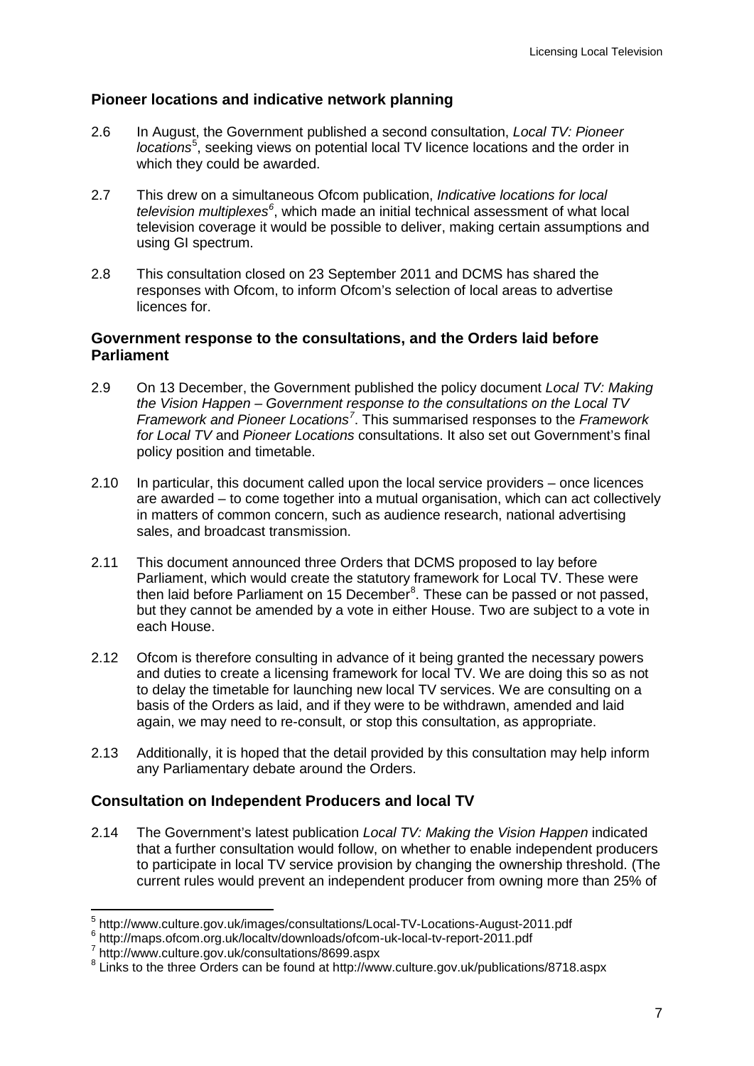## Pioneer locations and indicative network planning

2.6 In August, the Government published a second consultation, *Local TV: Pioneer locations*[5], seeking views on potential local TV licence locations and the order in which they could be awarded.

2.7 This drew on a simultaneous Ofcom publication, *Indicative locations for local television multiplexes*[6], which made an initial technical assessment of what local television coverage it would be possible to deliver, making certain assumptions and using GI spectrum.

2.8 This consultation closed on 23 September 2011 and DCMS has shared the responses with Ofcom, to inform Ofcom's selection of local areas to advertise licences for.

## Government response to the consultations, and the Orders laid before Parliament

2.9 On 13 December, the Government published the policy document *Local TV: Making the Vision Happen – Government response to the consultations on the Local TV Framework and Pioneer Locations*[7]. This summarised responses to the *Framework for Local TV* and *Pioneer Locations* consultations. It also set out Government's final policy position and timetable.

2.10 In particular, this document called upon the local service providers – once licences are awarded – to come together into a mutual organisation, which can act collectively in matters of common concern, such as audience research, national advertising sales, and broadcast transmission.

2.11 This document announced three Orders that DCMS proposed to lay before Parliament, which would create the statutory framework for Local TV. These were then laid before Parliament on 15 December[8]. These can be passed or not passed, but they cannot be amended by a vote in either House. Two are subject to a vote in each House.

2.12 Ofcom is therefore consulting in advance of it being granted the necessary powers and duties to create a licensing framework for local TV. We are doing this so as not to delay the timetable for launching new local TV services. We are consulting on a basis of the Orders as laid, and if they were to be withdrawn, amended and laid again, we may need to re-consult, or stop this consultation, as appropriate.

2.13 Additionally, it is hoped that the detail provided by this consultation may help inform any Parliamentary debate around the Orders.

## Consultation on Independent Producers and local TV

2.14 The Government's latest publication *Local TV: Making the Vision Happen* indicated that a further consultation would follow, on whether to enable independent producers to participate in local TV service provision by changing the ownership threshold. (The current rules would prevent an independent producer from owning more than 25% of

---

[5] http://www.culture.gov.uk/images/consultations/Local-TV-Locations-August-2011.pdf

[6] http://maps.ofcom.org.uk/localtv/downloads/ofcom-uk-local-tv-report-2011.pdf

[7] http://www.culture.gov.uk/consultations/8699.aspx

[8] Links to the three Orders can be found at http://www.culture.gov.uk/publications/8718.aspx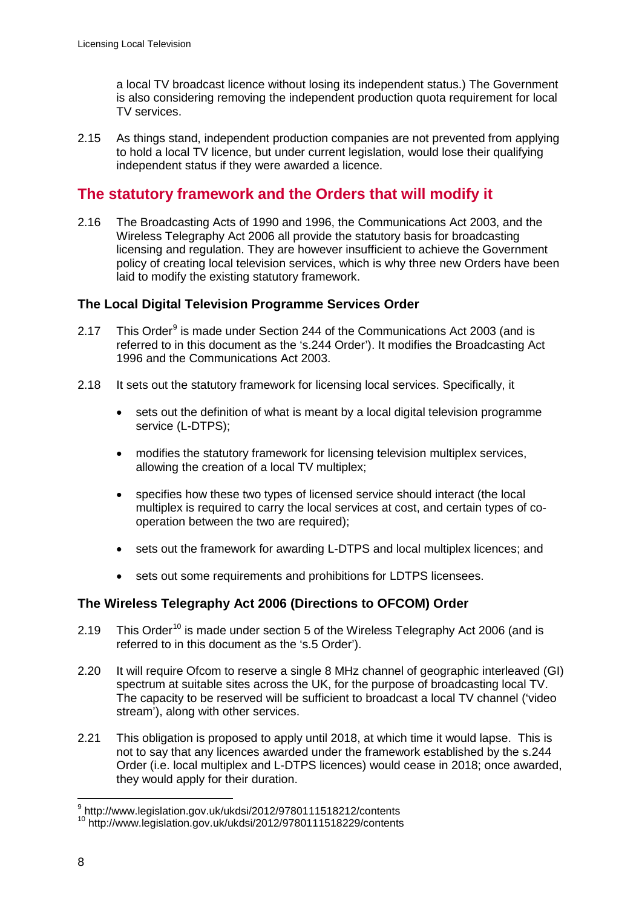a local TV broadcast licence without losing its independent status.) The Government is also considering removing the independent production quota requirement for local TV services.

2.15 As things stand, independent production companies are not prevented from applying to hold a local TV licence, but under current legislation, would lose their qualifying independent status if they were awarded a licence.

## The statutory framework and the Orders that will modify it

2.16 The Broadcasting Acts of 1990 and 1996, the Communications Act 2003, and the Wireless Telegraphy Act 2006 all provide the statutory basis for broadcasting licensing and regulation. They are however insufficient to achieve the Government policy of creating local television services, which is why three new Orders have been laid to modify the existing statutory framework.

### The Local Digital Television Programme Services Order

2.17 This Order[9] is made under Section 244 of the Communications Act 2003 (and is referred to in this document as the 's.244 Order'). It modifies the Broadcasting Act 1996 and the Communications Act 2003.

2.18 It sets out the statutory framework for licensing local services. Specifically, it

- sets out the definition of what is meant by a local digital television programme service (L-DTPS);
- modifies the statutory framework for licensing television multiplex services, allowing the creation of a local TV multiplex;
- specifies how these two types of licensed service should interact (the local multiplex is required to carry the local services at cost, and certain types of co-operation between the two are required);
- sets out the framework for awarding L-DTPS and local multiplex licences; and
- sets out some requirements and prohibitions for LDTPS licensees.

### The Wireless Telegraphy Act 2006 (Directions to OFCOM) Order

2.19 This Order[10] is made under section 5 of the Wireless Telegraphy Act 2006 (and is referred to in this document as the 's.5 Order').

2.20 It will require Ofcom to reserve a single 8 MHz channel of geographic interleaved (GI) spectrum at suitable sites across the UK, for the purpose of broadcasting local TV. The capacity to be reserved will be sufficient to broadcast a local TV channel ('video stream'), along with other services.

2.21 This obligation is proposed to apply until 2018, at which time it would lapse. This is not to say that any licences awarded under the framework established by the s.244 Order (i.e. local multiplex and L-DTPS licences) would cease in 2018; once awarded, they would apply for their duration.

---

[9] http://www.legislation.gov.uk/ukdsi/2012/9780111518212/contents
[10] http://www.legislation.gov.uk/ukdsi/2012/9780111518229/contents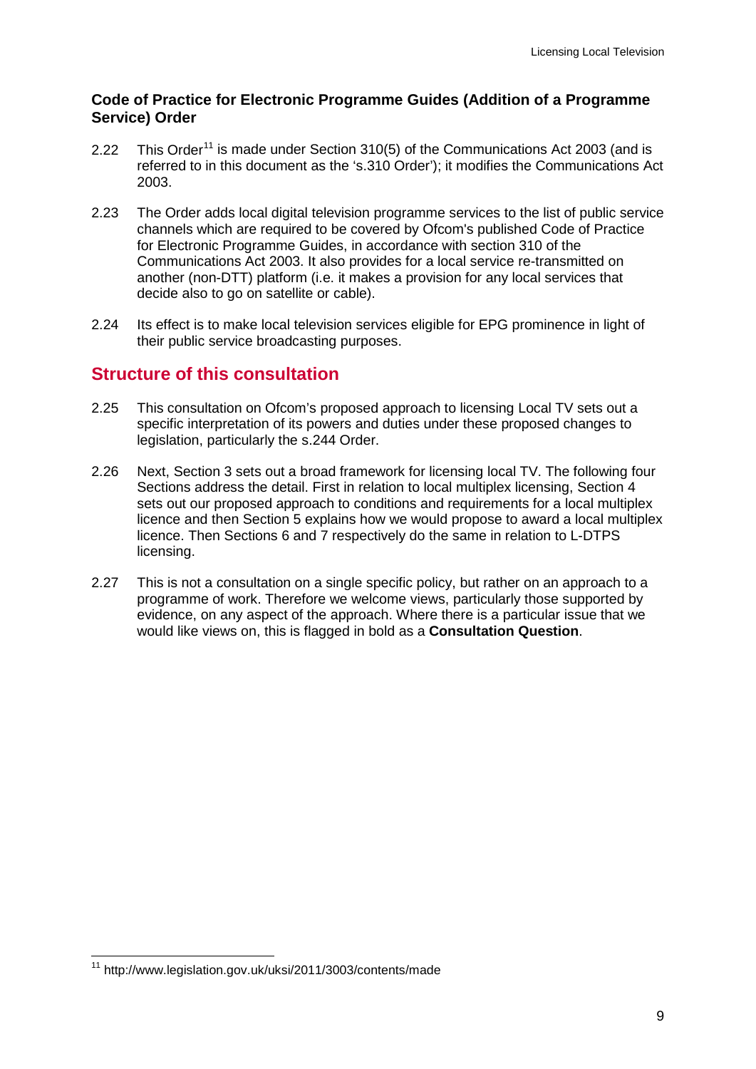### Code of Practice for Electronic Programme Guides (Addition of a Programme Service) Order

2.22 This Order[11] is made under Section 310(5) of the Communications Act 2003 (and is referred to in this document as the 's.310 Order'); it modifies the Communications Act 2003.

2.23 The Order adds local digital television programme services to the list of public service channels which are required to be covered by Ofcom's published Code of Practice for Electronic Programme Guides, in accordance with section 310 of the Communications Act 2003. It also provides for a local service re-transmitted on another (non-DTT) platform (i.e. it makes a provision for any local services that decide also to go on satellite or cable).

2.24 Its effect is to make local television services eligible for EPG prominence in light of their public service broadcasting purposes.

## Structure of this consultation

2.25 This consultation on Ofcom's proposed approach to licensing Local TV sets out a specific interpretation of its powers and duties under these proposed changes to legislation, particularly the s.244 Order.

2.26 Next, Section 3 sets out a broad framework for licensing local TV. The following four Sections address the detail. First in relation to local multiplex licensing, Section 4 sets out our proposed approach to conditions and requirements for a local multiplex licence and then Section 5 explains how we would propose to award a local multiplex licence. Then Sections 6 and 7 respectively do the same in relation to L-DTPS licensing.

2.27 This is not a consultation on a single specific policy, but rather on an approach to a programme of work. Therefore we welcome views, particularly those supported by evidence, on any aspect of the approach. Where there is a particular issue that we would like views on, this is flagged in bold as a **Consultation Question**.

---

[11] http://www.legislation.gov.uk/uksi/2011/3003/contents/made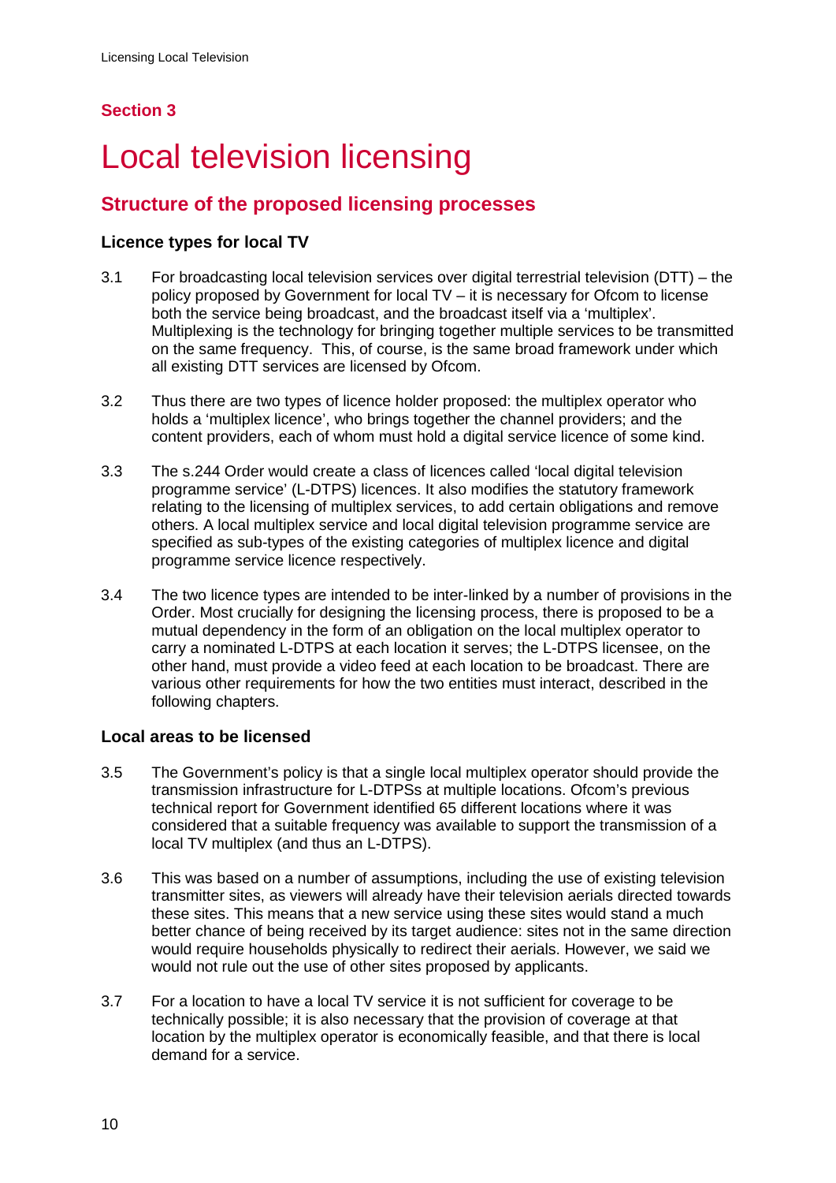## Section 3

# Local television licensing

## Structure of the proposed licensing processes

### Licence types for local TV

3.1 For broadcasting local television services over digital terrestrial television (DTT) – the policy proposed by Government for local TV – it is necessary for Ofcom to license both the service being broadcast, and the broadcast itself via a 'multiplex'. Multiplexing is the technology for bringing together multiple services to be transmitted on the same frequency. This, of course, is the same broad framework under which all existing DTT services are licensed by Ofcom.

3.2 Thus there are two types of licence holder proposed: the multiplex operator who holds a 'multiplex licence', who brings together the channel providers; and the content providers, each of whom must hold a digital service licence of some kind.

3.3 The s.244 Order would create a class of licences called 'local digital television programme service' (L-DTPS) licences. It also modifies the statutory framework relating to the licensing of multiplex services, to add certain obligations and remove others. A local multiplex service and local digital television programme service are specified as sub-types of the existing categories of multiplex licence and digital programme service licence respectively.

3.4 The two licence types are intended to be inter-linked by a number of provisions in the Order. Most crucially for designing the licensing process, there is proposed to be a mutual dependency in the form of an obligation on the local multiplex operator to carry a nominated L-DTPS at each location it serves; the L-DTPS licensee, on the other hand, must provide a video feed at each location to be broadcast. There are various other requirements for how the two entities must interact, described in the following chapters.

### Local areas to be licensed

3.5 The Government's policy is that a single local multiplex operator should provide the transmission infrastructure for L-DTPSs at multiple locations. Ofcom's previous technical report for Government identified 65 different locations where it was considered that a suitable frequency was available to support the transmission of a local TV multiplex (and thus an L-DTPS).

3.6 This was based on a number of assumptions, including the use of existing television transmitter sites, as viewers will already have their television aerials directed towards these sites. This means that a new service using these sites would stand a much better chance of being received by its target audience: sites not in the same direction would require households physically to redirect their aerials. However, we said we would not rule out the use of other sites proposed by applicants.

3.7 For a location to have a local TV service it is not sufficient for coverage to be technically possible; it is also necessary that the provision of coverage at that location by the multiplex operator is economically feasible, and that there is local demand for a service.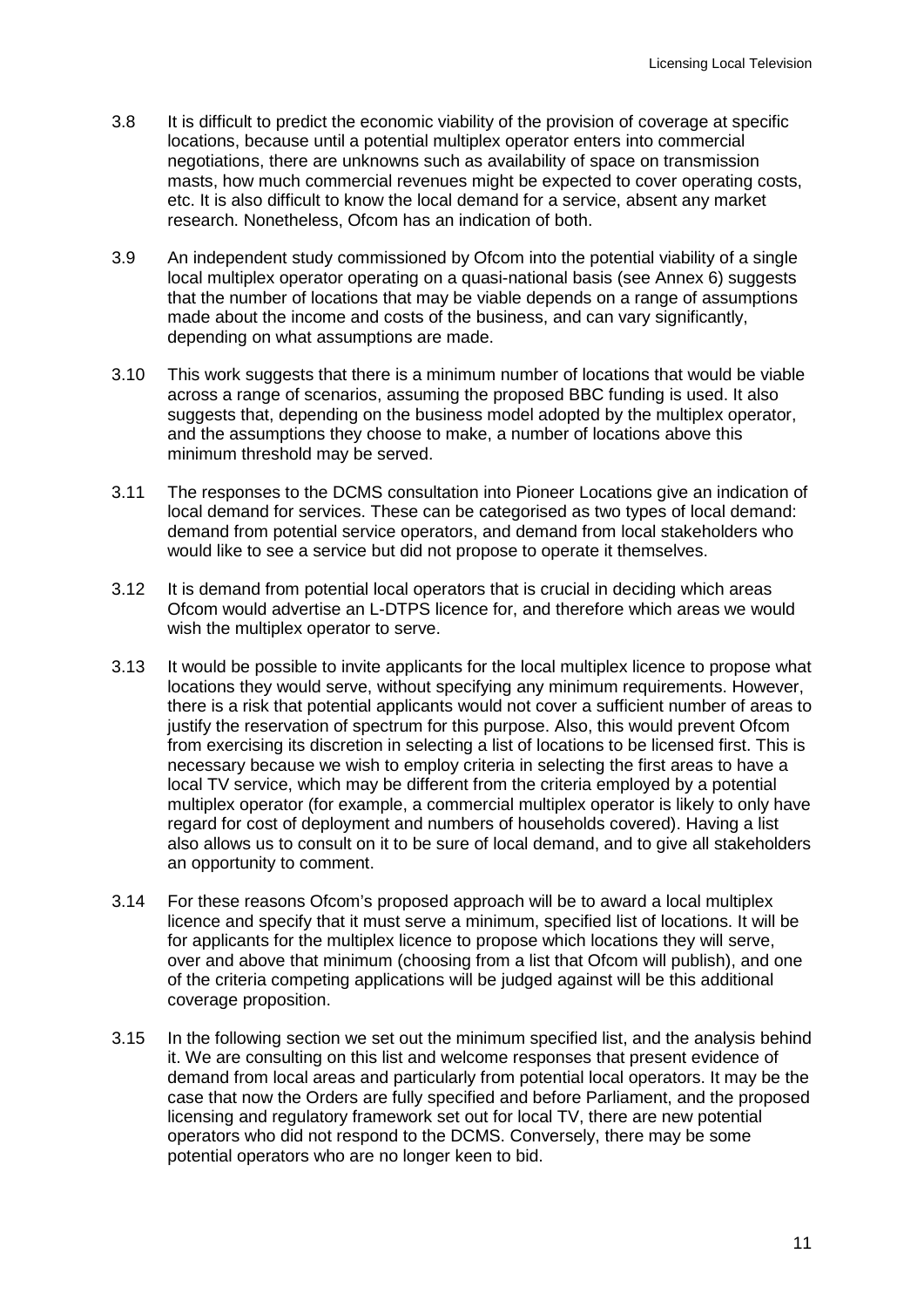3.8 It is difficult to predict the economic viability of the provision of coverage at specific locations, because until a potential multiplex operator enters into commercial negotiations, there are unknowns such as availability of space on transmission masts, how much commercial revenues might be expected to cover operating costs, etc. It is also difficult to know the local demand for a service, absent any market research. Nonetheless, Ofcom has an indication of both.

3.9 An independent study commissioned by Ofcom into the potential viability of a single local multiplex operator operating on a quasi-national basis (see Annex 6) suggests that the number of locations that may be viable depends on a range of assumptions made about the income and costs of the business, and can vary significantly, depending on what assumptions are made.

3.10 This work suggests that there is a minimum number of locations that would be viable across a range of scenarios, assuming the proposed BBC funding is used. It also suggests that, depending on the business model adopted by the multiplex operator, and the assumptions they choose to make, a number of locations above this minimum threshold may be served.

3.11 The responses to the DCMS consultation into Pioneer Locations give an indication of local demand for services. These can be categorised as two types of local demand: demand from potential service operators, and demand from local stakeholders who would like to see a service but did not propose to operate it themselves.

3.12 It is demand from potential local operators that is crucial in deciding which areas Ofcom would advertise an L-DTPS licence for, and therefore which areas we would wish the multiplex operator to serve.

3.13 It would be possible to invite applicants for the local multiplex licence to propose what locations they would serve, without specifying any minimum requirements. However, there is a risk that potential applicants would not cover a sufficient number of areas to justify the reservation of spectrum for this purpose. Also, this would prevent Ofcom from exercising its discretion in selecting a list of locations to be licensed first. This is necessary because we wish to employ criteria in selecting the first areas to have a local TV service, which may be different from the criteria employed by a potential multiplex operator (for example, a commercial multiplex operator is likely to only have regard for cost of deployment and numbers of households covered). Having a list also allows us to consult on it to be sure of local demand, and to give all stakeholders an opportunity to comment.

3.14 For these reasons Ofcom's proposed approach will be to award a local multiplex licence and specify that it must serve a minimum, specified list of locations. It will be for applicants for the multiplex licence to propose which locations they will serve, over and above that minimum (choosing from a list that Ofcom will publish), and one of the criteria competing applications will be judged against will be this additional coverage proposition.

3.15 In the following section we set out the minimum specified list, and the analysis behind it. We are consulting on this list and welcome responses that present evidence of demand from local areas and particularly from potential local operators. It may be the case that now the Orders are fully specified and before Parliament, and the proposed licensing and regulatory framework set out for local TV, there are new potential operators who did not respond to the DCMS. Conversely, there may be some potential operators who are no longer keen to bid.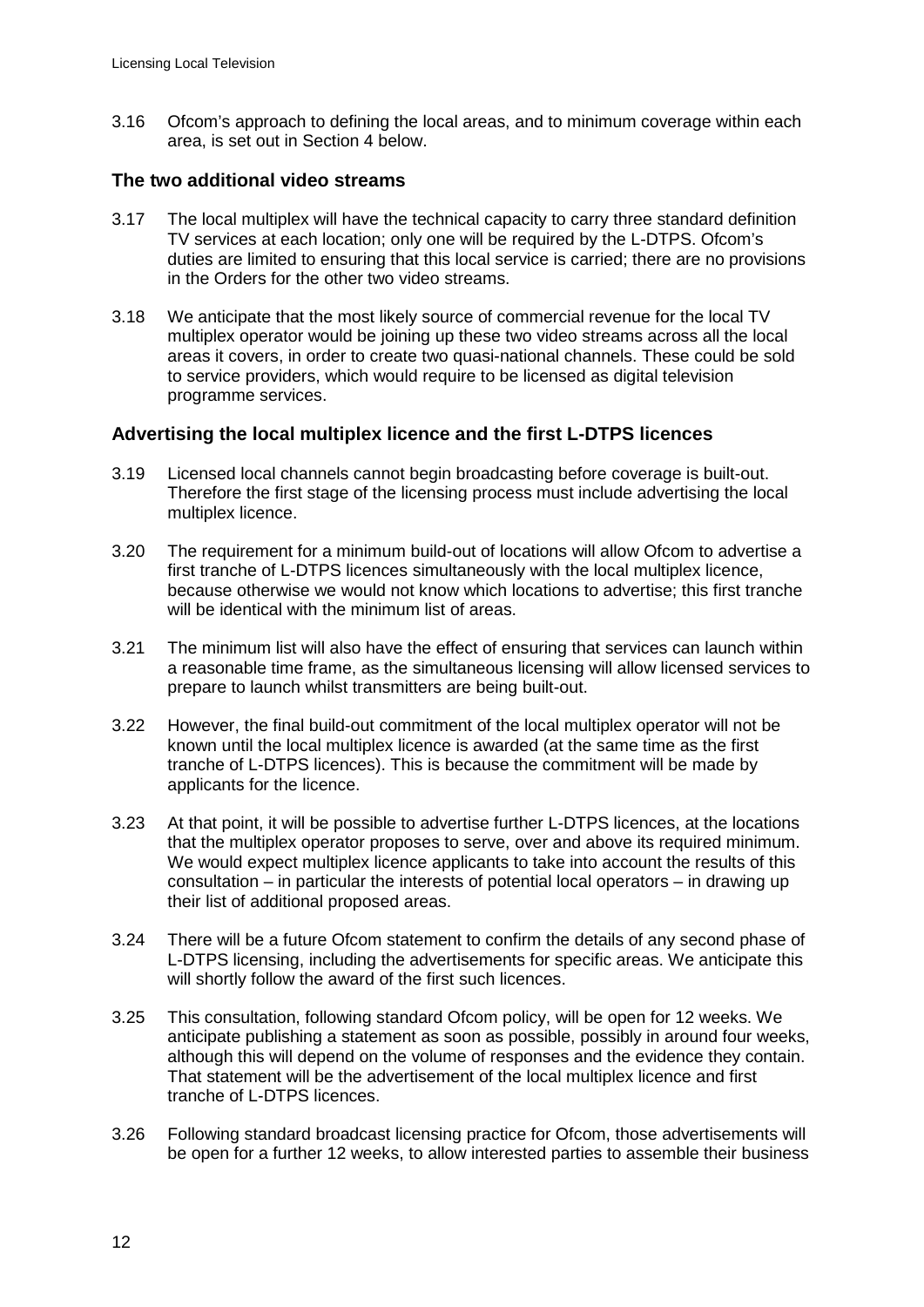3.16 Ofcom's approach to defining the local areas, and to minimum coverage within each area, is set out in Section 4 below.

### The two additional video streams

3.17 The local multiplex will have the technical capacity to carry three standard definition TV services at each location; only one will be required by the L-DTPS. Ofcom's duties are limited to ensuring that this local service is carried; there are no provisions in the Orders for the other two video streams.

3.18 We anticipate that the most likely source of commercial revenue for the local TV multiplex operator would be joining up these two video streams across all the local areas it covers, in order to create two quasi-national channels. These could be sold to service providers, which would require to be licensed as digital television programme services.

### Advertising the local multiplex licence and the first L-DTPS licences

3.19 Licensed local channels cannot begin broadcasting before coverage is built-out. Therefore the first stage of the licensing process must include advertising the local multiplex licence.

3.20 The requirement for a minimum build-out of locations will allow Ofcom to advertise a first tranche of L-DTPS licences simultaneously with the local multiplex licence, because otherwise we would not know which locations to advertise; this first tranche will be identical with the minimum list of areas.

3.21 The minimum list will also have the effect of ensuring that services can launch within a reasonable time frame, as the simultaneous licensing will allow licensed services to prepare to launch whilst transmitters are being built-out.

3.22 However, the final build-out commitment of the local multiplex operator will not be known until the local multiplex licence is awarded (at the same time as the first tranche of L-DTPS licences). This is because the commitment will be made by applicants for the licence.

3.23 At that point, it will be possible to advertise further L-DTPS licences, at the locations that the multiplex operator proposes to serve, over and above its required minimum. We would expect multiplex licence applicants to take into account the results of this consultation – in particular the interests of potential local operators – in drawing up their list of additional proposed areas.

3.24 There will be a future Ofcom statement to confirm the details of any second phase of L-DTPS licensing, including the advertisements for specific areas. We anticipate this will shortly follow the award of the first such licences.

3.25 This consultation, following standard Ofcom policy, will be open for 12 weeks. We anticipate publishing a statement as soon as possible, possibly in around four weeks, although this will depend on the volume of responses and the evidence they contain. That statement will be the advertisement of the local multiplex licence and first tranche of L-DTPS licences.

3.26 Following standard broadcast licensing practice for Ofcom, those advertisements will be open for a further 12 weeks, to allow interested parties to assemble their business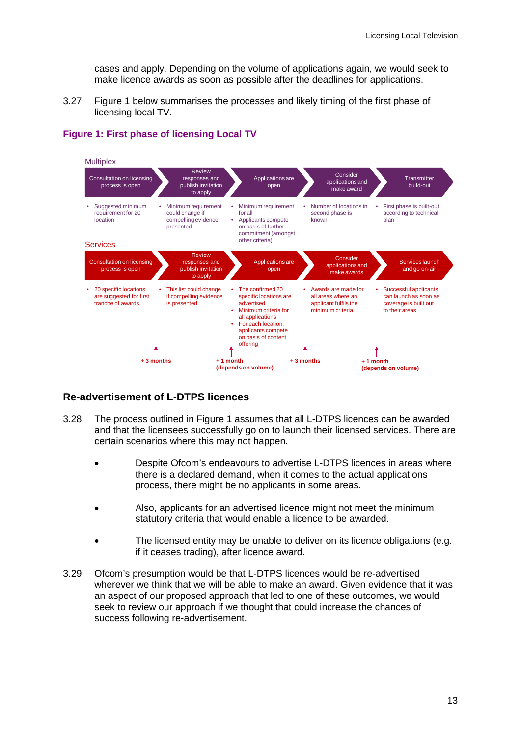cases and apply. Depending on the volume of applications again, we would seek to make licence awards as soon as possible after the deadlines for applications.

3.27 Figure 1 below summarises the processes and likely timing of the first phase of licensing local TV.

**Figure 1: First phase of licensing Local TV**

**Multiplex**

| Consultation on licensing process is open | Review responses and publish invitation to apply | Applications are open | Consider applications and make award | Transmitter build-out |
|---|---|---|---|---|
| • Suggested minimum requirement for 20 location | • Minimum requirement could change if compelling evidence presented | • Minimum requirement for all<br>• Applicants compete on basis of further commitment (amongst other criteria) | • Number of locations in second phase is known | • First phase is built-out according to technical plan |

**Services**

| Consultation on licensing process is open | Review responses and publish invitation to apply | Applications are open | Consider applications and make awards | Services launch and go on-air |
|---|---|---|---|---|
| • 20 specific locations are suggested for first tranche of awards | • This list could change if compelling evidence is presented | • The confirmed 20 specific locations are advertised<br>• Minimum criteria for all applications<br>• For each location, applicants compete on basis of content offering | • Awards are made for all areas where an applicant fulfils the minimum criteria | • Successful applicants can launch as soon as coverage is built out to their areas |

+ 3 months → + 1 month (depends on volume) → + 3 months → + 1 month (depends on volume)

## Re-advertisement of L-DTPS licences

3.28 The process outlined in Figure 1 assumes that all L-DTPS licences can be awarded and that the licensees successfully go on to launch their licensed services. There are certain scenarios where this may not happen.

- Despite Ofcom's endeavours to advertise L-DTPS licences in areas where there is a declared demand, when it comes to the actual applications process, there might be no applicants in some areas.
- Also, applicants for an advertised licence might not meet the minimum statutory criteria that would enable a licence to be awarded.
- The licensed entity may be unable to deliver on its licence obligations (e.g. if it ceases trading), after licence award.

3.29 Ofcom's presumption would be that L-DTPS licences would be re-advertised wherever we think that we will be able to make an award. Given evidence that it was an aspect of our proposed approach that led to one of these outcomes, we would seek to review our approach if we thought that could increase the chances of success following re-advertisement.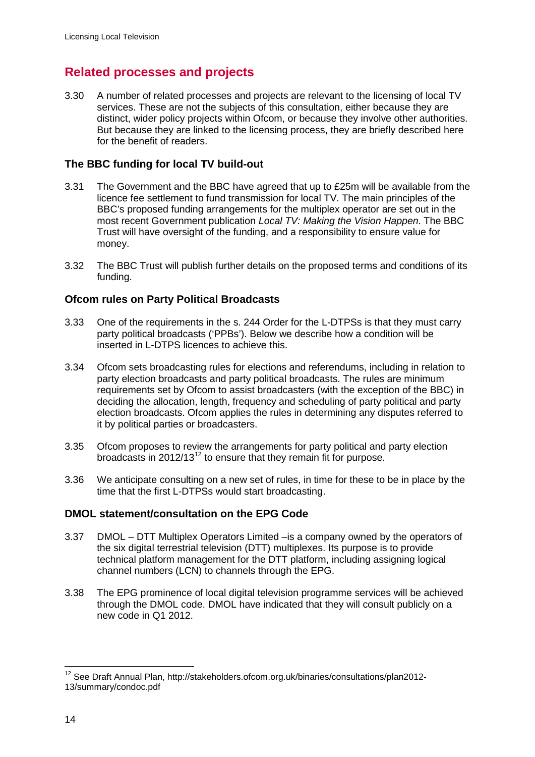## Related processes and projects

3.30 A number of related processes and projects are relevant to the licensing of local TV services. These are not the subjects of this consultation, either because they are distinct, wider policy projects within Ofcom, or because they involve other authorities. But because they are linked to the licensing process, they are briefly described here for the benefit of readers.

### The BBC funding for local TV build-out

3.31 The Government and the BBC have agreed that up to £25m will be available from the licence fee settlement to fund transmission for local TV. The main principles of the BBC's proposed funding arrangements for the multiplex operator are set out in the most recent Government publication *Local TV: Making the Vision Happen*. The BBC Trust will have oversight of the funding, and a responsibility to ensure value for money.

3.32 The BBC Trust will publish further details on the proposed terms and conditions of its funding.

### Ofcom rules on Party Political Broadcasts

3.33 One of the requirements in the s. 244 Order for the L-DTPSs is that they must carry party political broadcasts ('PPBs'). Below we describe how a condition will be inserted in L-DTPS licences to achieve this.

3.34 Ofcom sets broadcasting rules for elections and referendums, including in relation to party election broadcasts and party political broadcasts. The rules are minimum requirements set by Ofcom to assist broadcasters (with the exception of the BBC) in deciding the allocation, length, frequency and scheduling of party political and party election broadcasts. Ofcom applies the rules in determining any disputes referred to it by political parties or broadcasters.

3.35 Ofcom proposes to review the arrangements for party political and party election broadcasts in 2012/13[12] to ensure that they remain fit for purpose.

3.36 We anticipate consulting on a new set of rules, in time for these to be in place by the time that the first L-DTPSs would start broadcasting.

### DMOL statement/consultation on the EPG Code

3.37 DMOL – DTT Multiplex Operators Limited –is a company owned by the operators of the six digital terrestrial television (DTT) multiplexes. Its purpose is to provide technical platform management for the DTT platform, including assigning logical channel numbers (LCN) to channels through the EPG.

3.38 The EPG prominence of local digital television programme services will be achieved through the DMOL code. DMOL have indicated that they will consult publicly on a new code in Q1 2012.

---

[12] See Draft Annual Plan, http://stakeholders.ofcom.org.uk/binaries/consultations/plan2012-13/summary/condoc.pdf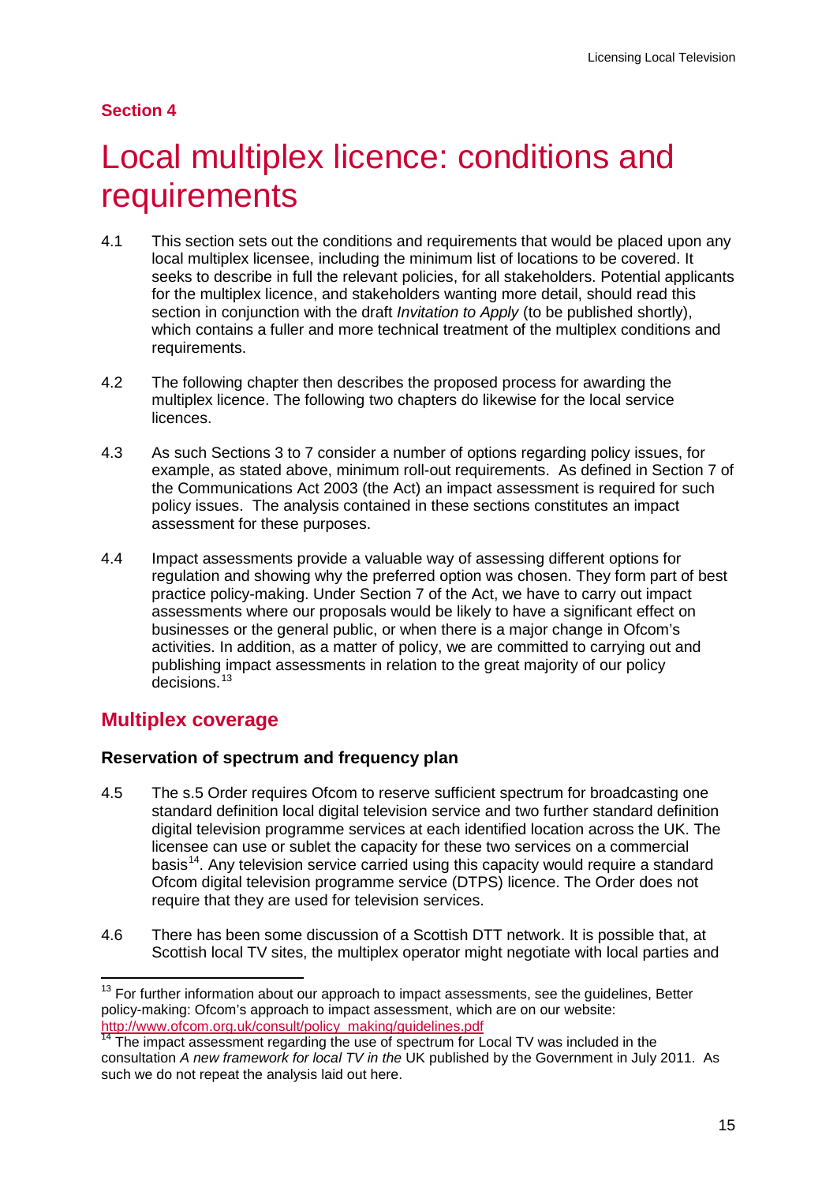**Section 4**

# Local multiplex licence: conditions and requirements

4.1 This section sets out the conditions and requirements that would be placed upon any local multiplex licensee, including the minimum list of locations to be covered. It seeks to describe in full the relevant policies, for all stakeholders. Potential applicants for the multiplex licence, and stakeholders wanting more detail, should read this section in conjunction with the draft *Invitation to Apply* (to be published shortly), which contains a fuller and more technical treatment of the multiplex conditions and requirements.

4.2 The following chapter then describes the proposed process for awarding the multiplex licence. The following two chapters do likewise for the local service licences.

4.3 As such Sections 3 to 7 consider a number of options regarding policy issues, for example, as stated above, minimum roll-out requirements. As defined in Section 7 of the Communications Act 2003 (the Act) an impact assessment is required for such policy issues. The analysis contained in these sections constitutes an impact assessment for these purposes.

4.4 Impact assessments provide a valuable way of assessing different options for regulation and showing why the preferred option was chosen. They form part of best practice policy-making. Under Section 7 of the Act, we have to carry out impact assessments where our proposals would be likely to have a significant effect on businesses or the general public, or when there is a major change in Ofcom's activities. In addition, as a matter of policy, we are committed to carrying out and publishing impact assessments in relation to the great majority of our policy decisions.[13]

## Multiplex coverage

### Reservation of spectrum and frequency plan

4.5 The s.5 Order requires Ofcom to reserve sufficient spectrum for broadcasting one standard definition local digital television service and two further standard definition digital television programme services at each identified location across the UK. The licensee can use or sublet the capacity for these two services on a commercial basis[14]. Any television service carried using this capacity would require a standard Ofcom digital television programme service (DTPS) licence. The Order does not require that they are used for television services.

4.6 There has been some discussion of a Scottish DTT network. It is possible that, at Scottish local TV sites, the multiplex operator might negotiate with local parties and

---

[13] For further information about our approach to impact assessments, see the guidelines, Better policy-making: Ofcom's approach to impact assessment, which are on our website: http://www.ofcom.org.uk/consult/policy_making/guidelines.pdf

[14] The impact assessment regarding the use of spectrum for Local TV was included in the consultation *A new framework for local TV in the* UK published by the Government in July 2011. As such we do not repeat the analysis laid out here.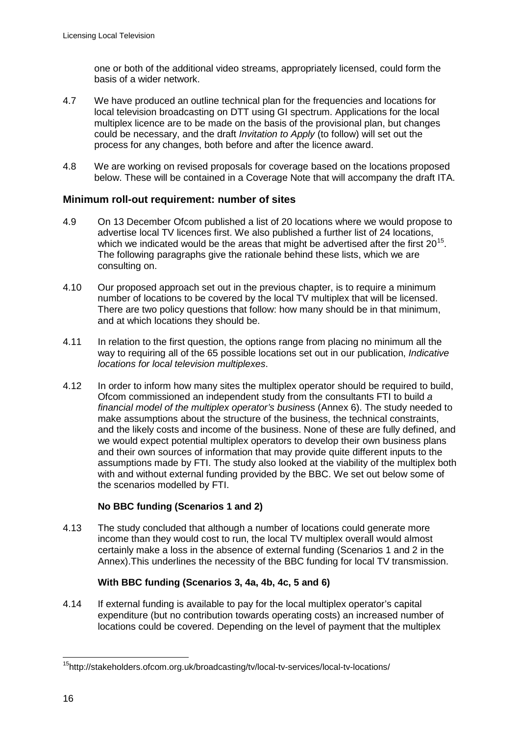one or both of the additional video streams, appropriately licensed, could form the basis of a wider network.

4.7 We have produced an outline technical plan for the frequencies and locations for local television broadcasting on DTT using GI spectrum. Applications for the local multiplex licence are to be made on the basis of the provisional plan, but changes could be necessary, and the draft *Invitation to Apply* (to follow) will set out the process for any changes, both before and after the licence award.

4.8 We are working on revised proposals for coverage based on the locations proposed below. These will be contained in a Coverage Note that will accompany the draft ITA.

### Minimum roll-out requirement: number of sites

4.9 On 13 December Ofcom published a list of 20 locations where we would propose to advertise local TV licences first. We also published a further list of 24 locations, which we indicated would be the areas that might be advertised after the first 20[15]. The following paragraphs give the rationale behind these lists, which we are consulting on.

4.10 Our proposed approach set out in the previous chapter, is to require a minimum number of locations to be covered by the local TV multiplex that will be licensed. There are two policy questions that follow: how many should be in that minimum, and at which locations they should be.

4.11 In relation to the first question, the options range from placing no minimum all the way to requiring all of the 65 possible locations set out in our publication, *Indicative locations for local television multiplexes*.

4.12 In order to inform how many sites the multiplex operator should be required to build, Ofcom commissioned an independent study from the consultants FTI to build *a financial model of the multiplex operator's busine*ss (Annex 6). The study needed to make assumptions about the structure of the business, the technical constraints, and the likely costs and income of the business. None of these are fully defined, and we would expect potential multiplex operators to develop their own business plans and their own sources of information that may provide quite different inputs to the assumptions made by FTI. The study also looked at the viability of the multiplex both with and without external funding provided by the BBC. We set out below some of the scenarios modelled by FTI.

**No BBC funding (Scenarios 1 and 2)**

4.13 The study concluded that although a number of locations could generate more income than they would cost to run, the local TV multiplex overall would almost certainly make a loss in the absence of external funding (Scenarios 1 and 2 in the Annex).This underlines the necessity of the BBC funding for local TV transmission.

**With BBC funding (Scenarios 3, 4a, 4b, 4c, 5 and 6)**

4.14 If external funding is available to pay for the local multiplex operator's capital expenditure (but no contribution towards operating costs) an increased number of locations could be covered. Depending on the level of payment that the multiplex

---

[15] http://stakeholders.ofcom.org.uk/broadcasting/tv/local-tv-services/local-tv-locations/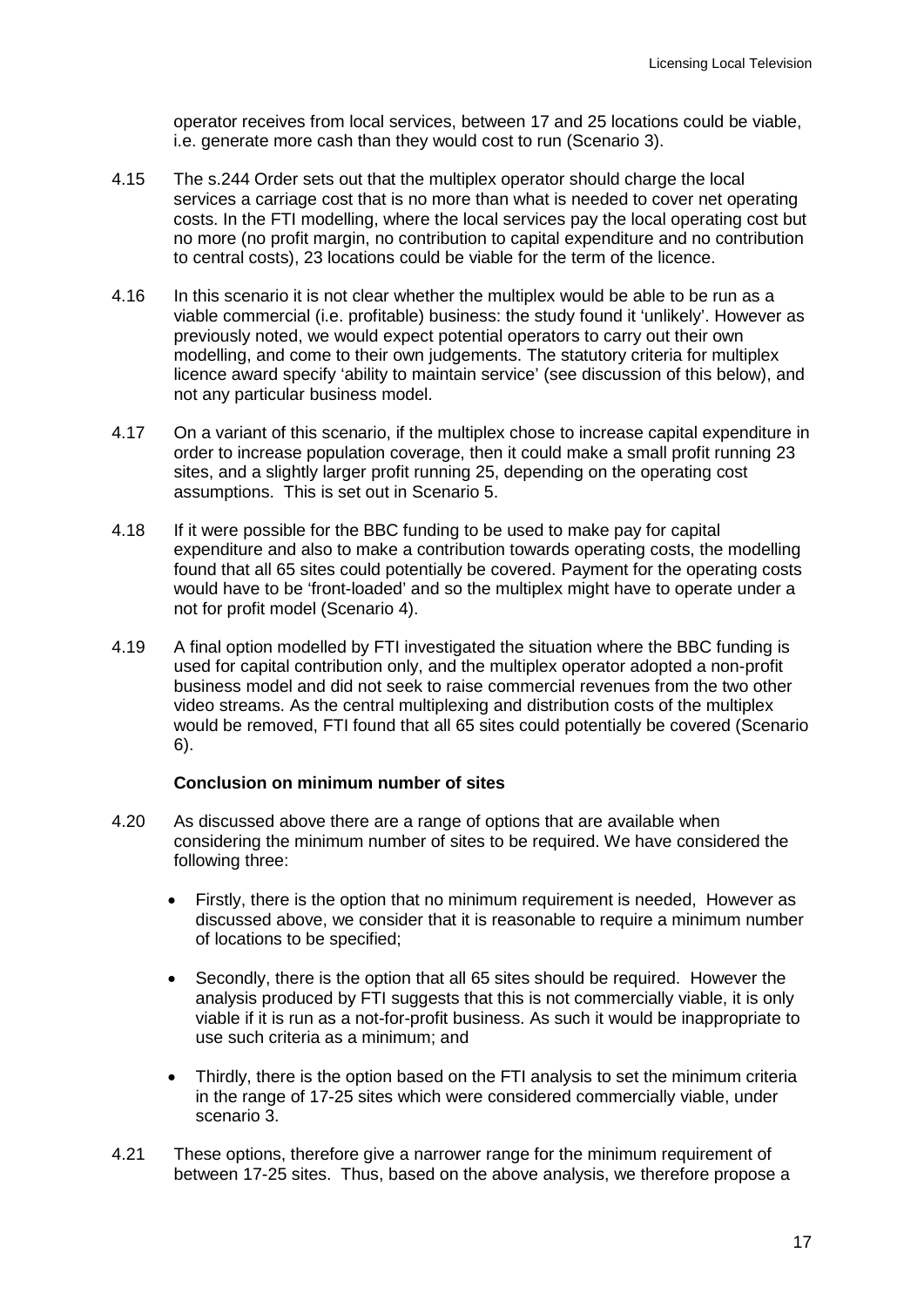operator receives from local services, between 17 and 25 locations could be viable, i.e. generate more cash than they would cost to run (Scenario 3).

4.15 The s.244 Order sets out that the multiplex operator should charge the local services a carriage cost that is no more than what is needed to cover net operating costs. In the FTI modelling, where the local services pay the local operating cost but no more (no profit margin, no contribution to capital expenditure and no contribution to central costs), 23 locations could be viable for the term of the licence.

4.16 In this scenario it is not clear whether the multiplex would be able to be run as a viable commercial (i.e. profitable) business: the study found it 'unlikely'. However as previously noted, we would expect potential operators to carry out their own modelling, and come to their own judgements. The statutory criteria for multiplex licence award specify 'ability to maintain service' (see discussion of this below), and not any particular business model.

4.17 On a variant of this scenario, if the multiplex chose to increase capital expenditure in order to increase population coverage, then it could make a small profit running 23 sites, and a slightly larger profit running 25, depending on the operating cost assumptions. This is set out in Scenario 5.

4.18 If it were possible for the BBC funding to be used to make pay for capital expenditure and also to make a contribution towards operating costs, the modelling found that all 65 sites could potentially be covered. Payment for the operating costs would have to be 'front-loaded' and so the multiplex might have to operate under a not for profit model (Scenario 4).

4.19 A final option modelled by FTI investigated the situation where the BBC funding is used for capital contribution only, and the multiplex operator adopted a non-profit business model and did not seek to raise commercial revenues from the two other video streams. As the central multiplexing and distribution costs of the multiplex would be removed, FTI found that all 65 sites could potentially be covered (Scenario 6).

**Conclusion on minimum number of sites**

4.20 As discussed above there are a range of options that are available when considering the minimum number of sites to be required. We have considered the following three:

- Firstly, there is the option that no minimum requirement is needed, However as discussed above, we consider that it is reasonable to require a minimum number of locations to be specified;
- Secondly, there is the option that all 65 sites should be required. However the analysis produced by FTI suggests that this is not commercially viable, it is only viable if it is run as a not-for-profit business. As such it would be inappropriate to use such criteria as a minimum; and
- Thirdly, there is the option based on the FTI analysis to set the minimum criteria in the range of 17-25 sites which were considered commercially viable, under scenario 3.

4.21 These options, therefore give a narrower range for the minimum requirement of between 17-25 sites. Thus, based on the above analysis, we therefore propose a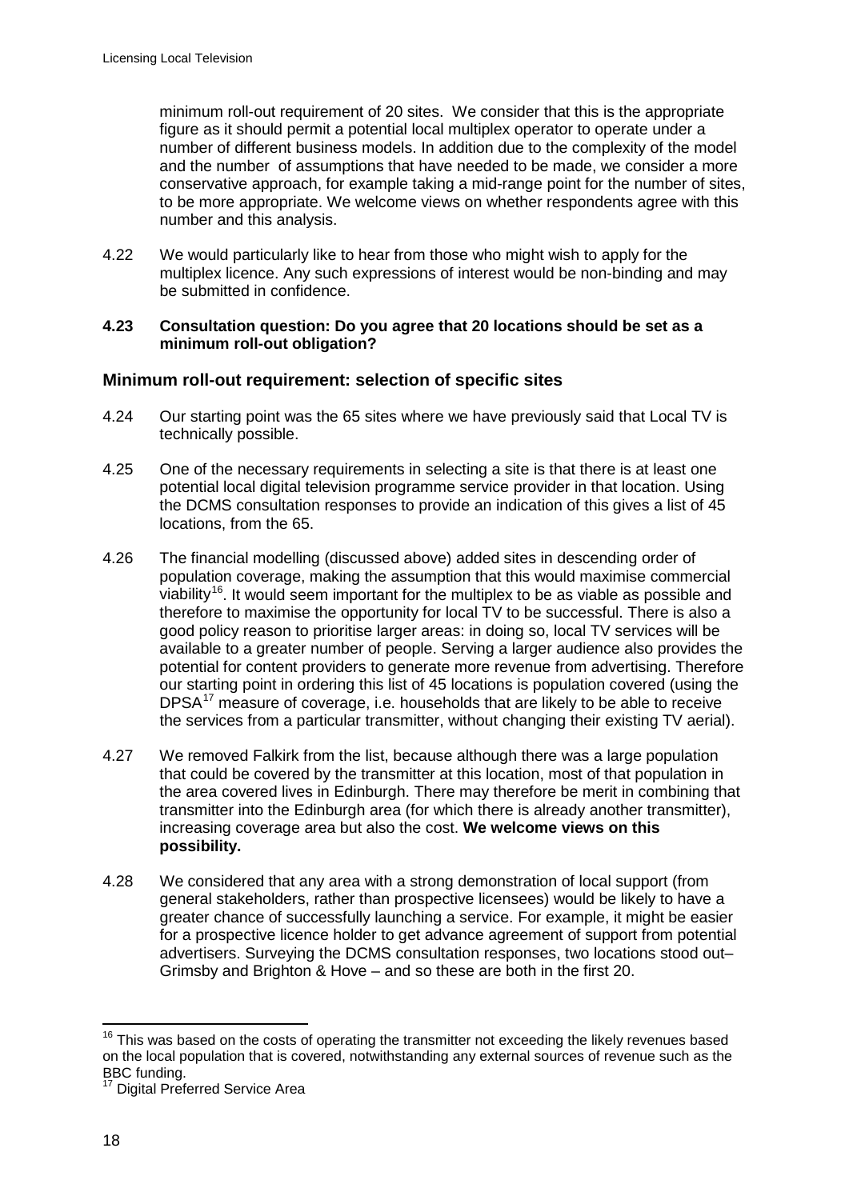minimum roll-out requirement of 20 sites. We consider that this is the appropriate figure as it should permit a potential local multiplex operator to operate under a number of different business models. In addition due to the complexity of the model and the number of assumptions that have needed to be made, we consider a more conservative approach, for example taking a mid-range point for the number of sites, to be more appropriate. We welcome views on whether respondents agree with this number and this analysis.

4.22 We would particularly like to hear from those who might wish to apply for the multiplex licence. Any such expressions of interest would be non-binding and may be submitted in confidence.

**4.23 Consultation question: Do you agree that 20 locations should be set as a minimum roll-out obligation?**

## Minimum roll-out requirement: selection of specific sites

4.24 Our starting point was the 65 sites where we have previously said that Local TV is technically possible.

4.25 One of the necessary requirements in selecting a site is that there is at least one potential local digital television programme service provider in that location. Using the DCMS consultation responses to provide an indication of this gives a list of 45 locations, from the 65.

4.26 The financial modelling (discussed above) added sites in descending order of population coverage, making the assumption that this would maximise commercial viability[16]. It would seem important for the multiplex to be as viable as possible and therefore to maximise the opportunity for local TV to be successful. There is also a good policy reason to prioritise larger areas: in doing so, local TV services will be available to a greater number of people. Serving a larger audience also provides the potential for content providers to generate more revenue from advertising. Therefore our starting point in ordering this list of 45 locations is population covered (using the DPSA[17] measure of coverage, i.e. households that are likely to be able to receive the services from a particular transmitter, without changing their existing TV aerial).

4.27 We removed Falkirk from the list, because although there was a large population that could be covered by the transmitter at this location, most of that population in the area covered lives in Edinburgh. There may therefore be merit in combining that transmitter into the Edinburgh area (for which there is already another transmitter), increasing coverage area but also the cost. **We welcome views on this possibility.**

4.28 We considered that any area with a strong demonstration of local support (from general stakeholders, rather than prospective licensees) would be likely to have a greater chance of successfully launching a service. For example, it might be easier for a prospective licence holder to get advance agreement of support from potential advertisers. Surveying the DCMS consultation responses, two locations stood out– Grimsby and Brighton & Hove – and so these are both in the first 20.

---

[16] This was based on the costs of operating the transmitter not exceeding the likely revenues based on the local population that is covered, notwithstanding any external sources of revenue such as the BBC funding.

[17] Digital Preferred Service Area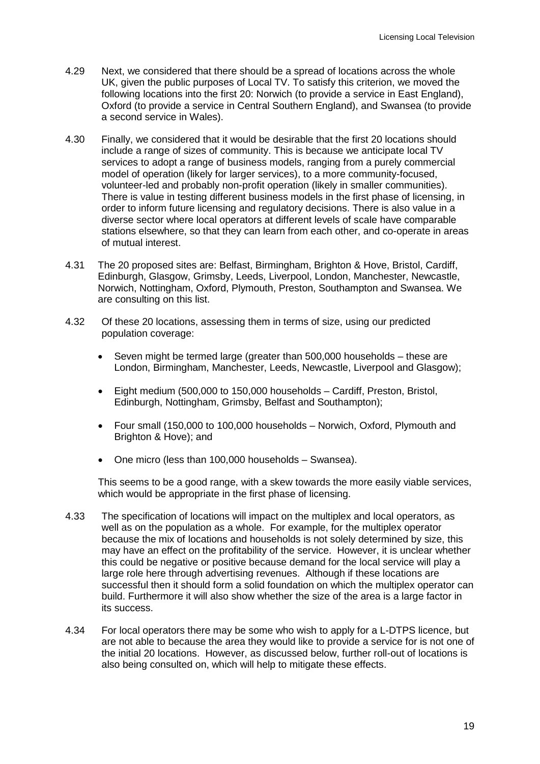4.29 Next, we considered that there should be a spread of locations across the whole UK, given the public purposes of Local TV. To satisfy this criterion, we moved the following locations into the first 20: Norwich (to provide a service in East England), Oxford (to provide a service in Central Southern England), and Swansea (to provide a second service in Wales).

4.30 Finally, we considered that it would be desirable that the first 20 locations should include a range of sizes of community. This is because we anticipate local TV services to adopt a range of business models, ranging from a purely commercial model of operation (likely for larger services), to a more community-focused, volunteer-led and probably non-profit operation (likely in smaller communities). There is value in testing different business models in the first phase of licensing, in order to inform future licensing and regulatory decisions. There is also value in a diverse sector where local operators at different levels of scale have comparable stations elsewhere, so that they can learn from each other, and co-operate in areas of mutual interest.

4.31 The 20 proposed sites are: Belfast, Birmingham, Brighton & Hove, Bristol, Cardiff, Edinburgh, Glasgow, Grimsby, Leeds, Liverpool, London, Manchester, Newcastle, Norwich, Nottingham, Oxford, Plymouth, Preston, Southampton and Swansea. We are consulting on this list.

4.32 Of these 20 locations, assessing them in terms of size, using our predicted population coverage:

- Seven might be termed large (greater than 500,000 households – these are London, Birmingham, Manchester, Leeds, Newcastle, Liverpool and Glasgow);
- Eight medium (500,000 to 150,000 households – Cardiff, Preston, Bristol, Edinburgh, Nottingham, Grimsby, Belfast and Southampton);
- Four small (150,000 to 100,000 households – Norwich, Oxford, Plymouth and Brighton & Hove); and
- One micro (less than 100,000 households – Swansea).

This seems to be a good range, with a skew towards the more easily viable services, which would be appropriate in the first phase of licensing.

4.33 The specification of locations will impact on the multiplex and local operators, as well as on the population as a whole. For example, for the multiplex operator because the mix of locations and households is not solely determined by size, this may have an effect on the profitability of the service. However, it is unclear whether this could be negative or positive because demand for the local service will play a large role here through advertising revenues. Although if these locations are successful then it should form a solid foundation on which the multiplex operator can build. Furthermore it will also show whether the size of the area is a large factor in its success.

4.34 For local operators there may be some who wish to apply for a L-DTPS licence, but are not able to because the area they would like to provide a service for is not one of the initial 20 locations. However, as discussed below, further roll-out of locations is also being consulted on, which will help to mitigate these effects.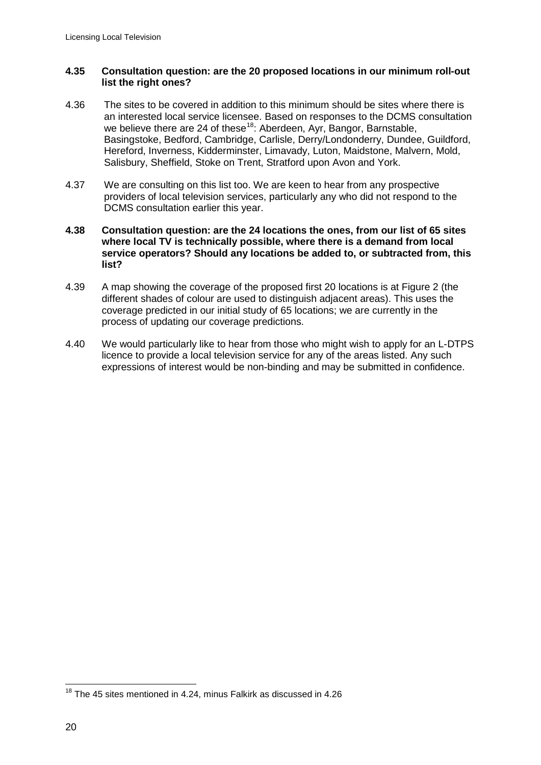**4.35 Consultation question: are the 20 proposed locations in our minimum roll-out list the right ones?**

4.36 The sites to be covered in addition to this minimum should be sites where there is an interested local service licensee. Based on responses to the DCMS consultation we believe there are 24 of these[18]: Aberdeen, Ayr, Bangor, Barnstable, Basingstoke, Bedford, Cambridge, Carlisle, Derry/Londonderry, Dundee, Guildford, Hereford, Inverness, Kidderminster, Limavady, Luton, Maidstone, Malvern, Mold, Salisbury, Sheffield, Stoke on Trent, Stratford upon Avon and York.

4.37 We are consulting on this list too. We are keen to hear from any prospective providers of local television services, particularly any who did not respond to the DCMS consultation earlier this year.

**4.38 Consultation question: are the 24 locations the ones, from our list of 65 sites where local TV is technically possible, where there is a demand from local service operators? Should any locations be added to, or subtracted from, this list?**

4.39 A map showing the coverage of the proposed first 20 locations is at Figure 2 (the different shades of colour are used to distinguish adjacent areas). This uses the coverage predicted in our initial study of 65 locations; we are currently in the process of updating our coverage predictions.

4.40 We would particularly like to hear from those who might wish to apply for an L-DTPS licence to provide a local television service for any of the areas listed. Any such expressions of interest would be non-binding and may be submitted in confidence.

[18] The 45 sites mentioned in 4.24, minus Falkirk as discussed in 4.26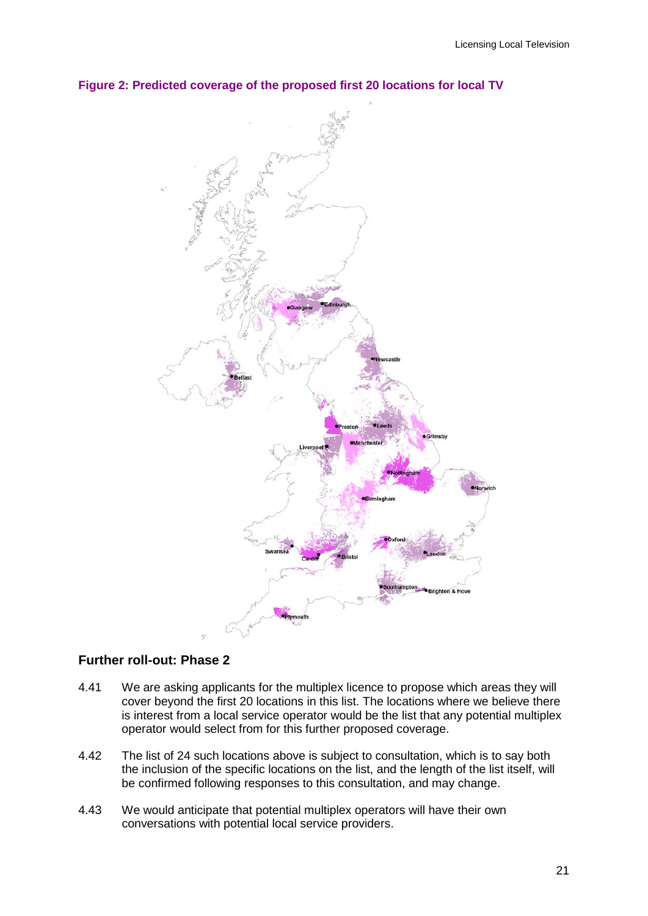**Figure 2: Predicted coverage of the proposed first 20 locations for local TV**

## Further roll-out: Phase 2

4.41 We are asking applicants for the multiplex licence to propose which areas they will cover beyond the first 20 locations in this list. The locations where we believe there is interest from a local service operator would be the list that any potential multiplex operator would select from for this further proposed coverage.

4.42 The list of 24 such locations above is subject to consultation, which is to say both the inclusion of the specific locations on the list, and the length of the list itself, will be confirmed following responses to this consultation, and may change.

4.43 We would anticipate that potential multiplex operators will have their own conversations with potential local service providers.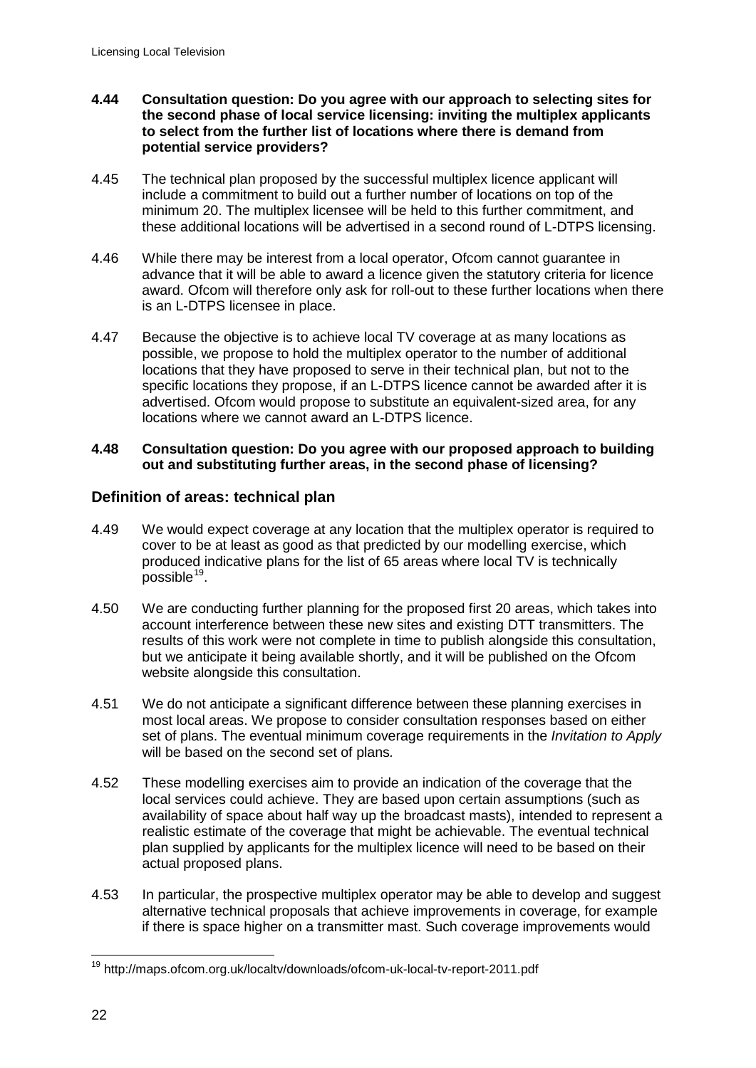**4.44 Consultation question: Do you agree with our approach to selecting sites for the second phase of local service licensing: inviting the multiplex applicants to select from the further list of locations where there is demand from potential service providers?**

4.45 The technical plan proposed by the successful multiplex licence applicant will include a commitment to build out a further number of locations on top of the minimum 20. The multiplex licensee will be held to this further commitment, and these additional locations will be advertised in a second round of L-DTPS licensing.

4.46 While there may be interest from a local operator, Ofcom cannot guarantee in advance that it will be able to award a licence given the statutory criteria for licence award. Ofcom will therefore only ask for roll-out to these further locations when there is an L-DTPS licensee in place.

4.47 Because the objective is to achieve local TV coverage at as many locations as possible, we propose to hold the multiplex operator to the number of additional locations that they have proposed to serve in their technical plan, but not to the specific locations they propose, if an L-DTPS licence cannot be awarded after it is advertised. Ofcom would propose to substitute an equivalent-sized area, for any locations where we cannot award an L-DTPS licence.

**4.48 Consultation question: Do you agree with our proposed approach to building out and substituting further areas, in the second phase of licensing?**

## Definition of areas: technical plan

4.49 We would expect coverage at any location that the multiplex operator is required to cover to be at least as good as that predicted by our modelling exercise, which produced indicative plans for the list of 65 areas where local TV is technically possible[19].

4.50 We are conducting further planning for the proposed first 20 areas, which takes into account interference between these new sites and existing DTT transmitters. The results of this work were not complete in time to publish alongside this consultation, but we anticipate it being available shortly, and it will be published on the Ofcom website alongside this consultation.

4.51 We do not anticipate a significant difference between these planning exercises in most local areas. We propose to consider consultation responses based on either set of plans. The eventual minimum coverage requirements in the *Invitation to Apply* will be based on the second set of plans.

4.52 These modelling exercises aim to provide an indication of the coverage that the local services could achieve. They are based upon certain assumptions (such as availability of space about half way up the broadcast masts), intended to represent a realistic estimate of the coverage that might be achievable. The eventual technical plan supplied by applicants for the multiplex licence will need to be based on their actual proposed plans.

4.53 In particular, the prospective multiplex operator may be able to develop and suggest alternative technical proposals that achieve improvements in coverage, for example if there is space higher on a transmitter mast. Such coverage improvements would

[19] http://maps.ofcom.org.uk/localtv/downloads/ofcom-uk-local-tv-report-2011.pdf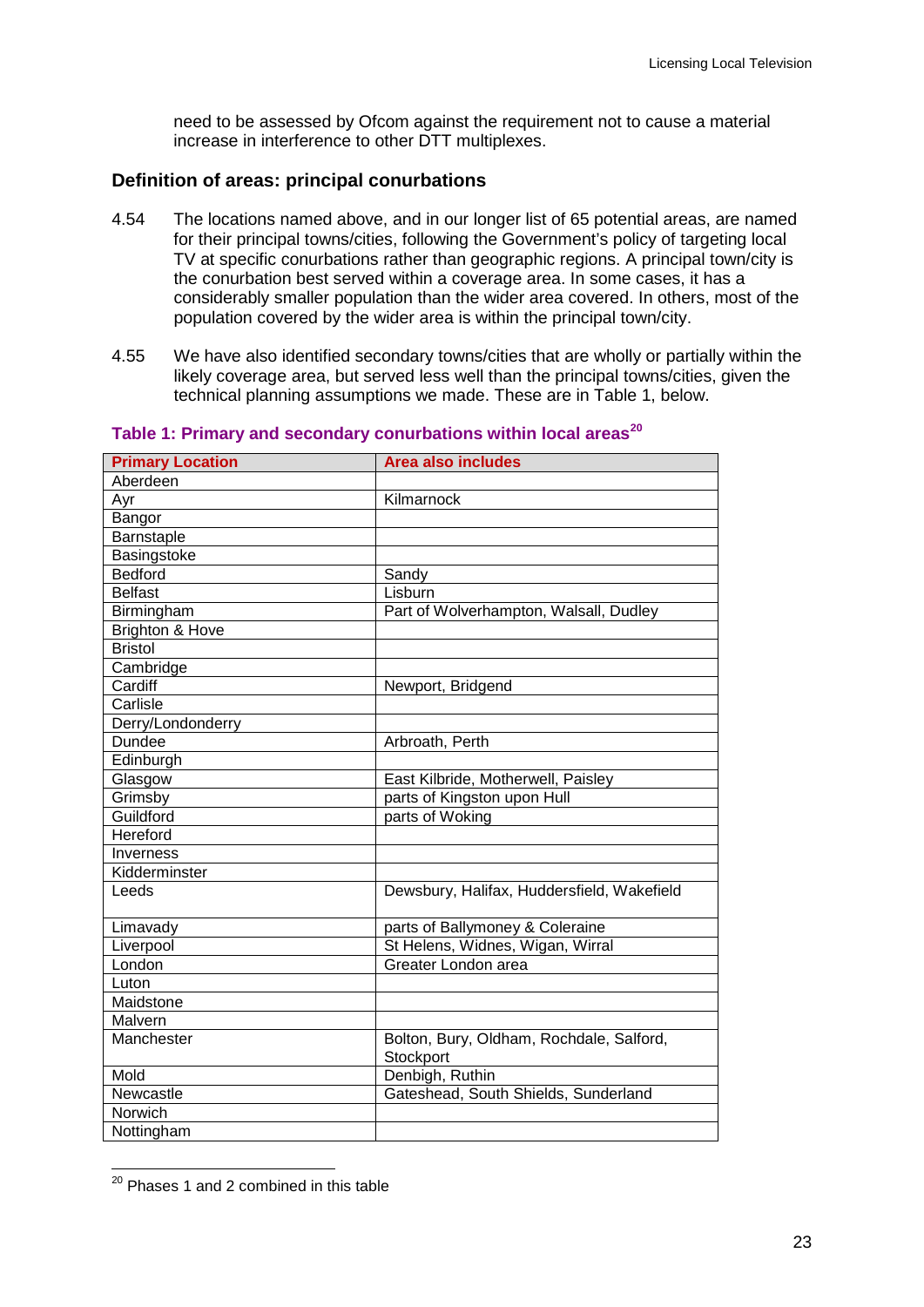need to be assessed by Ofcom against the requirement not to cause a material increase in interference to other DTT multiplexes.

### Definition of areas: principal conurbations

4.54 The locations named above, and in our longer list of 65 potential areas, are named for their principal towns/cities, following the Government's policy of targeting local TV at specific conurbations rather than geographic regions. A principal town/city is the conurbation best served within a coverage area. In some cases, it has a considerably smaller population than the wider area covered. In others, most of the population covered by the wider area is within the principal town/city.

4.55 We have also identified secondary towns/cities that are wholly or partially within the likely coverage area, but served less well than the principal towns/cities, given the technical planning assumptions we made. These are in Table 1, below.

**Table 1: Primary and secondary conurbations within local areas[20]**

| Primary Location | Area also includes |
|---|---|
| Aberdeen | |
| Ayr | Kilmarnock |
| Bangor | |
| Barnstaple | |
| Basingstoke | |
| Bedford | Sandy |
| Belfast | Lisburn |
| Birmingham | Part of Wolverhampton, Walsall, Dudley |
| Brighton & Hove | |
| Bristol | |
| Cambridge | |
| Cardiff | Newport, Bridgend |
| Carlisle | |
| Derry/Londonderry | |
| Dundee | Arbroath, Perth |
| Edinburgh | |
| Glasgow | East Kilbride, Motherwell, Paisley |
| Grimsby | parts of Kingston upon Hull |
| Guildford | parts of Woking |
| Hereford | |
| Inverness | |
| Kidderminster | |
| Leeds | Dewsbury, Halifax, Huddersfield, Wakefield |
| Limavady | parts of Ballymoney & Coleraine |
| Liverpool | St Helens, Widnes, Wigan, Wirral |
| London | Greater London area |
| Luton | |
| Maidstone | |
| Malvern | |
| Manchester | Bolton, Bury, Oldham, Rochdale, Salford, Stockport |
| Mold | Denbigh, Ruthin |
| Newcastle | Gateshead, South Shields, Sunderland |
| Norwich | |
| Nottingham | |

[20] Phases 1 and 2 combined in this table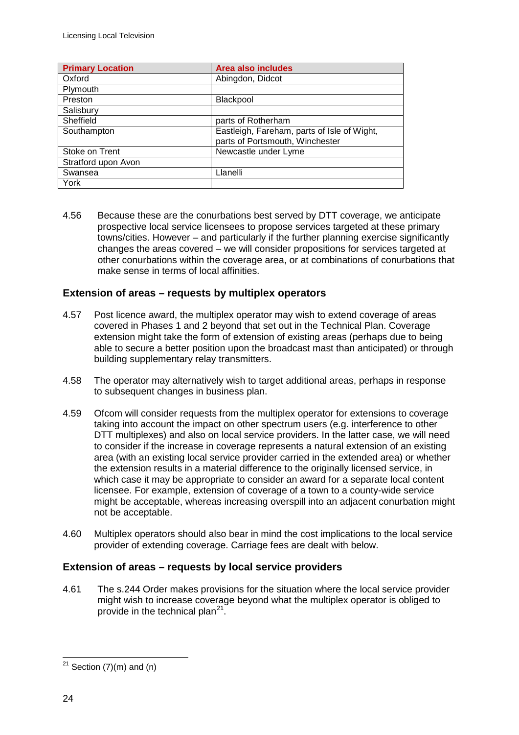| Primary Location | Area also includes |
|---|---|
| Oxford | Abingdon, Didcot |
| Plymouth | |
| Preston | Blackpool |
| Salisbury | |
| Sheffield | parts of Rotherham |
| Southampton | Eastleigh, Fareham, parts of Isle of Wight, parts of Portsmouth, Winchester |
| Stoke on Trent | Newcastle under Lyme |
| Stratford upon Avon | |
| Swansea | Llanelli |
| York | |

4.56 Because these are the conurbations best served by DTT coverage, we anticipate prospective local service licensees to propose services targeted at these primary towns/cities. However – and particularly if the further planning exercise significantly changes the areas covered – we will consider propositions for services targeted at other conurbations within the coverage area, or at combinations of conurbations that make sense in terms of local affinities.

### Extension of areas – requests by multiplex operators

4.57 Post licence award, the multiplex operator may wish to extend coverage of areas covered in Phases 1 and 2 beyond that set out in the Technical Plan. Coverage extension might take the form of extension of existing areas (perhaps due to being able to secure a better position upon the broadcast mast than anticipated) or through building supplementary relay transmitters.

4.58 The operator may alternatively wish to target additional areas, perhaps in response to subsequent changes in business plan.

4.59 Ofcom will consider requests from the multiplex operator for extensions to coverage taking into account the impact on other spectrum users (e.g. interference to other DTT multiplexes) and also on local service providers. In the latter case, we will need to consider if the increase in coverage represents a natural extension of an existing area (with an existing local service provider carried in the extended area) or whether the extension results in a material difference to the originally licensed service, in which case it may be appropriate to consider an award for a separate local content licensee. For example, extension of coverage of a town to a county-wide service might be acceptable, whereas increasing overspill into an adjacent conurbation might not be acceptable.

4.60 Multiplex operators should also bear in mind the cost implications to the local service provider of extending coverage. Carriage fees are dealt with below.

### Extension of areas – requests by local service providers

4.61 The s.244 Order makes provisions for the situation where the local service provider might wish to increase coverage beyond what the multiplex operator is obliged to provide in the technical plan[21].

[21] Section (7)(m) and (n)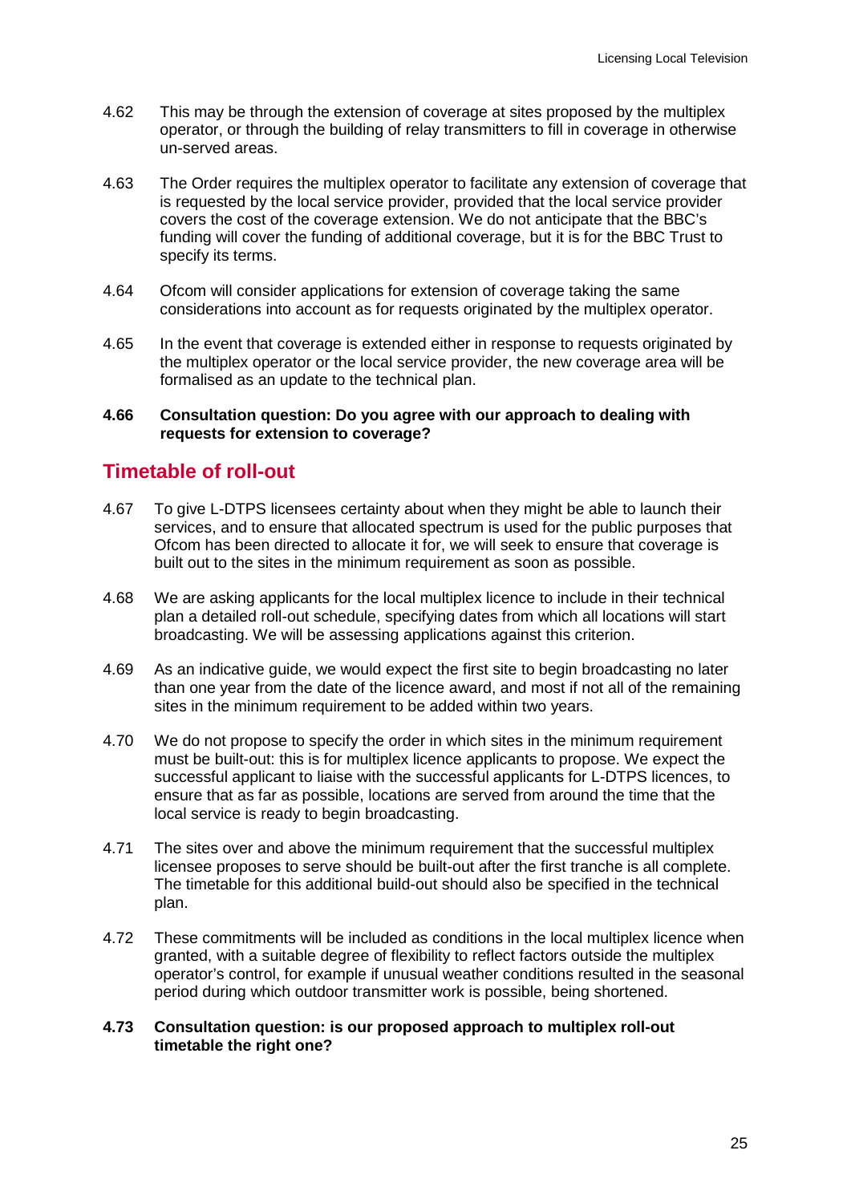4.62 This may be through the extension of coverage at sites proposed by the multiplex operator, or through the building of relay transmitters to fill in coverage in otherwise un-served areas.

4.63 The Order requires the multiplex operator to facilitate any extension of coverage that is requested by the local service provider, provided that the local service provider covers the cost of the coverage extension. We do not anticipate that the BBC's funding will cover the funding of additional coverage, but it is for the BBC Trust to specify its terms.

4.64 Ofcom will consider applications for extension of coverage taking the same considerations into account as for requests originated by the multiplex operator.

4.65 In the event that coverage is extended either in response to requests originated by the multiplex operator or the local service provider, the new coverage area will be formalised as an update to the technical plan.

**4.66 Consultation question: Do you agree with our approach to dealing with requests for extension to coverage?**

## Timetable of roll-out

4.67 To give L-DTPS licensees certainty about when they might be able to launch their services, and to ensure that allocated spectrum is used for the public purposes that Ofcom has been directed to allocate it for, we will seek to ensure that coverage is built out to the sites in the minimum requirement as soon as possible.

4.68 We are asking applicants for the local multiplex licence to include in their technical plan a detailed roll-out schedule, specifying dates from which all locations will start broadcasting. We will be assessing applications against this criterion.

4.69 As an indicative guide, we would expect the first site to begin broadcasting no later than one year from the date of the licence award, and most if not all of the remaining sites in the minimum requirement to be added within two years.

4.70 We do not propose to specify the order in which sites in the minimum requirement must be built-out: this is for multiplex licence applicants to propose. We expect the successful applicant to liaise with the successful applicants for L-DTPS licences, to ensure that as far as possible, locations are served from around the time that the local service is ready to begin broadcasting.

4.71 The sites over and above the minimum requirement that the successful multiplex licensee proposes to serve should be built-out after the first tranche is all complete. The timetable for this additional build-out should also be specified in the technical plan.

4.72 These commitments will be included as conditions in the local multiplex licence when granted, with a suitable degree of flexibility to reflect factors outside the multiplex operator's control, for example if unusual weather conditions resulted in the seasonal period during which outdoor transmitter work is possible, being shortened.

**4.73 Consultation question: is our proposed approach to multiplex roll-out timetable the right one?**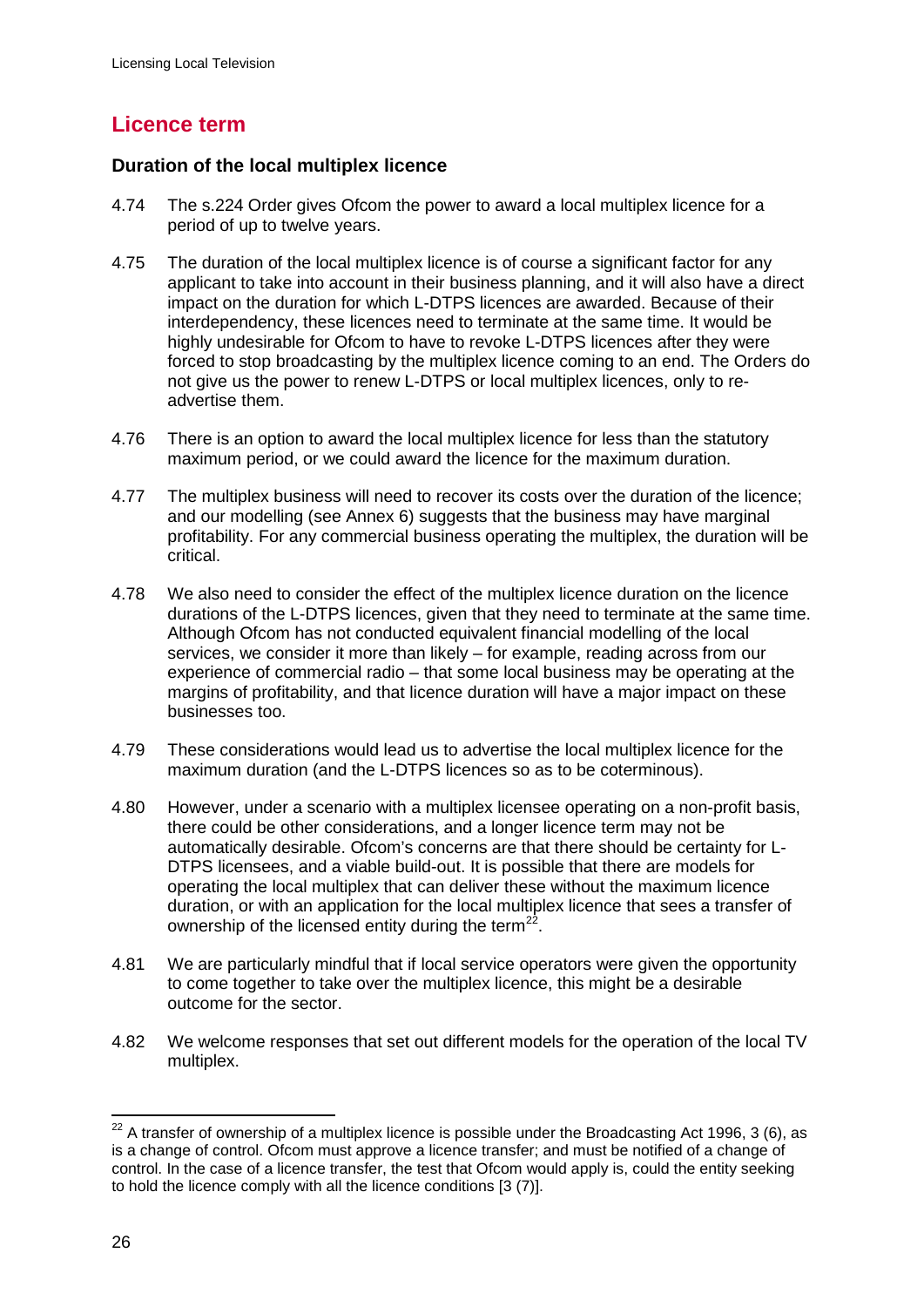## Licence term

### Duration of the local multiplex licence

4.74 The s.224 Order gives Ofcom the power to award a local multiplex licence for a period of up to twelve years.

4.75 The duration of the local multiplex licence is of course a significant factor for any applicant to take into account in their business planning, and it will also have a direct impact on the duration for which L-DTPS licences are awarded. Because of their interdependency, these licences need to terminate at the same time. It would be highly undesirable for Ofcom to have to revoke L-DTPS licences after they were forced to stop broadcasting by the multiplex licence coming to an end. The Orders do not give us the power to renew L-DTPS or local multiplex licences, only to re-advertise them.

4.76 There is an option to award the local multiplex licence for less than the statutory maximum period, or we could award the licence for the maximum duration.

4.77 The multiplex business will need to recover its costs over the duration of the licence; and our modelling (see Annex 6) suggests that the business may have marginal profitability. For any commercial business operating the multiplex, the duration will be critical.

4.78 We also need to consider the effect of the multiplex licence duration on the licence durations of the L-DTPS licences, given that they need to terminate at the same time. Although Ofcom has not conducted equivalent financial modelling of the local services, we consider it more than likely – for example, reading across from our experience of commercial radio – that some local business may be operating at the margins of profitability, and that licence duration will have a major impact on these businesses too.

4.79 These considerations would lead us to advertise the local multiplex licence for the maximum duration (and the L-DTPS licences so as to be coterminous).

4.80 However, under a scenario with a multiplex licensee operating on a non-profit basis, there could be other considerations, and a longer licence term may not be automatically desirable. Ofcom's concerns are that there should be certainty for L-DTPS licensees, and a viable build-out. It is possible that there are models for operating the local multiplex that can deliver these without the maximum licence duration, or with an application for the local multiplex licence that sees a transfer of ownership of the licensed entity during the term[22].

4.81 We are particularly mindful that if local service operators were given the opportunity to come together to take over the multiplex licence, this might be a desirable outcome for the sector.

4.82 We welcome responses that set out different models for the operation of the local TV multiplex.

---

[22] A transfer of ownership of a multiplex licence is possible under the Broadcasting Act 1996, 3 (6), as is a change of control. Ofcom must approve a licence transfer; and must be notified of a change of control. In the case of a licence transfer, the test that Ofcom would apply is, could the entity seeking to hold the licence comply with all the licence conditions [3 (7)].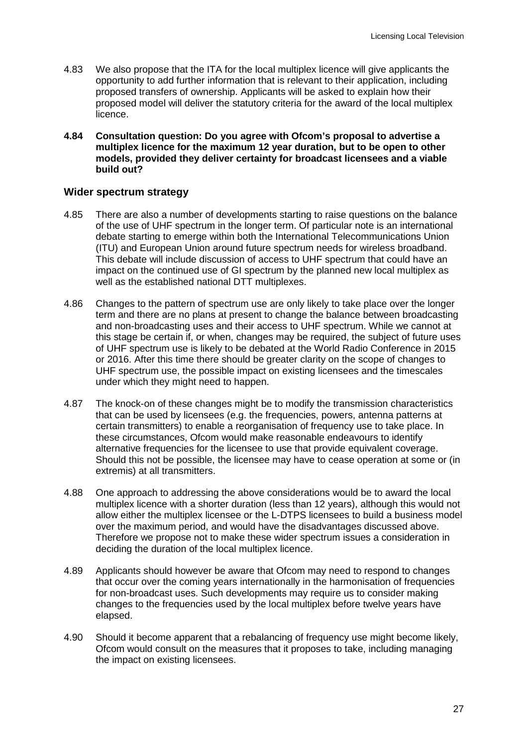4.83 We also propose that the ITA for the local multiplex licence will give applicants the opportunity to add further information that is relevant to their application, including proposed transfers of ownership. Applicants will be asked to explain how their proposed model will deliver the statutory criteria for the award of the local multiplex licence.

**4.84 Consultation question: Do you agree with Ofcom's proposal to advertise a multiplex licence for the maximum 12 year duration, but to be open to other models, provided they deliver certainty for broadcast licensees and a viable build out?**

### Wider spectrum strategy

4.85 There are also a number of developments starting to raise questions on the balance of the use of UHF spectrum in the longer term. Of particular note is an international debate starting to emerge within both the International Telecommunications Union (ITU) and European Union around future spectrum needs for wireless broadband. This debate will include discussion of access to UHF spectrum that could have an impact on the continued use of GI spectrum by the planned new local multiplex as well as the established national DTT multiplexes.

4.86 Changes to the pattern of spectrum use are only likely to take place over the longer term and there are no plans at present to change the balance between broadcasting and non-broadcasting uses and their access to UHF spectrum. While we cannot at this stage be certain if, or when, changes may be required, the subject of future uses of UHF spectrum use is likely to be debated at the World Radio Conference in 2015 or 2016. After this time there should be greater clarity on the scope of changes to UHF spectrum use, the possible impact on existing licensees and the timescales under which they might need to happen.

4.87 The knock-on of these changes might be to modify the transmission characteristics that can be used by licensees (e.g. the frequencies, powers, antenna patterns at certain transmitters) to enable a reorganisation of frequency use to take place. In these circumstances, Ofcom would make reasonable endeavours to identify alternative frequencies for the licensee to use that provide equivalent coverage. Should this not be possible, the licensee may have to cease operation at some or (in extremis) at all transmitters.

4.88 One approach to addressing the above considerations would be to award the local multiplex licence with a shorter duration (less than 12 years), although this would not allow either the multiplex licensee or the L-DTPS licensees to build a business model over the maximum period, and would have the disadvantages discussed above. Therefore we propose not to make these wider spectrum issues a consideration in deciding the duration of the local multiplex licence.

4.89 Applicants should however be aware that Ofcom may need to respond to changes that occur over the coming years internationally in the harmonisation of frequencies for non-broadcast uses. Such developments may require us to consider making changes to the frequencies used by the local multiplex before twelve years have elapsed.

4.90 Should it become apparent that a rebalancing of frequency use might become likely, Ofcom would consult on the measures that it proposes to take, including managing the impact on existing licensees.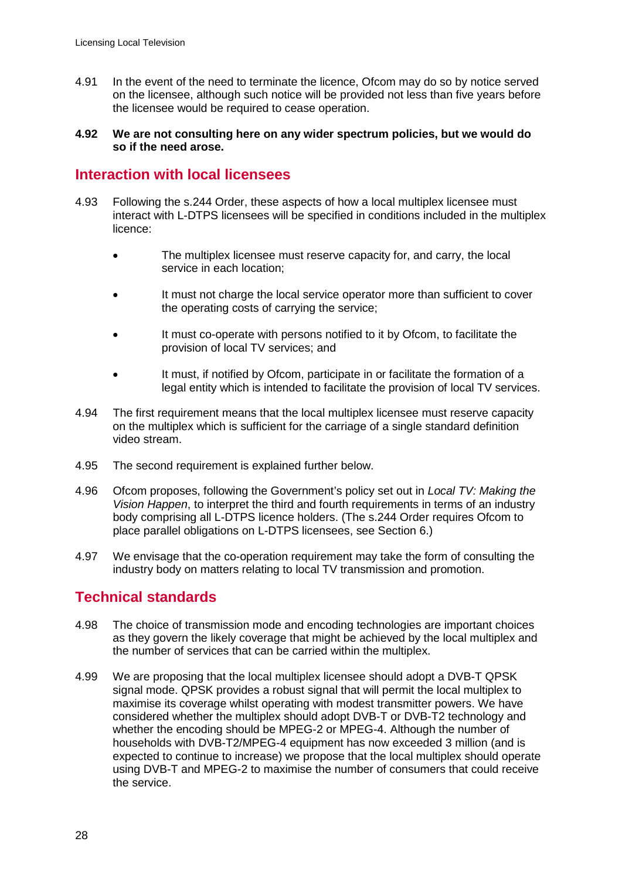4.91 In the event of the need to terminate the licence, Ofcom may do so by notice served on the licensee, although such notice will be provided not less than five years before the licensee would be required to cease operation.

**4.92 We are not consulting here on any wider spectrum policies, but we would do so if the need arose.**

## Interaction with local licensees

4.93 Following the s.244 Order, these aspects of how a local multiplex licensee must interact with L-DTPS licensees will be specified in conditions included in the multiplex licence:

- The multiplex licensee must reserve capacity for, and carry, the local service in each location;
- It must not charge the local service operator more than sufficient to cover the operating costs of carrying the service;
- It must co-operate with persons notified to it by Ofcom, to facilitate the provision of local TV services; and
- It must, if notified by Ofcom, participate in or facilitate the formation of a legal entity which is intended to facilitate the provision of local TV services.

4.94 The first requirement means that the local multiplex licensee must reserve capacity on the multiplex which is sufficient for the carriage of a single standard definition video stream.

4.95 The second requirement is explained further below.

4.96 Ofcom proposes, following the Government's policy set out in *Local TV: Making the Vision Happen*, to interpret the third and fourth requirements in terms of an industry body comprising all L-DTPS licence holders. (The s.244 Order requires Ofcom to place parallel obligations on L-DTPS licensees, see Section 6.)

4.97 We envisage that the co-operation requirement may take the form of consulting the industry body on matters relating to local TV transmission and promotion.

## Technical standards

4.98 The choice of transmission mode and encoding technologies are important choices as they govern the likely coverage that might be achieved by the local multiplex and the number of services that can be carried within the multiplex.

4.99 We are proposing that the local multiplex licensee should adopt a DVB-T QPSK signal mode. QPSK provides a robust signal that will permit the local multiplex to maximise its coverage whilst operating with modest transmitter powers. We have considered whether the multiplex should adopt DVB-T or DVB-T2 technology and whether the encoding should be MPEG-2 or MPEG-4. Although the number of households with DVB-T2/MPEG-4 equipment has now exceeded 3 million (and is expected to continue to increase) we propose that the local multiplex should operate using DVB-T and MPEG-2 to maximise the number of consumers that could receive the service.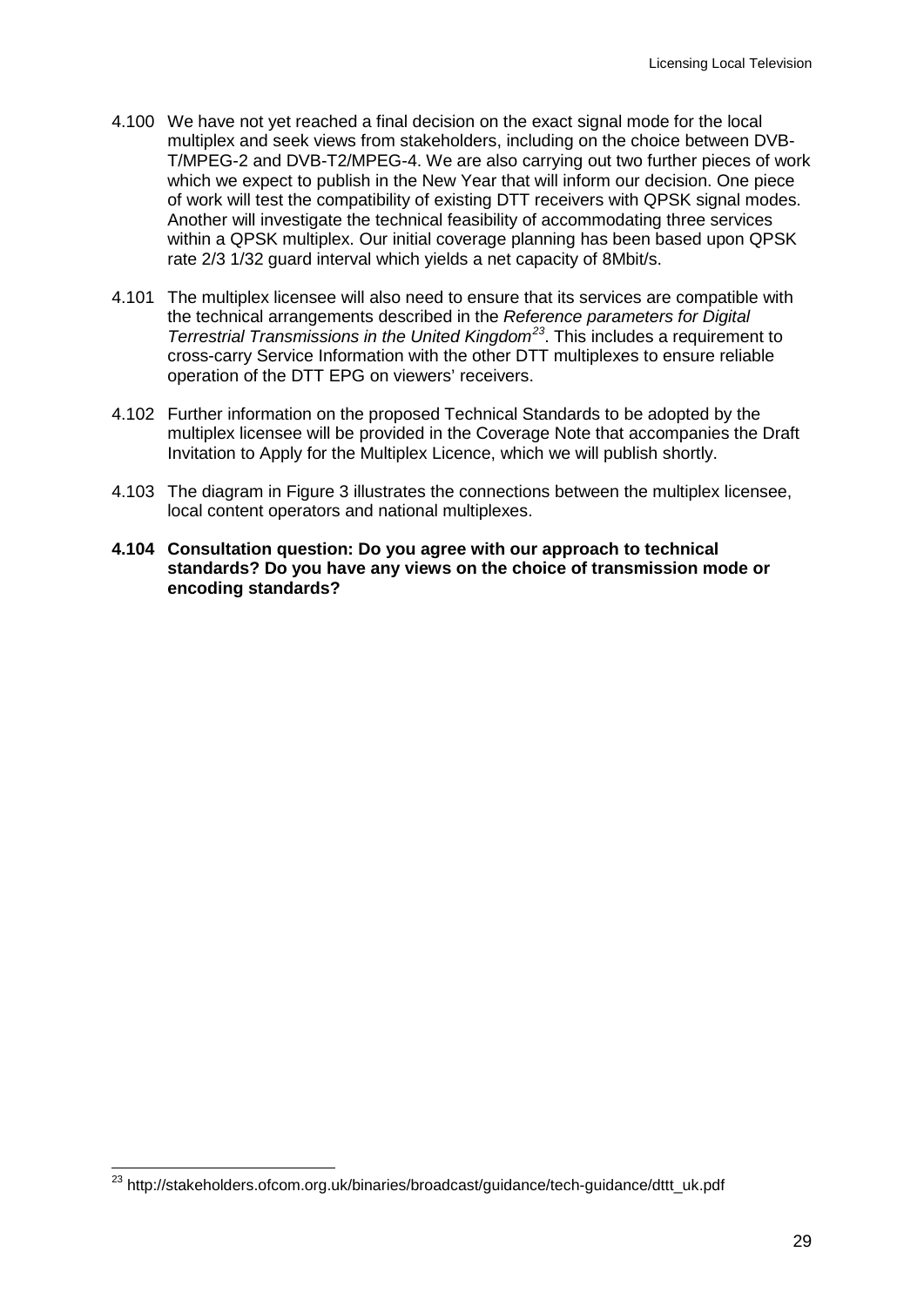4.100 We have not yet reached a final decision on the exact signal mode for the local multiplex and seek views from stakeholders, including on the choice between DVB-T/MPEG-2 and DVB-T2/MPEG-4. We are also carrying out two further pieces of work which we expect to publish in the New Year that will inform our decision. One piece of work will test the compatibility of existing DTT receivers with QPSK signal modes. Another will investigate the technical feasibility of accommodating three services within a QPSK multiplex. Our initial coverage planning has been based upon QPSK rate 2/3 1/32 guard interval which yields a net capacity of 8Mbit/s.

4.101 The multiplex licensee will also need to ensure that its services are compatible with the technical arrangements described in the *Reference parameters for Digital Terrestrial Transmissions in the United Kingdom*[23]. This includes a requirement to cross-carry Service Information with the other DTT multiplexes to ensure reliable operation of the DTT EPG on viewers' receivers.

4.102 Further information on the proposed Technical Standards to be adopted by the multiplex licensee will be provided in the Coverage Note that accompanies the Draft Invitation to Apply for the Multiplex Licence, which we will publish shortly.

4.103 The diagram in Figure 3 illustrates the connections between the multiplex licensee, local content operators and national multiplexes.

**4.104 Consultation question: Do you agree with our approach to technical standards? Do you have any views on the choice of transmission mode or encoding standards?**

---

[23] http://stakeholders.ofcom.org.uk/binaries/broadcast/guidance/tech-guidance/dttt_uk.pdf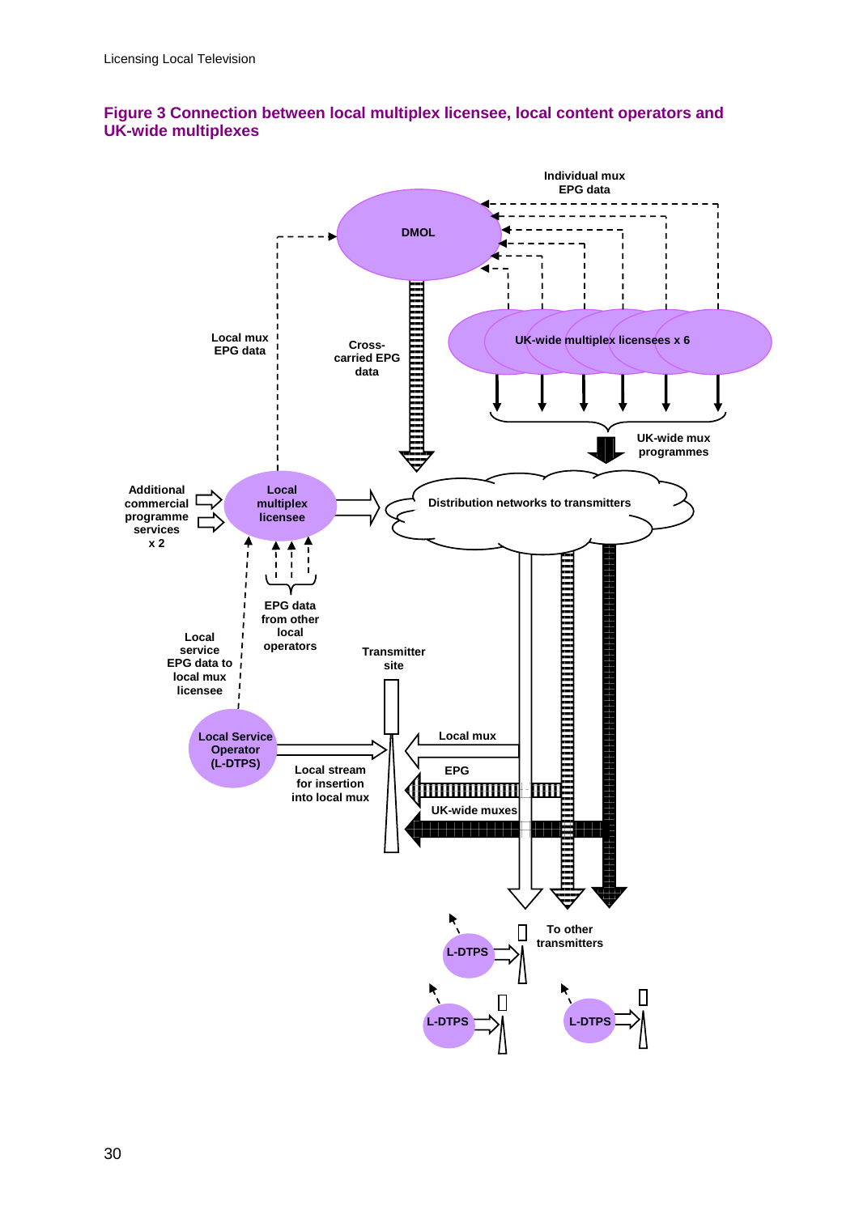**Figure 3 Connection between local multiplex licensee, local content operators and UK-wide multiplexes**

Individual mux EPG data

DMOL

Local mux EPG data

Cross-carried EPG data

UK-wide multiplex licensees x 6

UK-wide mux programmes

Additional commercial programme services x 2

Local multiplex licensee

Distribution networks to transmitters

EPG data from other local operators

Local service EPG data to local mux licensee

Transmitter site

Local Service Operator (L-DTPS)

Local stream for insertion into local mux

Local mux

EPG

UK-wide muxes

L-DTPS

To other transmitters

L-DTPS

L-DTPS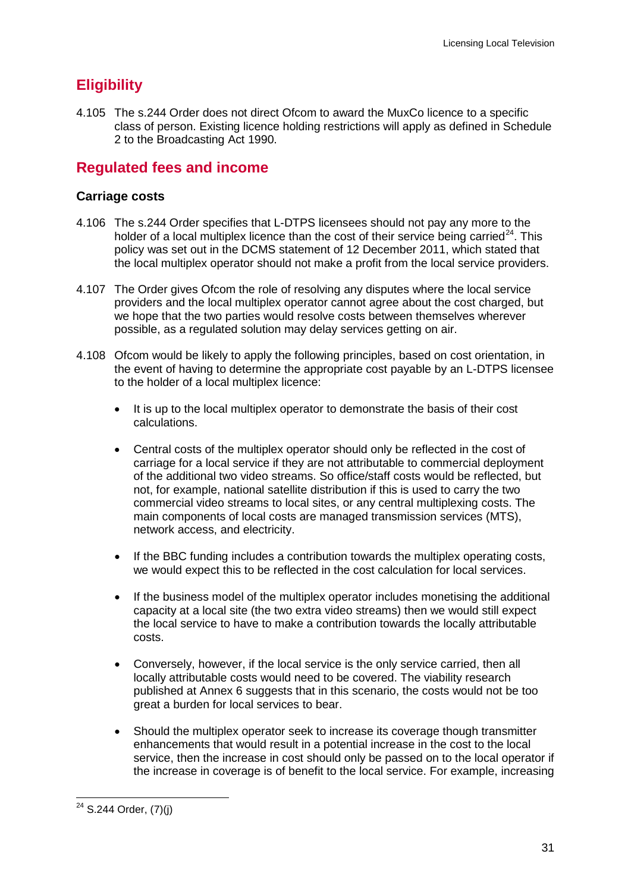## Eligibility

4.105 The s.244 Order does not direct Ofcom to award the MuxCo licence to a specific class of person. Existing licence holding restrictions will apply as defined in Schedule 2 to the Broadcasting Act 1990.

## Regulated fees and income

### Carriage costs

4.106 The s.244 Order specifies that L-DTPS licensees should not pay any more to the holder of a local multiplex licence than the cost of their service being carried[24]. This policy was set out in the DCMS statement of 12 December 2011, which stated that the local multiplex operator should not make a profit from the local service providers.

4.107 The Order gives Ofcom the role of resolving any disputes where the local service providers and the local multiplex operator cannot agree about the cost charged, but we hope that the two parties would resolve costs between themselves wherever possible, as a regulated solution may delay services getting on air.

4.108 Ofcom would be likely to apply the following principles, based on cost orientation, in the event of having to determine the appropriate cost payable by an L-DTPS licensee to the holder of a local multiplex licence:

- It is up to the local multiplex operator to demonstrate the basis of their cost calculations.
- Central costs of the multiplex operator should only be reflected in the cost of carriage for a local service if they are not attributable to commercial deployment of the additional two video streams. So office/staff costs would be reflected, but not, for example, national satellite distribution if this is used to carry the two commercial video streams to local sites, or any central multiplexing costs. The main components of local costs are managed transmission services (MTS), network access, and electricity.
- If the BBC funding includes a contribution towards the multiplex operating costs, we would expect this to be reflected in the cost calculation for local services.
- If the business model of the multiplex operator includes monetising the additional capacity at a local site (the two extra video streams) then we would still expect the local service to have to make a contribution towards the locally attributable costs.
- Conversely, however, if the local service is the only service carried, then all locally attributable costs would need to be covered. The viability research published at Annex 6 suggests that in this scenario, the costs would not be too great a burden for local services to bear.
- Should the multiplex operator seek to increase its coverage though transmitter enhancements that would result in a potential increase in the cost to the local service, then the increase in cost should only be passed on to the local operator if the increase in coverage is of benefit to the local service. For example, increasing

[24] S.244 Order, (7)(j)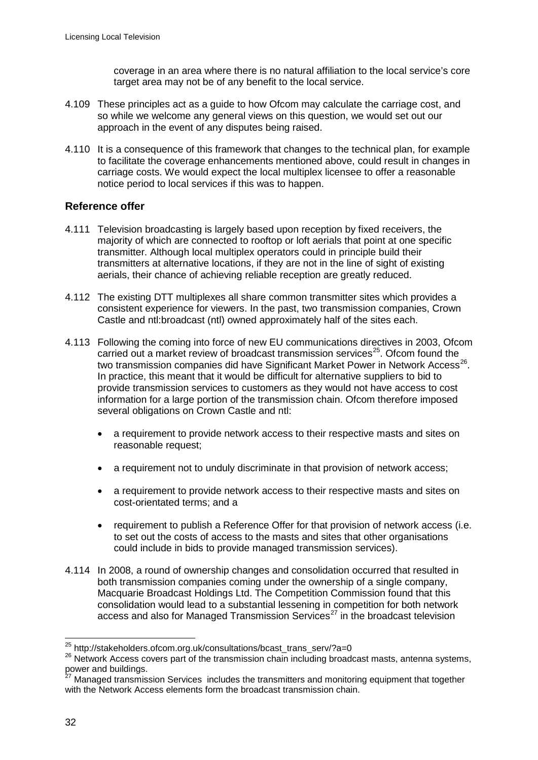coverage in an area where there is no natural affiliation to the local service's core target area may not be of any benefit to the local service.

4.109 These principles act as a guide to how Ofcom may calculate the carriage cost, and so while we welcome any general views on this question, we would set out our approach in the event of any disputes being raised.

4.110 It is a consequence of this framework that changes to the technical plan, for example to facilitate the coverage enhancements mentioned above, could result in changes in carriage costs. We would expect the local multiplex licensee to offer a reasonable notice period to local services if this was to happen.

### Reference offer

4.111 Television broadcasting is largely based upon reception by fixed receivers, the majority of which are connected to rooftop or loft aerials that point at one specific transmitter. Although local multiplex operators could in principle build their transmitters at alternative locations, if they are not in the line of sight of existing aerials, their chance of achieving reliable reception are greatly reduced.

4.112 The existing DTT multiplexes all share common transmitter sites which provides a consistent experience for viewers. In the past, two transmission companies, Crown Castle and ntl:broadcast (ntl) owned approximately half of the sites each.

4.113 Following the coming into force of new EU communications directives in 2003, Ofcom carried out a market review of broadcast transmission services[25]. Ofcom found the two transmission companies did have Significant Market Power in Network Access[26]. In practice, this meant that it would be difficult for alternative suppliers to bid to provide transmission services to customers as they would not have access to cost information for a large portion of the transmission chain. Ofcom therefore imposed several obligations on Crown Castle and ntl:

- a requirement to provide network access to their respective masts and sites on reasonable request;
- a requirement not to unduly discriminate in that provision of network access;
- a requirement to provide network access to their respective masts and sites on cost-orientated terms; and a
- requirement to publish a Reference Offer for that provision of network access (i.e. to set out the costs of access to the masts and sites that other organisations could include in bids to provide managed transmission services).

4.114 In 2008, a round of ownership changes and consolidation occurred that resulted in both transmission companies coming under the ownership of a single company, Macquarie Broadcast Holdings Ltd. The Competition Commission found that this consolidation would lead to a substantial lessening in competition for both network access and also for Managed Transmission Services[27] in the broadcast television

[25] http://stakeholders.ofcom.org.uk/consultations/bcast_trans_serv/?a=0

[26] Network Access covers part of the transmission chain including broadcast masts, antenna systems, power and buildings.

[27] Managed transmission Services includes the transmitters and monitoring equipment that together with the Network Access elements form the broadcast transmission chain.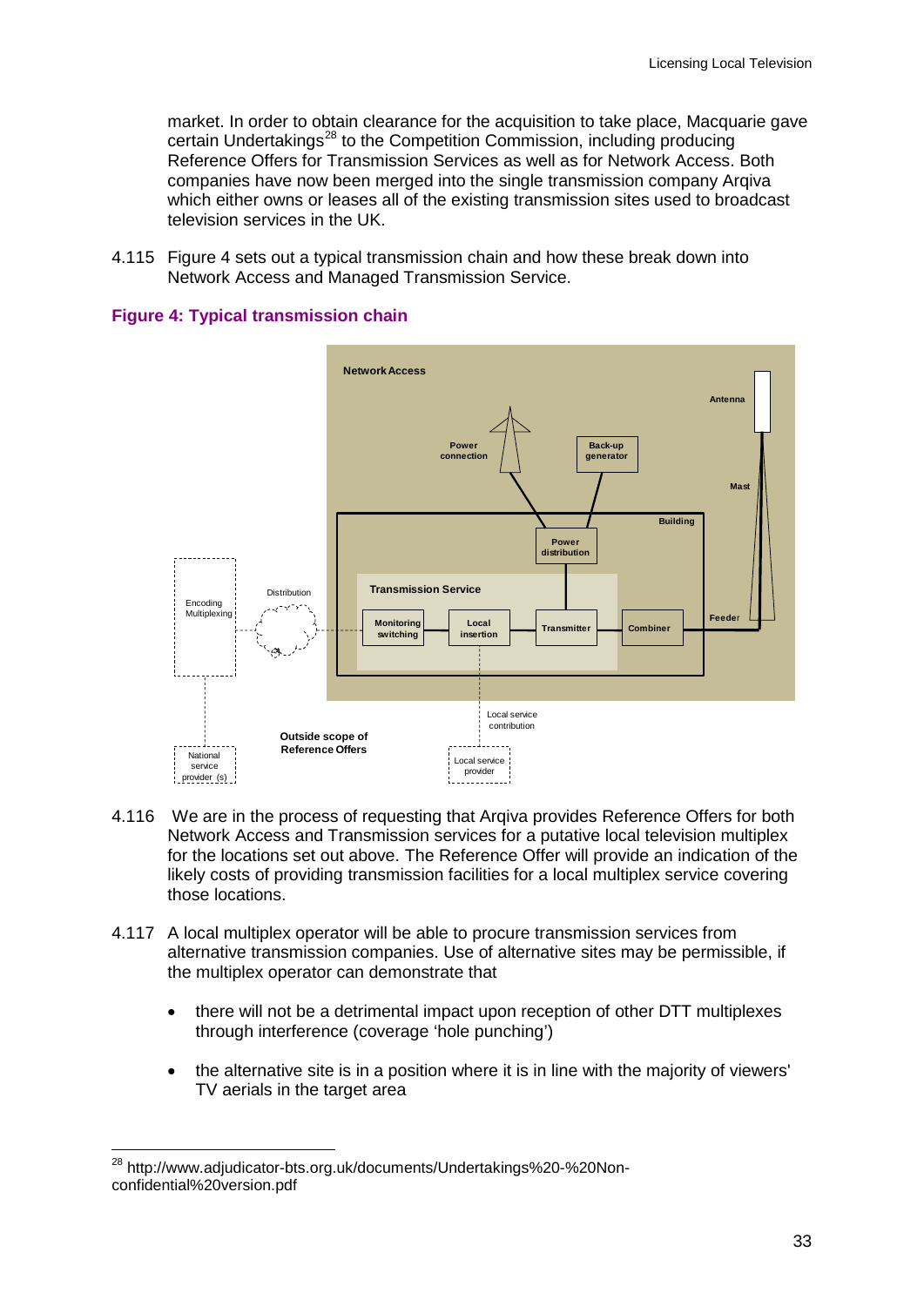market. In order to obtain clearance for the acquisition to take place, Macquarie gave certain Undertakings[28] to the Competition Commission, including producing Reference Offers for Transmission Services as well as for Network Access. Both companies have now been merged into the single transmission company Arqiva which either owns or leases all of the existing transmission sites used to broadcast television services in the UK.

4.115 Figure 4 sets out a typical transmission chain and how these break down into Network Access and Managed Transmission Service.

**Figure 4: Typical transmission chain**

Network Access

Antenna

Power connection

Back-up generator

Mast

Building

Power distribution

Encoding Multiplexing

Distribution

Transmission Service

Monitoring switching

Local insertion

Transmitter

Combiner

Feeder

Local service contribution

Outside scope of Reference Offers

National service provider (s)

Local service provider

4.116 We are in the process of requesting that Arqiva provides Reference Offers for both Network Access and Transmission services for a putative local television multiplex for the locations set out above. The Reference Offer will provide an indication of the likely costs of providing transmission facilities for a local multiplex service covering those locations.

4.117 A local multiplex operator will be able to procure transmission services from alternative transmission companies. Use of alternative sites may be permissible, if the multiplex operator can demonstrate that

- there will not be a detrimental impact upon reception of other DTT multiplexes through interference (coverage 'hole punching')
- the alternative site is in a position where it is in line with the majority of viewers' TV aerials in the target area

[28] http://www.adjudicator-bts.org.uk/documents/Undertakings%20-%20Non-confidential%20version.pdf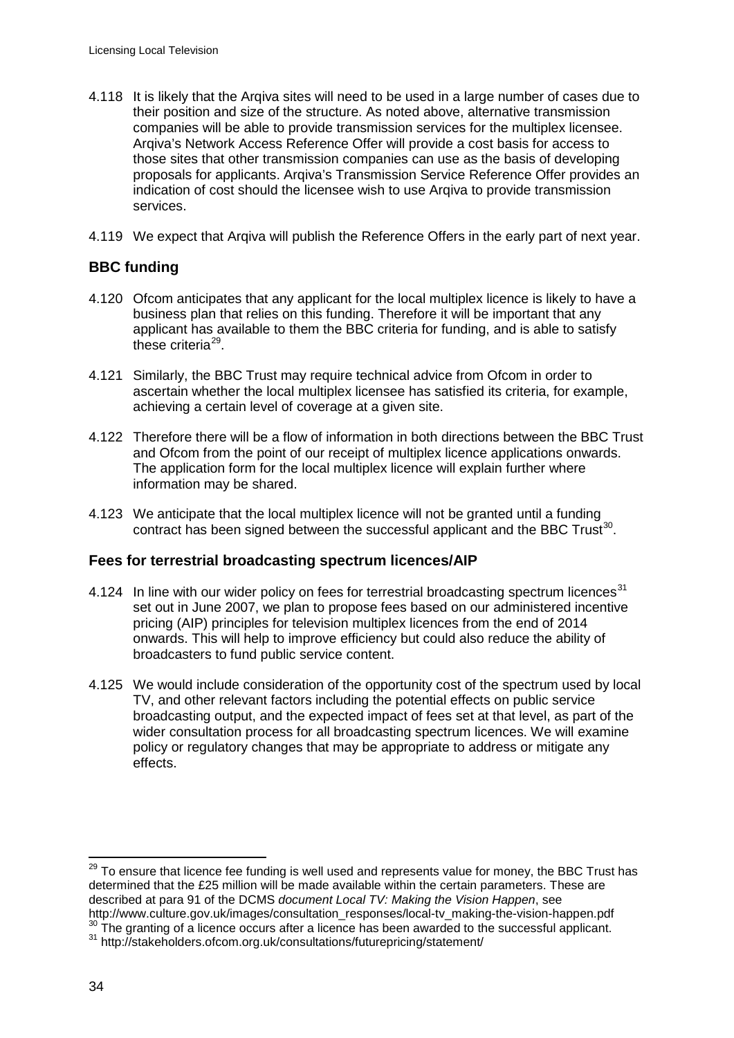4.118 It is likely that the Arqiva sites will need to be used in a large number of cases due to their position and size of the structure. As noted above, alternative transmission companies will be able to provide transmission services for the multiplex licensee. Arqiva's Network Access Reference Offer will provide a cost basis for access to those sites that other transmission companies can use as the basis of developing proposals for applicants. Arqiva's Transmission Service Reference Offer provides an indication of cost should the licensee wish to use Arqiva to provide transmission services.

4.119 We expect that Arqiva will publish the Reference Offers in the early part of next year.

## BBC funding

4.120 Ofcom anticipates that any applicant for the local multiplex licence is likely to have a business plan that relies on this funding. Therefore it will be important that any applicant has available to them the BBC criteria for funding, and is able to satisfy these criteria[29].

4.121 Similarly, the BBC Trust may require technical advice from Ofcom in order to ascertain whether the local multiplex licensee has satisfied its criteria, for example, achieving a certain level of coverage at a given site.

4.122 Therefore there will be a flow of information in both directions between the BBC Trust and Ofcom from the point of our receipt of multiplex licence applications onwards. The application form for the local multiplex licence will explain further where information may be shared.

4.123 We anticipate that the local multiplex licence will not be granted until a funding contract has been signed between the successful applicant and the BBC Trust[30].

## Fees for terrestrial broadcasting spectrum licences/AIP

4.124 In line with our wider policy on fees for terrestrial broadcasting spectrum licences[31] set out in June 2007, we plan to propose fees based on our administered incentive pricing (AIP) principles for television multiplex licences from the end of 2014 onwards. This will help to improve efficiency but could also reduce the ability of broadcasters to fund public service content.

4.125 We would include consideration of the opportunity cost of the spectrum used by local TV, and other relevant factors including the potential effects on public service broadcasting output, and the expected impact of fees set at that level, as part of the wider consultation process for all broadcasting spectrum licences. We will examine policy or regulatory changes that may be appropriate to address or mitigate any effects.

---

[29] To ensure that licence fee funding is well used and represents value for money, the BBC Trust has determined that the £25 million will be made available within the certain parameters. These are described at para 91 of the DCMS *document Local TV: Making the Vision Happen*, see http://www.culture.gov.uk/images/consultation_responses/local-tv_making-the-vision-happen.pdf

[30] The granting of a licence occurs after a licence has been awarded to the successful applicant.

[31] http://stakeholders.ofcom.org.uk/consultations/futurepricing/statement/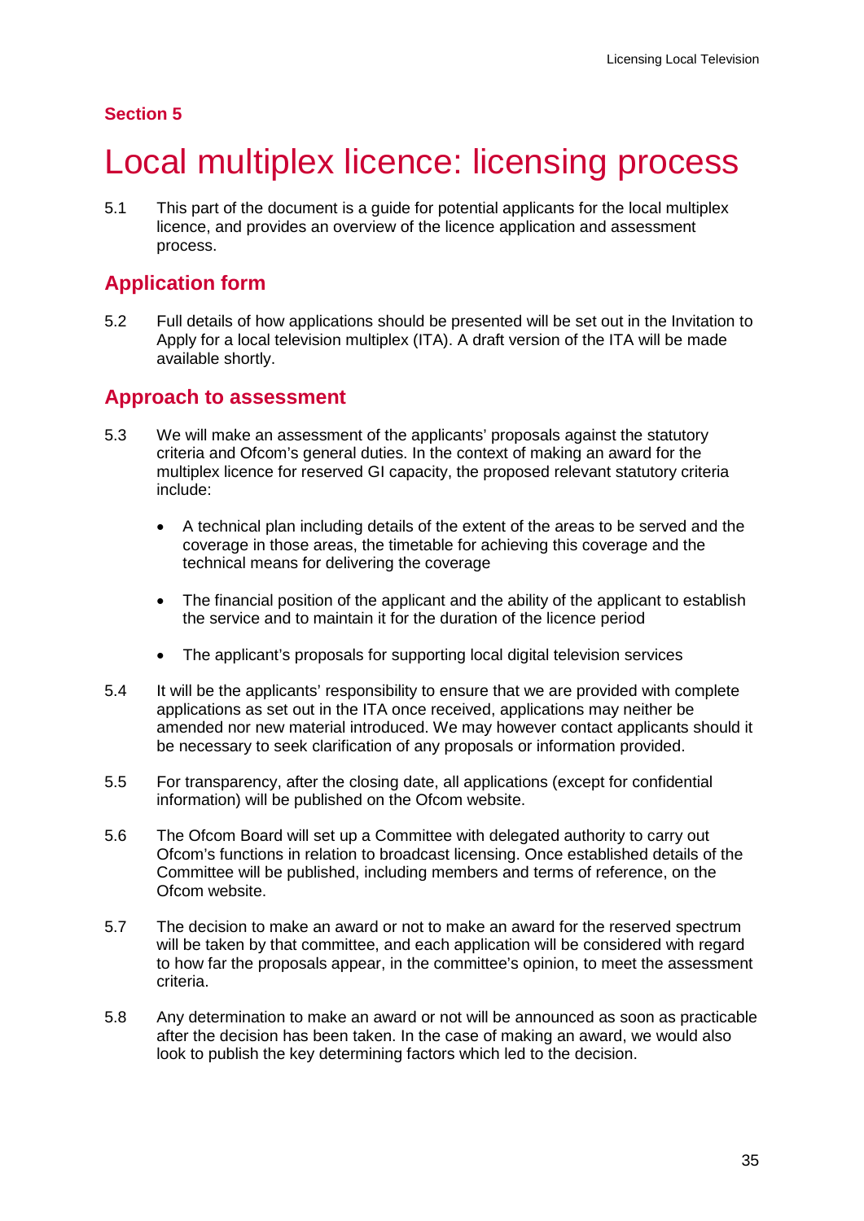## Section 5

# Local multiplex licence: licensing process

5.1 This part of the document is a guide for potential applicants for the local multiplex licence, and provides an overview of the licence application and assessment process.

## Application form

5.2 Full details of how applications should be presented will be set out in the Invitation to Apply for a local television multiplex (ITA). A draft version of the ITA will be made available shortly.

## Approach to assessment

5.3 We will make an assessment of the applicants' proposals against the statutory criteria and Ofcom's general duties. In the context of making an award for the multiplex licence for reserved GI capacity, the proposed relevant statutory criteria include:

- A technical plan including details of the extent of the areas to be served and the coverage in those areas, the timetable for achieving this coverage and the technical means for delivering the coverage
- The financial position of the applicant and the ability of the applicant to establish the service and to maintain it for the duration of the licence period
- The applicant's proposals for supporting local digital television services

5.4 It will be the applicants' responsibility to ensure that we are provided with complete applications as set out in the ITA once received, applications may neither be amended nor new material introduced. We may however contact applicants should it be necessary to seek clarification of any proposals or information provided.

5.5 For transparency, after the closing date, all applications (except for confidential information) will be published on the Ofcom website.

5.6 The Ofcom Board will set up a Committee with delegated authority to carry out Ofcom's functions in relation to broadcast licensing. Once established details of the Committee will be published, including members and terms of reference, on the Ofcom website.

5.7 The decision to make an award or not to make an award for the reserved spectrum will be taken by that committee, and each application will be considered with regard to how far the proposals appear, in the committee's opinion, to meet the assessment criteria.

5.8 Any determination to make an award or not will be announced as soon as practicable after the decision has been taken. In the case of making an award, we would also look to publish the key determining factors which led to the decision.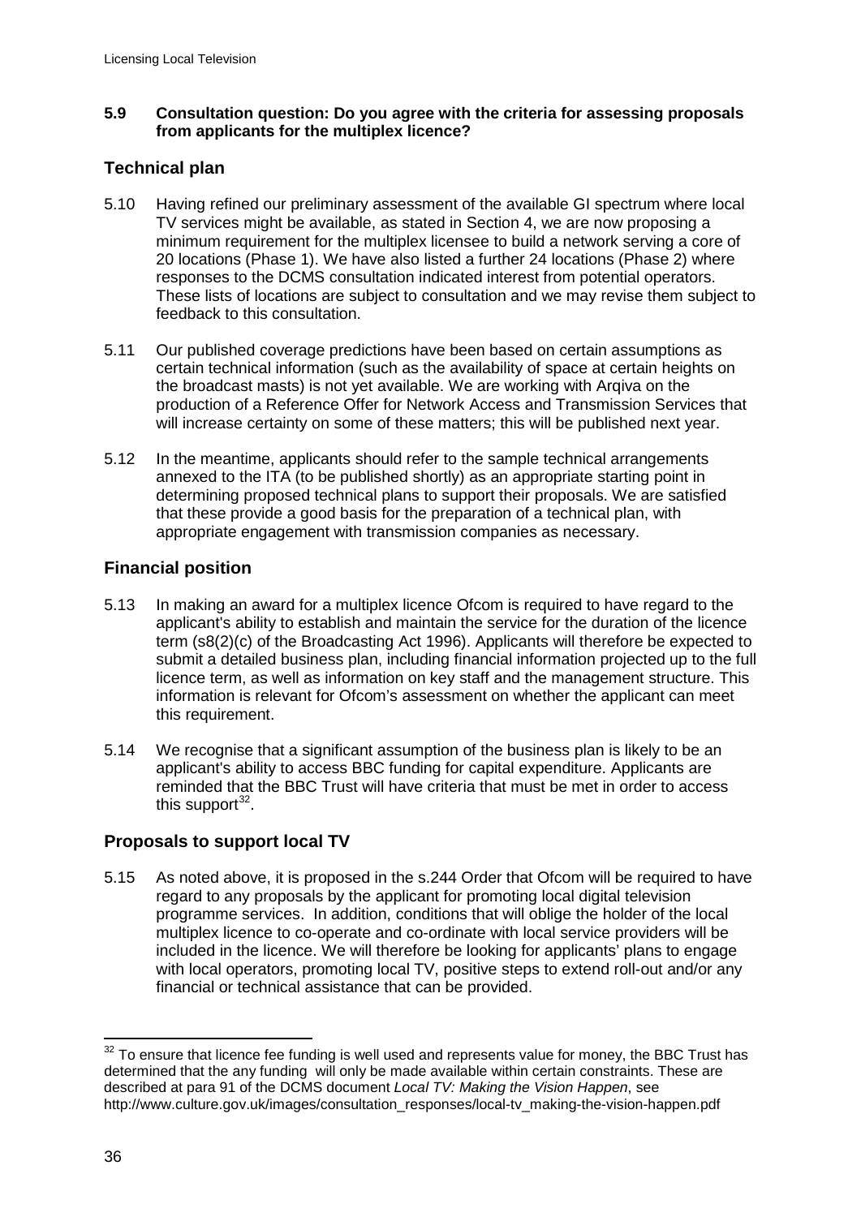**5.9 Consultation question: Do you agree with the criteria for assessing proposals from applicants for the multiplex licence?**

## Technical plan

5.10 Having refined our preliminary assessment of the available GI spectrum where local TV services might be available, as stated in Section 4, we are now proposing a minimum requirement for the multiplex licensee to build a network serving a core of 20 locations (Phase 1). We have also listed a further 24 locations (Phase 2) where responses to the DCMS consultation indicated interest from potential operators. These lists of locations are subject to consultation and we may revise them subject to feedback to this consultation.

5.11 Our published coverage predictions have been based on certain assumptions as certain technical information (such as the availability of space at certain heights on the broadcast masts) is not yet available. We are working with Arqiva on the production of a Reference Offer for Network Access and Transmission Services that will increase certainty on some of these matters; this will be published next year.

5.12 In the meantime, applicants should refer to the sample technical arrangements annexed to the ITA (to be published shortly) as an appropriate starting point in determining proposed technical plans to support their proposals. We are satisfied that these provide a good basis for the preparation of a technical plan, with appropriate engagement with transmission companies as necessary.

## Financial position

5.13 In making an award for a multiplex licence Ofcom is required to have regard to the applicant's ability to establish and maintain the service for the duration of the licence term (s8(2)(c) of the Broadcasting Act 1996). Applicants will therefore be expected to submit a detailed business plan, including financial information projected up to the full licence term, as well as information on key staff and the management structure. This information is relevant for Ofcom's assessment on whether the applicant can meet this requirement.

5.14 We recognise that a significant assumption of the business plan is likely to be an applicant's ability to access BBC funding for capital expenditure. Applicants are reminded that the BBC Trust will have criteria that must be met in order to access this support[32].

## Proposals to support local TV

5.15 As noted above, it is proposed in the s.244 Order that Ofcom will be required to have regard to any proposals by the applicant for promoting local digital television programme services. In addition, conditions that will oblige the holder of the local multiplex licence to co-operate and co-ordinate with local service providers will be included in the licence. We will therefore be looking for applicants' plans to engage with local operators, promoting local TV, positive steps to extend roll-out and/or any financial or technical assistance that can be provided.

---

[32] To ensure that licence fee funding is well used and represents value for money, the BBC Trust has determined that the any funding will only be made available within certain constraints. These are described at para 91 of the DCMS document *Local TV: Making the Vision Happen*, see http://www.culture.gov.uk/images/consultation_responses/local-tv_making-the-vision-happen.pdf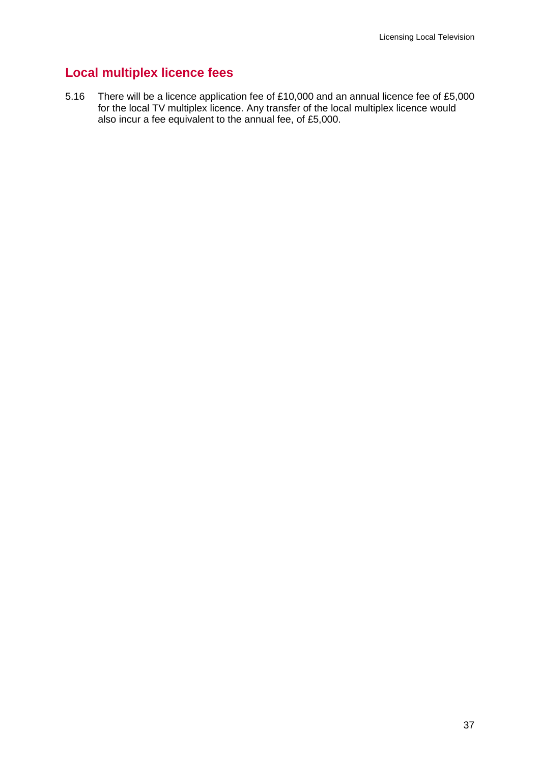## Local multiplex licence fees

5.16 There will be a licence application fee of £10,000 and an annual licence fee of £5,000 for the local TV multiplex licence. Any transfer of the local multiplex licence would also incur a fee equivalent to the annual fee, of £5,000.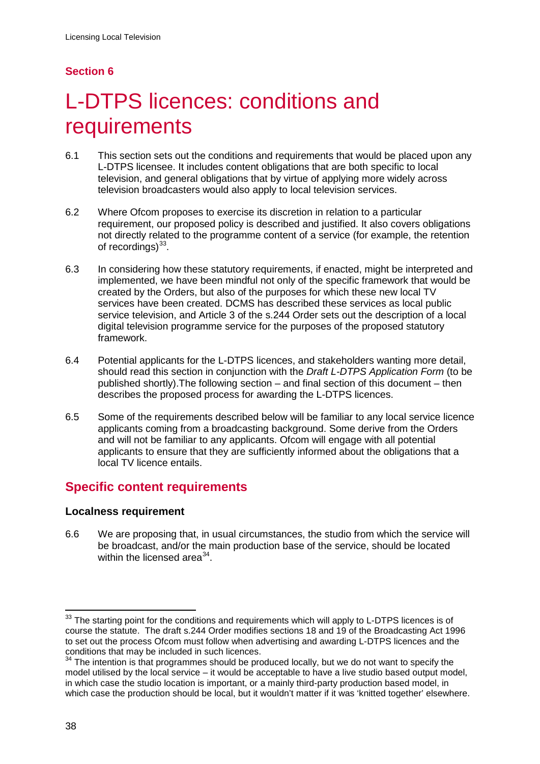## Section 6

# L-DTPS licences: conditions and requirements

6.1 This section sets out the conditions and requirements that would be placed upon any L-DTPS licensee. It includes content obligations that are both specific to local television, and general obligations that by virtue of applying more widely across television broadcasters would also apply to local television services.

6.2 Where Ofcom proposes to exercise its discretion in relation to a particular requirement, our proposed policy is described and justified. It also covers obligations not directly related to the programme content of a service (for example, the retention of recordings)[33].

6.3 In considering how these statutory requirements, if enacted, might be interpreted and implemented, we have been mindful not only of the specific framework that would be created by the Orders, but also of the purposes for which these new local TV services have been created. DCMS has described these services as local public service television, and Article 3 of the s.244 Order sets out the description of a local digital television programme service for the purposes of the proposed statutory framework.

6.4 Potential applicants for the L-DTPS licences, and stakeholders wanting more detail, should read this section in conjunction with the *Draft L-DTPS Application Form* (to be published shortly).The following section – and final section of this document – then describes the proposed process for awarding the L-DTPS licences.

6.5 Some of the requirements described below will be familiar to any local service licence applicants coming from a broadcasting background. Some derive from the Orders and will not be familiar to any applicants. Ofcom will engage with all potential applicants to ensure that they are sufficiently informed about the obligations that a local TV licence entails.

## Specific content requirements

### Localness requirement

6.6 We are proposing that, in usual circumstances, the studio from which the service will be broadcast, and/or the main production base of the service, should be located within the licensed area[34].

---

[33] The starting point for the conditions and requirements which will apply to L-DTPS licences is of course the statute. The draft s.244 Order modifies sections 18 and 19 of the Broadcasting Act 1996 to set out the process Ofcom must follow when advertising and awarding L-DTPS licences and the conditions that may be included in such licences.

[34] The intention is that programmes should be produced locally, but we do not want to specify the model utilised by the local service – it would be acceptable to have a live studio based output model, in which case the studio location is important, or a mainly third-party production based model, in which case the production should be local, but it wouldn't matter if it was 'knitted together' elsewhere.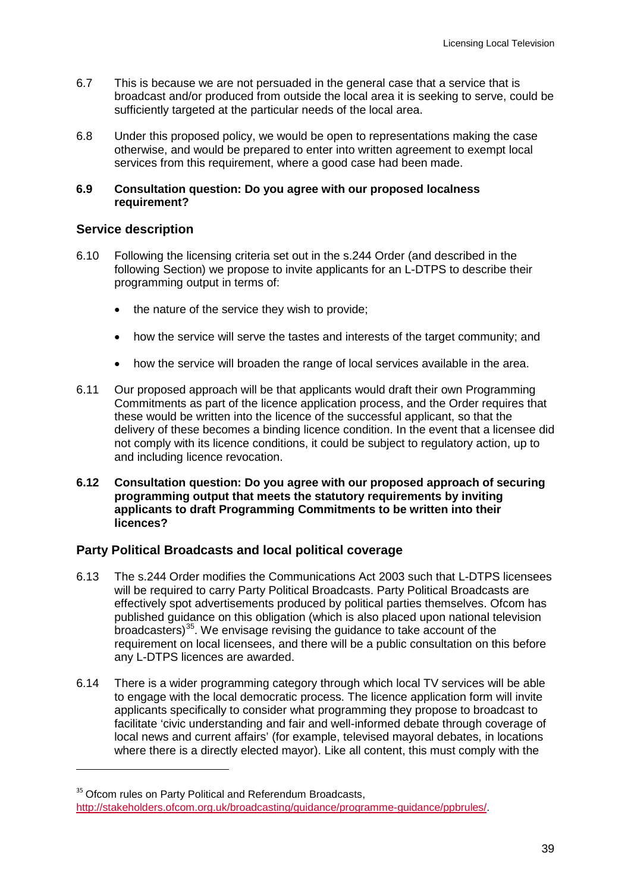6.7 This is because we are not persuaded in the general case that a service that is broadcast and/or produced from outside the local area it is seeking to serve, could be sufficiently targeted at the particular needs of the local area.

6.8 Under this proposed policy, we would be open to representations making the case otherwise, and would be prepared to enter into written agreement to exempt local services from this requirement, where a good case had been made.

**6.9 Consultation question: Do you agree with our proposed localness requirement?**

## Service description

6.10 Following the licensing criteria set out in the s.244 Order (and described in the following Section) we propose to invite applicants for an L-DTPS to describe their programming output in terms of:

- the nature of the service they wish to provide;
- how the service will serve the tastes and interests of the target community; and
- how the service will broaden the range of local services available in the area.

6.11 Our proposed approach will be that applicants would draft their own Programming Commitments as part of the licence application process, and the Order requires that these would be written into the licence of the successful applicant, so that the delivery of these becomes a binding licence condition. In the event that a licensee did not comply with its licence conditions, it could be subject to regulatory action, up to and including licence revocation.

**6.12 Consultation question: Do you agree with our proposed approach of securing programming output that meets the statutory requirements by inviting applicants to draft Programming Commitments to be written into their licences?**

## Party Political Broadcasts and local political coverage

6.13 The s.244 Order modifies the Communications Act 2003 such that L-DTPS licensees will be required to carry Party Political Broadcasts. Party Political Broadcasts are effectively spot advertisements produced by political parties themselves. Ofcom has published guidance on this obligation (which is also placed upon national television broadcasters)[35]. We envisage revising the guidance to take account of the requirement on local licensees, and there will be a public consultation on this before any L-DTPS licences are awarded.

6.14 There is a wider programming category through which local TV services will be able to engage with the local democratic process. The licence application form will invite applicants specifically to consider what programming they propose to broadcast to facilitate 'civic understanding and fair and well-informed debate through coverage of local news and current affairs' (for example, televised mayoral debates, in locations where there is a directly elected mayor). Like all content, this must comply with the

[35] Ofcom rules on Party Political and Referendum Broadcasts, http://stakeholders.ofcom.org.uk/broadcasting/guidance/programme-guidance/ppbrules/.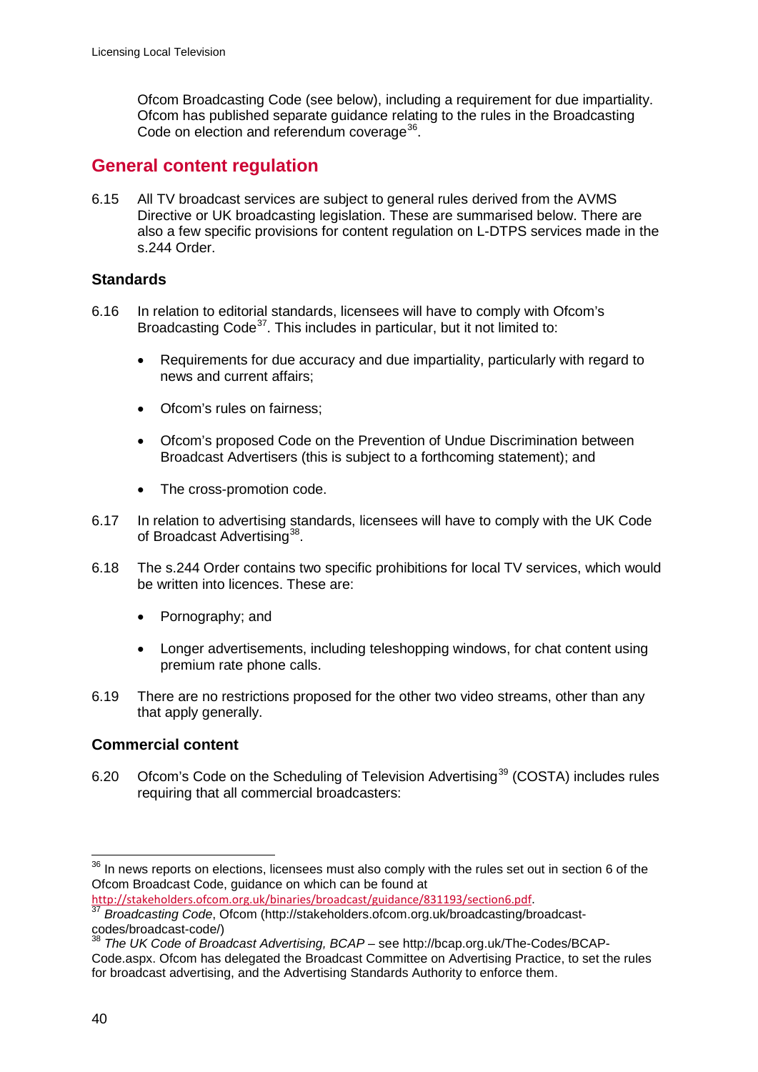Ofcom Broadcasting Code (see below), including a requirement for due impartiality. Ofcom has published separate guidance relating to the rules in the Broadcasting Code on election and referendum coverage[36].

## General content regulation

6.15 All TV broadcast services are subject to general rules derived from the AVMS Directive or UK broadcasting legislation. These are summarised below. There are also a few specific provisions for content regulation on L-DTPS services made in the s.244 Order.

### Standards

6.16 In relation to editorial standards, licensees will have to comply with Ofcom's Broadcasting Code[37]. This includes in particular, but it not limited to:

- Requirements for due accuracy and due impartiality, particularly with regard to news and current affairs;
- Ofcom's rules on fairness;
- Ofcom's proposed Code on the Prevention of Undue Discrimination between Broadcast Advertisers (this is subject to a forthcoming statement); and
- The cross-promotion code.

6.17 In relation to advertising standards, licensees will have to comply with the UK Code of Broadcast Advertising[38].

6.18 The s.244 Order contains two specific prohibitions for local TV services, which would be written into licences. These are:

- Pornography; and
- Longer advertisements, including teleshopping windows, for chat content using premium rate phone calls.

6.19 There are no restrictions proposed for the other two video streams, other than any that apply generally.

### Commercial content

6.20 Ofcom's Code on the Scheduling of Television Advertising[39] (COSTA) includes rules requiring that all commercial broadcasters:

---

[36] In news reports on elections, licensees must also comply with the rules set out in section 6 of the Ofcom Broadcast Code, guidance on which can be found at http://stakeholders.ofcom.org.uk/binaries/broadcast/guidance/831193/section6.pdf.

[37] *Broadcasting Code*, Ofcom (http://stakeholders.ofcom.org.uk/broadcasting/broadcast-codes/broadcast-code/)

[38] *The UK Code of Broadcast Advertising, BCAP* – see http://bcap.org.uk/The-Codes/BCAP-Code.aspx. Ofcom has delegated the Broadcast Committee on Advertising Practice, to set the rules for broadcast advertising, and the Advertising Standards Authority to enforce them.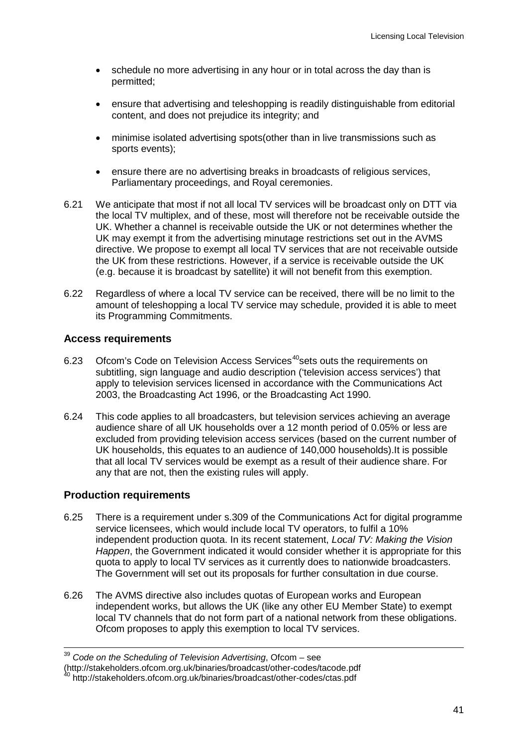- schedule no more advertising in any hour or in total across the day than is permitted;
- ensure that advertising and teleshopping is readily distinguishable from editorial content, and does not prejudice its integrity; and
- minimise isolated advertising spots(other than in live transmissions such as sports events);
- ensure there are no advertising breaks in broadcasts of religious services, Parliamentary proceedings, and Royal ceremonies.

6.21 We anticipate that most if not all local TV services will be broadcast only on DTT via the local TV multiplex, and of these, most will therefore not be receivable outside the UK. Whether a channel is receivable outside the UK or not determines whether the UK may exempt it from the advertising minutage restrictions set out in the AVMS directive. We propose to exempt all local TV services that are not receivable outside the UK from these restrictions. However, if a service is receivable outside the UK (e.g. because it is broadcast by satellite) it will not benefit from this exemption.

6.22 Regardless of where a local TV service can be received, there will be no limit to the amount of teleshopping a local TV service may schedule, provided it is able to meet its Programming Commitments.

### Access requirements

6.23 Ofcom's Code on Television Access Services[40]sets outs the requirements on subtitling, sign language and audio description ('television access services') that apply to television services licensed in accordance with the Communications Act 2003, the Broadcasting Act 1996, or the Broadcasting Act 1990.

6.24 This code applies to all broadcasters, but television services achieving an average audience share of all UK households over a 12 month period of 0.05% or less are excluded from providing television access services (based on the current number of UK households, this equates to an audience of 140,000 households).It is possible that all local TV services would be exempt as a result of their audience share. For any that are not, then the existing rules will apply.

### Production requirements

6.25 There is a requirement under s.309 of the Communications Act for digital programme service licensees, which would include local TV operators, to fulfil a 10% independent production quota. In its recent statement, *Local TV: Making the Vision Happen*, the Government indicated it would consider whether it is appropriate for this quota to apply to local TV services as it currently does to nationwide broadcasters. The Government will set out its proposals for further consultation in due course.

6.26 The AVMS directive also includes quotas of European works and European independent works, but allows the UK (like any other EU Member State) to exempt local TV channels that do not form part of a national network from these obligations. Ofcom proposes to apply this exemption to local TV services.

---

[39] *Code on the Scheduling of Television Advertising*, Ofcom – see (http://stakeholders.ofcom.org.uk/binaries/broadcast/other-codes/tacode.pdf

[40] http://stakeholders.ofcom.org.uk/binaries/broadcast/other-codes/ctas.pdf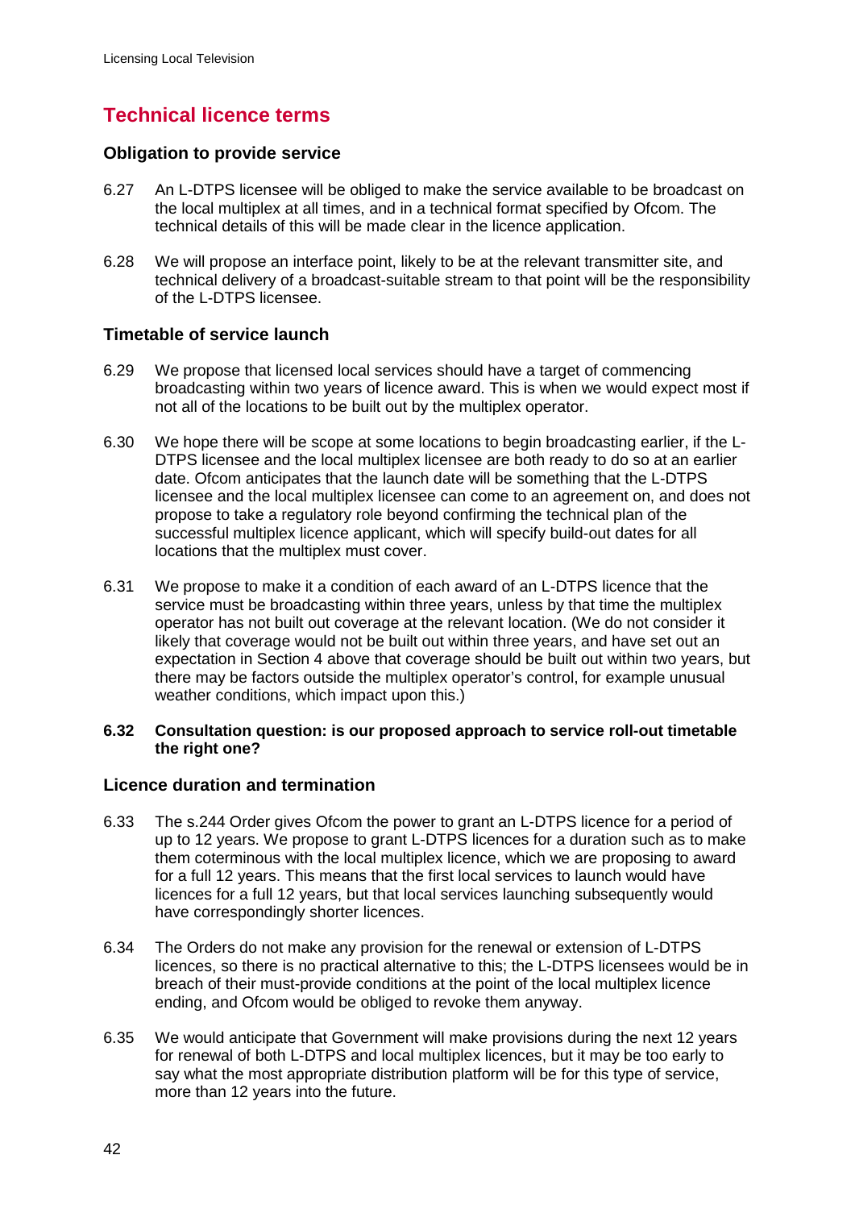## Technical licence terms

### Obligation to provide service

6.27 An L-DTPS licensee will be obliged to make the service available to be broadcast on the local multiplex at all times, and in a technical format specified by Ofcom. The technical details of this will be made clear in the licence application.

6.28 We will propose an interface point, likely to be at the relevant transmitter site, and technical delivery of a broadcast-suitable stream to that point will be the responsibility of the L-DTPS licensee.

### Timetable of service launch

6.29 We propose that licensed local services should have a target of commencing broadcasting within two years of licence award. This is when we would expect most if not all of the locations to be built out by the multiplex operator.

6.30 We hope there will be scope at some locations to begin broadcasting earlier, if the L-DTPS licensee and the local multiplex licensee are both ready to do so at an earlier date. Ofcom anticipates that the launch date will be something that the L-DTPS licensee and the local multiplex licensee can come to an agreement on, and does not propose to take a regulatory role beyond confirming the technical plan of the successful multiplex licence applicant, which will specify build-out dates for all locations that the multiplex must cover.

6.31 We propose to make it a condition of each award of an L-DTPS licence that the service must be broadcasting within three years, unless by that time the multiplex operator has not built out coverage at the relevant location. (We do not consider it likely that coverage would not be built out within three years, and have set out an expectation in Section 4 above that coverage should be built out within two years, but there may be factors outside the multiplex operator's control, for example unusual weather conditions, which impact upon this.)

**6.32 Consultation question: is our proposed approach to service roll-out timetable the right one?**

### Licence duration and termination

6.33 The s.244 Order gives Ofcom the power to grant an L-DTPS licence for a period of up to 12 years. We propose to grant L-DTPS licences for a duration such as to make them coterminous with the local multiplex licence, which we are proposing to award for a full 12 years. This means that the first local services to launch would have licences for a full 12 years, but that local services launching subsequently would have correspondingly shorter licences.

6.34 The Orders do not make any provision for the renewal or extension of L-DTPS licences, so there is no practical alternative to this; the L-DTPS licensees would be in breach of their must-provide conditions at the point of the local multiplex licence ending, and Ofcom would be obliged to revoke them anyway.

6.35 We would anticipate that Government will make provisions during the next 12 years for renewal of both L-DTPS and local multiplex licences, but it may be too early to say what the most appropriate distribution platform will be for this type of service, more than 12 years into the future.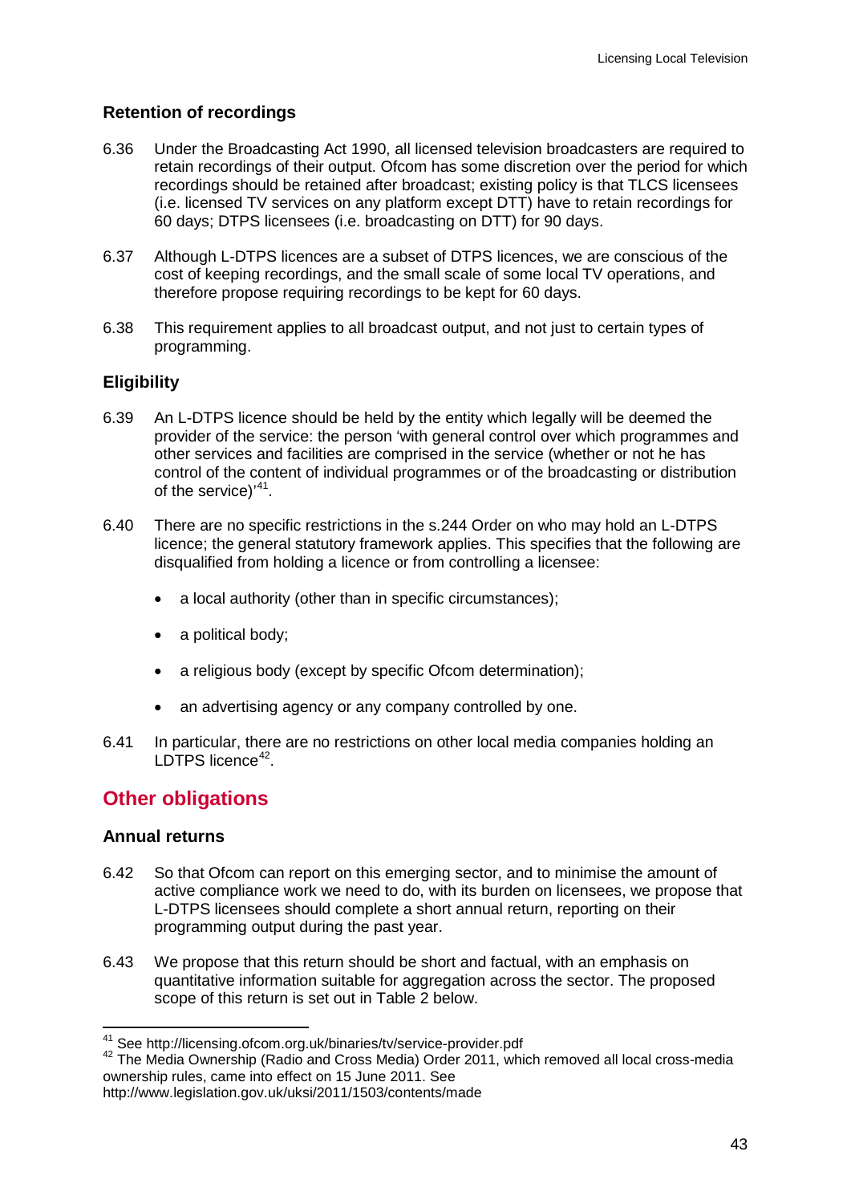### Retention of recordings

6.36 Under the Broadcasting Act 1990, all licensed television broadcasters are required to retain recordings of their output. Ofcom has some discretion over the period for which recordings should be retained after broadcast; existing policy is that TLCS licensees (i.e. licensed TV services on any platform except DTT) have to retain recordings for 60 days; DTPS licensees (i.e. broadcasting on DTT) for 90 days.

6.37 Although L-DTPS licences are a subset of DTPS licences, we are conscious of the cost of keeping recordings, and the small scale of some local TV operations, and therefore propose requiring recordings to be kept for 60 days.

6.38 This requirement applies to all broadcast output, and not just to certain types of programming.

### Eligibility

6.39 An L-DTPS licence should be held by the entity which legally will be deemed the provider of the service: the person 'with general control over which programmes and other services and facilities are comprised in the service (whether or not he has control of the content of individual programmes or of the broadcasting or distribution of the service)'[41].

6.40 There are no specific restrictions in the s.244 Order on who may hold an L-DTPS licence; the general statutory framework applies. This specifies that the following are disqualified from holding a licence or from controlling a licensee:

- a local authority (other than in specific circumstances);
- a political body;
- a religious body (except by specific Ofcom determination);
- an advertising agency or any company controlled by one.

6.41 In particular, there are no restrictions on other local media companies holding an LDTPS licence[42].

## Other obligations

### Annual returns

6.42 So that Ofcom can report on this emerging sector, and to minimise the amount of active compliance work we need to do, with its burden on licensees, we propose that L-DTPS licensees should complete a short annual return, reporting on their programming output during the past year.

6.43 We propose that this return should be short and factual, with an emphasis on quantitative information suitable for aggregation across the sector. The proposed scope of this return is set out in Table 2 below.

---

[41] See http://licensing.ofcom.org.uk/binaries/tv/service-provider.pdf

[42] The Media Ownership (Radio and Cross Media) Order 2011, which removed all local cross-media ownership rules, came into effect on 15 June 2011. See http://www.legislation.gov.uk/uksi/2011/1503/contents/made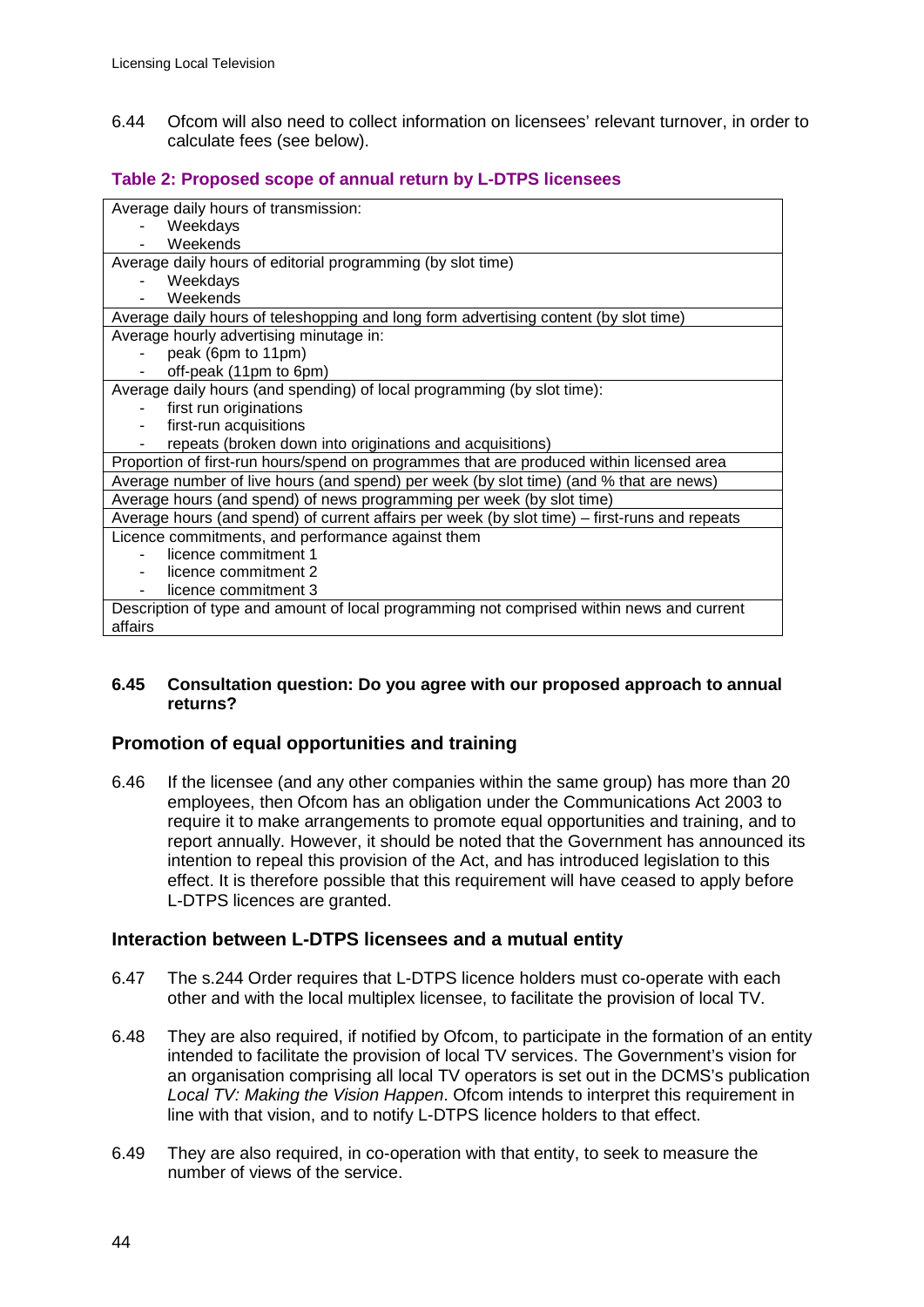6.44 Ofcom will also need to collect information on licensees' relevant turnover, in order to calculate fees (see below).

### Table 2: Proposed scope of annual return by L-DTPS licensees

| |
|---|
| Average daily hours of transmission:<br>- Weekdays<br>- Weekends |
| Average daily hours of editorial programming (by slot time)<br>- Weekdays<br>- Weekends |
| Average daily hours of teleshopping and long form advertising content (by slot time) |
| Average hourly advertising minutage in:<br>- peak (6pm to 11pm)<br>- off-peak (11pm to 6pm) |
| Average daily hours (and spending) of local programming (by slot time):<br>- first run originations<br>- first-run acquisitions<br>- repeats (broken down into originations and acquisitions) |
| Proportion of first-run hours/spend on programmes that are produced within licensed area |
| Average number of live hours (and spend) per week (by slot time) (and % that are news) |
| Average hours (and spend) of news programming per week (by slot time) |
| Average hours (and spend) of current affairs per week (by slot time) – first-runs and repeats |
| Licence commitments, and performance against them<br>- licence commitment 1<br>- licence commitment 2<br>- licence commitment 3 |
| Description of type and amount of local programming not comprised within news and current affairs |

**6.45 Consultation question: Do you agree with our proposed approach to annual returns?**

## Promotion of equal opportunities and training

6.46 If the licensee (and any other companies within the same group) has more than 20 employees, then Ofcom has an obligation under the Communications Act 2003 to require it to make arrangements to promote equal opportunities and training, and to report annually. However, it should be noted that the Government has announced its intention to repeal this provision of the Act, and has introduced legislation to this effect. It is therefore possible that this requirement will have ceased to apply before L-DTPS licences are granted.

## Interaction between L-DTPS licensees and a mutual entity

6.47 The s.244 Order requires that L-DTPS licence holders must co-operate with each other and with the local multiplex licensee, to facilitate the provision of local TV.

6.48 They are also required, if notified by Ofcom, to participate in the formation of an entity intended to facilitate the provision of local TV services. The Government's vision for an organisation comprising all local TV operators is set out in the DCMS's publication *Local TV: Making the Vision Happen*. Ofcom intends to interpret this requirement in line with that vision, and to notify L-DTPS licence holders to that effect.

6.49 They are also required, in co-operation with that entity, to seek to measure the number of views of the service.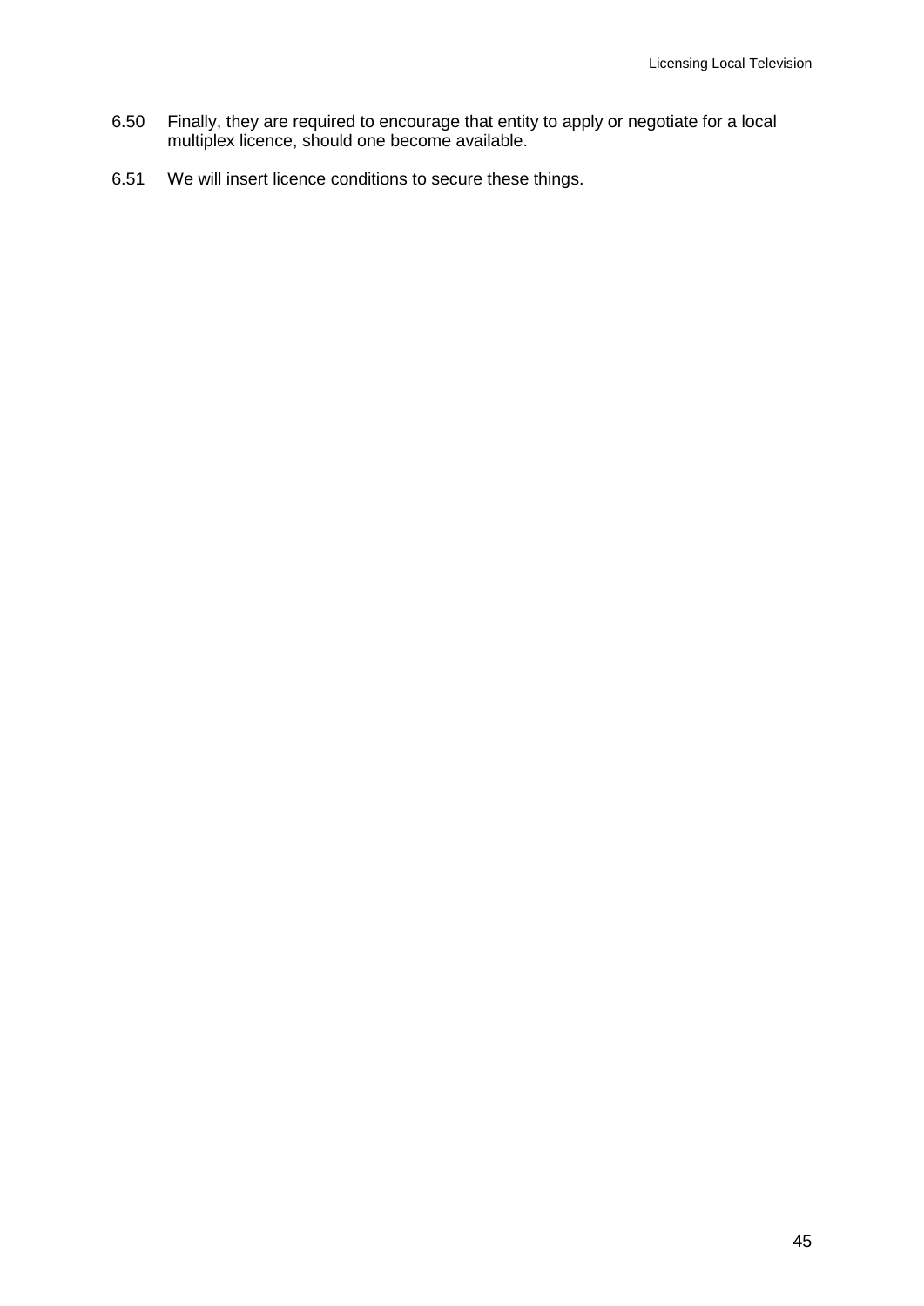6.50 Finally, they are required to encourage that entity to apply or negotiate for a local multiplex licence, should one become available.

6.51 We will insert licence conditions to secure these things.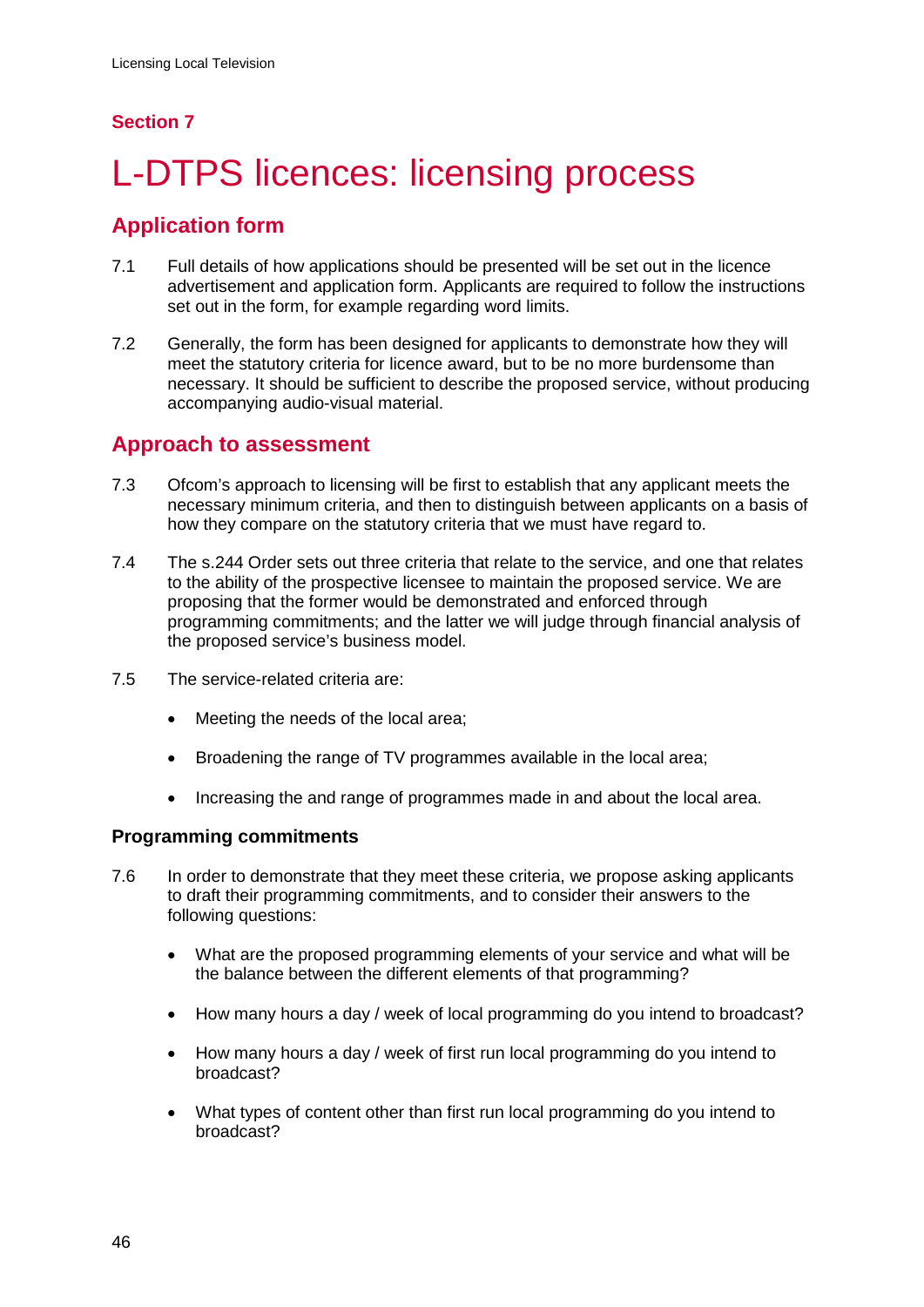## Section 7

# L-DTPS licences: licensing process

## Application form

7.1 Full details of how applications should be presented will be set out in the licence advertisement and application form. Applicants are required to follow the instructions set out in the form, for example regarding word limits.

7.2 Generally, the form has been designed for applicants to demonstrate how they will meet the statutory criteria for licence award, but to be no more burdensome than necessary. It should be sufficient to describe the proposed service, without producing accompanying audio-visual material.

## Approach to assessment

7.3 Ofcom's approach to licensing will be first to establish that any applicant meets the necessary minimum criteria, and then to distinguish between applicants on a basis of how they compare on the statutory criteria that we must have regard to.

7.4 The s.244 Order sets out three criteria that relate to the service, and one that relates to the ability of the prospective licensee to maintain the proposed service. We are proposing that the former would be demonstrated and enforced through programming commitments; and the latter we will judge through financial analysis of the proposed service's business model.

7.5 The service-related criteria are:

- Meeting the needs of the local area;
- Broadening the range of TV programmes available in the local area;
- Increasing the and range of programmes made in and about the local area.

### Programming commitments

7.6 In order to demonstrate that they meet these criteria, we propose asking applicants to draft their programming commitments, and to consider their answers to the following questions:

- What are the proposed programming elements of your service and what will be the balance between the different elements of that programming?
- How many hours a day / week of local programming do you intend to broadcast?
- How many hours a day / week of first run local programming do you intend to broadcast?
- What types of content other than first run local programming do you intend to broadcast?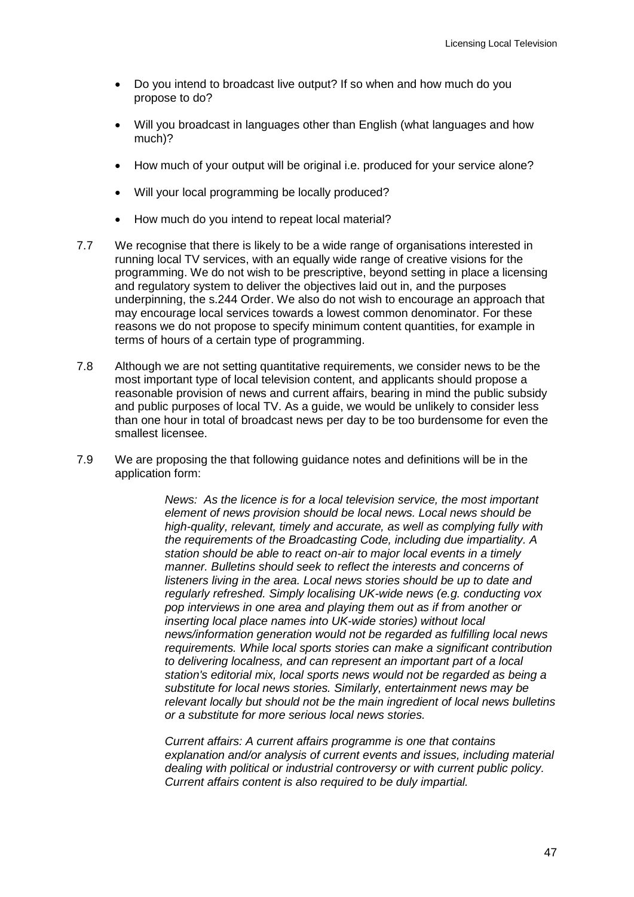- Do you intend to broadcast live output? If so when and how much do you propose to do?
- Will you broadcast in languages other than English (what languages and how much)?
- How much of your output will be original i.e. produced for your service alone?
- Will your local programming be locally produced?
- How much do you intend to repeat local material?

7.7 We recognise that there is likely to be a wide range of organisations interested in running local TV services, with an equally wide range of creative visions for the programming. We do not wish to be prescriptive, beyond setting in place a licensing and regulatory system to deliver the objectives laid out in, and the purposes underpinning, the s.244 Order. We also do not wish to encourage an approach that may encourage local services towards a lowest common denominator. For these reasons we do not propose to specify minimum content quantities, for example in terms of hours of a certain type of programming.

7.8 Although we are not setting quantitative requirements, we consider news to be the most important type of local television content, and applicants should propose a reasonable provision of news and current affairs, bearing in mind the public subsidy and public purposes of local TV. As a guide, we would be unlikely to consider less than one hour in total of broadcast news per day to be too burdensome for even the smallest licensee.

7.9 We are proposing the that following guidance notes and definitions will be in the application form:

> *News: As the licence is for a local television service, the most important element of news provision should be local news. Local news should be high-quality, relevant, timely and accurate, as well as complying fully with the requirements of the Broadcasting Code, including due impartiality. A station should be able to react on-air to major local events in a timely manner. Bulletins should seek to reflect the interests and concerns of listeners living in the area. Local news stories should be up to date and regularly refreshed. Simply localising UK-wide news (e.g. conducting vox pop interviews in one area and playing them out as if from another or inserting local place names into UK-wide stories) without local news/information generation would not be regarded as fulfilling local news requirements. While local sports stories can make a significant contribution to delivering localness, and can represent an important part of a local station's editorial mix, local sports news would not be regarded as being a substitute for local news stories. Similarly, entertainment news may be relevant locally but should not be the main ingredient of local news bulletins or a substitute for more serious local news stories.*
>
> *Current affairs: A current affairs programme is one that contains explanation and/or analysis of current events and issues, including material dealing with political or industrial controversy or with current public policy. Current affairs content is also required to be duly impartial.*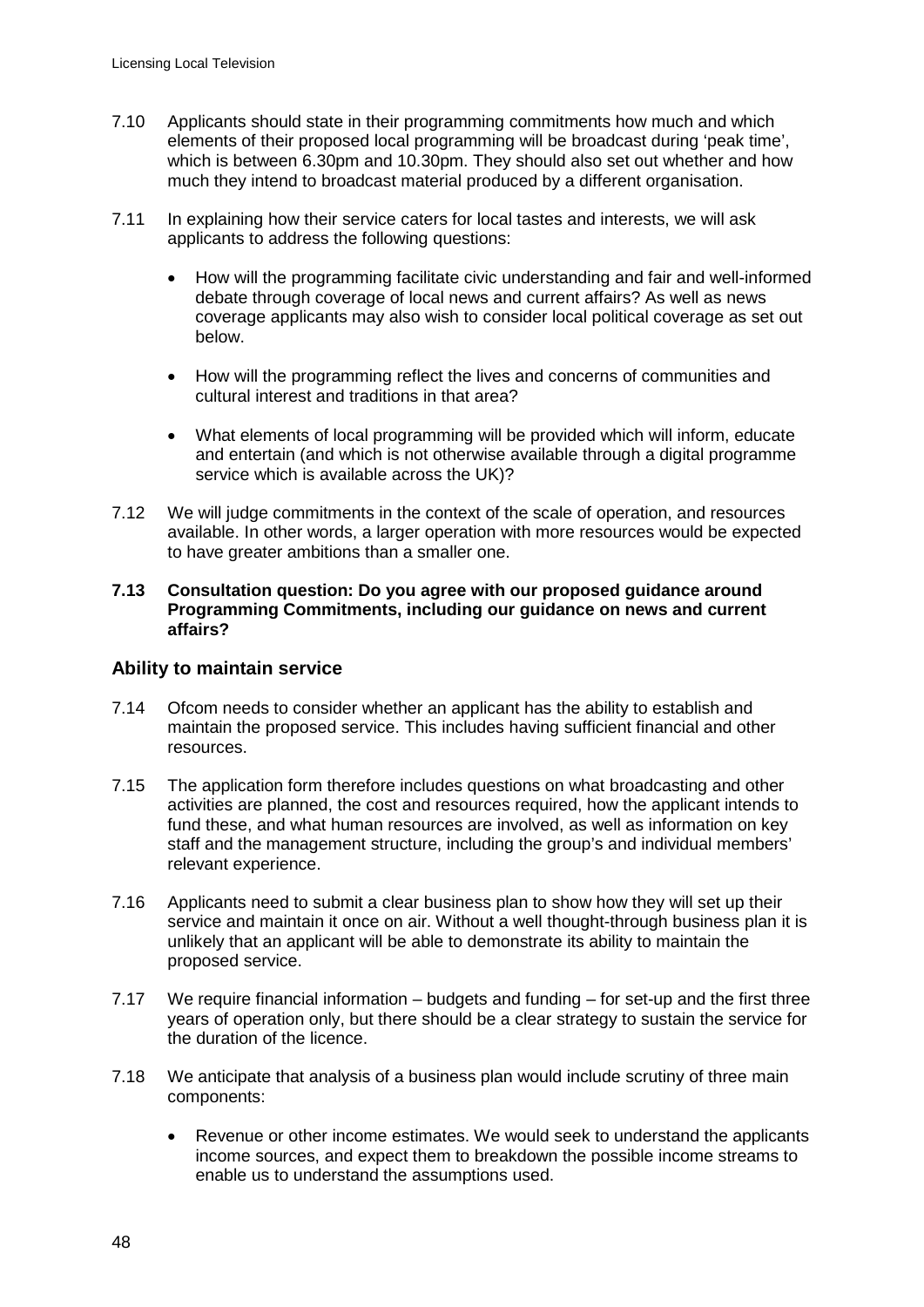7.10 Applicants should state in their programming commitments how much and which elements of their proposed local programming will be broadcast during 'peak time', which is between 6.30pm and 10.30pm. They should also set out whether and how much they intend to broadcast material produced by a different organisation.

7.11 In explaining how their service caters for local tastes and interests, we will ask applicants to address the following questions:

- How will the programming facilitate civic understanding and fair and well-informed debate through coverage of local news and current affairs? As well as news coverage applicants may also wish to consider local political coverage as set out below.
- How will the programming reflect the lives and concerns of communities and cultural interest and traditions in that area?
- What elements of local programming will be provided which will inform, educate and entertain (and which is not otherwise available through a digital programme service which is available across the UK)?

7.12 We will judge commitments in the context of the scale of operation, and resources available. In other words, a larger operation with more resources would be expected to have greater ambitions than a smaller one.

**7.13 Consultation question: Do you agree with our proposed guidance around Programming Commitments, including our guidance on news and current affairs?**

## Ability to maintain service

7.14 Ofcom needs to consider whether an applicant has the ability to establish and maintain the proposed service. This includes having sufficient financial and other resources.

7.15 The application form therefore includes questions on what broadcasting and other activities are planned, the cost and resources required, how the applicant intends to fund these, and what human resources are involved, as well as information on key staff and the management structure, including the group's and individual members' relevant experience.

7.16 Applicants need to submit a clear business plan to show how they will set up their service and maintain it once on air. Without a well thought-through business plan it is unlikely that an applicant will be able to demonstrate its ability to maintain the proposed service.

7.17 We require financial information – budgets and funding – for set-up and the first three years of operation only, but there should be a clear strategy to sustain the service for the duration of the licence.

7.18 We anticipate that analysis of a business plan would include scrutiny of three main components:

- Revenue or other income estimates. We would seek to understand the applicants income sources, and expect them to breakdown the possible income streams to enable us to understand the assumptions used.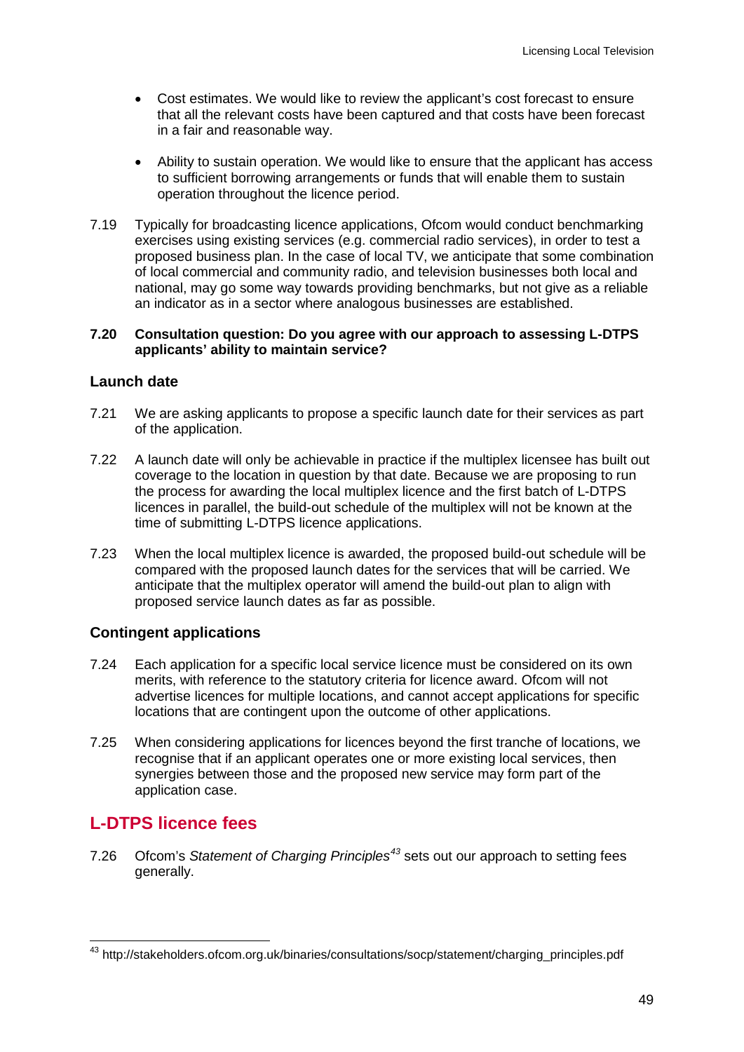- Cost estimates. We would like to review the applicant's cost forecast to ensure that all the relevant costs have been captured and that costs have been forecast in a fair and reasonable way.
- Ability to sustain operation. We would like to ensure that the applicant has access to sufficient borrowing arrangements or funds that will enable them to sustain operation throughout the licence period.

7.19 Typically for broadcasting licence applications, Ofcom would conduct benchmarking exercises using existing services (e.g. commercial radio services), in order to test a proposed business plan. In the case of local TV, we anticipate that some combination of local commercial and community radio, and television businesses both local and national, may go some way towards providing benchmarks, but not give as a reliable an indicator as in a sector where analogous businesses are established.

**7.20 Consultation question: Do you agree with our approach to assessing L-DTPS applicants' ability to maintain service?**

### Launch date

7.21 We are asking applicants to propose a specific launch date for their services as part of the application.

7.22 A launch date will only be achievable in practice if the multiplex licensee has built out coverage to the location in question by that date. Because we are proposing to run the process for awarding the local multiplex licence and the first batch of L-DTPS licences in parallel, the build-out schedule of the multiplex will not be known at the time of submitting L-DTPS licence applications.

7.23 When the local multiplex licence is awarded, the proposed build-out schedule will be compared with the proposed launch dates for the services that will be carried. We anticipate that the multiplex operator will amend the build-out plan to align with proposed service launch dates as far as possible.

### Contingent applications

7.24 Each application for a specific local service licence must be considered on its own merits, with reference to the statutory criteria for licence award. Ofcom will not advertise licences for multiple locations, and cannot accept applications for specific locations that are contingent upon the outcome of other applications.

7.25 When considering applications for licences beyond the first tranche of locations, we recognise that if an applicant operates one or more existing local services, then synergies between those and the proposed new service may form part of the application case.

## L-DTPS licence fees

7.26 Ofcom's *Statement of Charging Principles*[43] sets out our approach to setting fees generally.

---

[43] http://stakeholders.ofcom.org.uk/binaries/consultations/socp/statement/charging_principles.pdf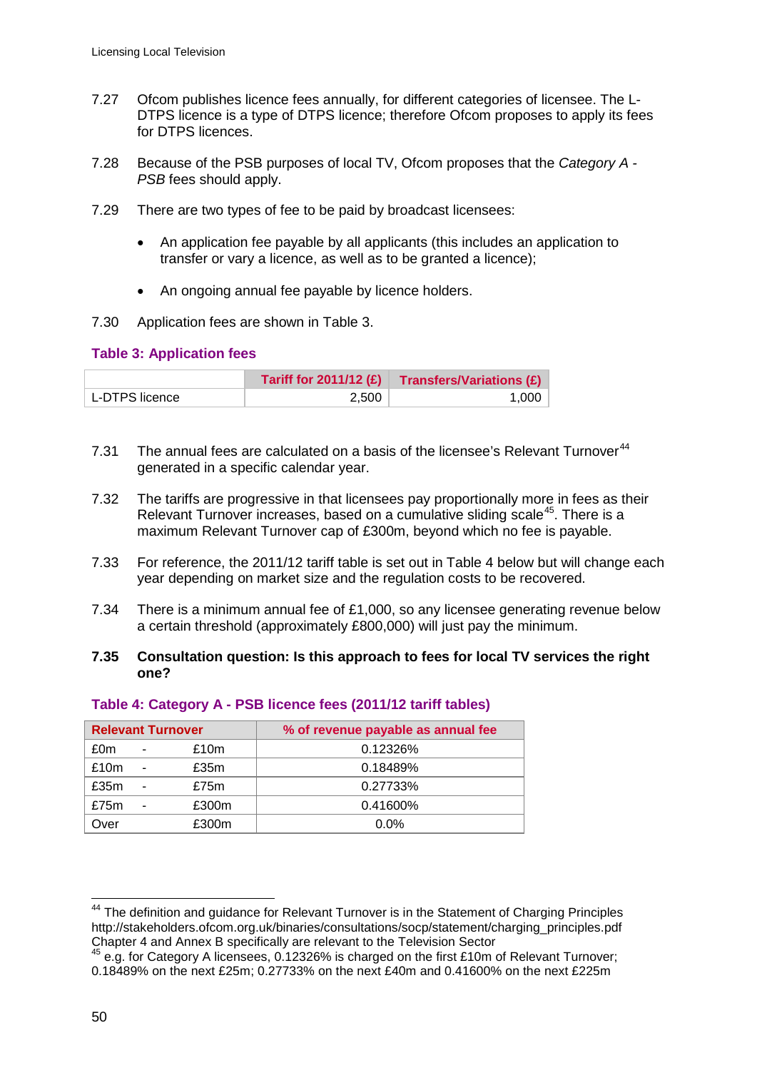7.27 Ofcom publishes licence fees annually, for different categories of licensee. The L-DTPS licence is a type of DTPS licence; therefore Ofcom proposes to apply its fees for DTPS licences.

7.28 Because of the PSB purposes of local TV, Ofcom proposes that the *Category A - PSB* fees should apply.

7.29 There are two types of fee to be paid by broadcast licensees:

- An application fee payable by all applicants (this includes an application to transfer or vary a licence, as well as to be granted a licence);
- An ongoing annual fee payable by licence holders.

7.30 Application fees are shown in Table 3.

**Table 3: Application fees**

| | Tariff for 2011/12 (£) | Transfers/Variations (£) |
|---|---|---|
| L-DTPS licence | 2,500 | 1,000 |

7.31 The annual fees are calculated on a basis of the licensee's Relevant Turnover[44] generated in a specific calendar year.

7.32 The tariffs are progressive in that licensees pay proportionally more in fees as their Relevant Turnover increases, based on a cumulative sliding scale[45]. There is a maximum Relevant Turnover cap of £300m, beyond which no fee is payable.

7.33 For reference, the 2011/12 tariff table is set out in Table 4 below but will change each year depending on market size and the regulation costs to be recovered.

7.34 There is a minimum annual fee of £1,000, so any licensee generating revenue below a certain threshold (approximately £800,000) will just pay the minimum.

**7.35 Consultation question: Is this approach to fees for local TV services the right one?**

**Table 4: Category A - PSB licence fees (2011/12 tariff tables)**

| Relevant Turnover | % of revenue payable as annual fee |
|---|---|
| £0m - £10m | 0.12326% |
| £10m - £35m | 0.18489% |
| £35m - £75m | 0.27733% |
| £75m - £300m | 0.41600% |
| Over £300m | 0.0% |

[44] The definition and guidance for Relevant Turnover is in the Statement of Charging Principles http://stakeholders.ofcom.org.uk/binaries/consultations/socp/statement/charging_principles.pdf Chapter 4 and Annex B specifically are relevant to the Television Sector

[45] e.g. for Category A licensees, 0.12326% is charged on the first £10m of Relevant Turnover; 0.18489% on the next £25m; 0.27733% on the next £40m and 0.41600% on the next £225m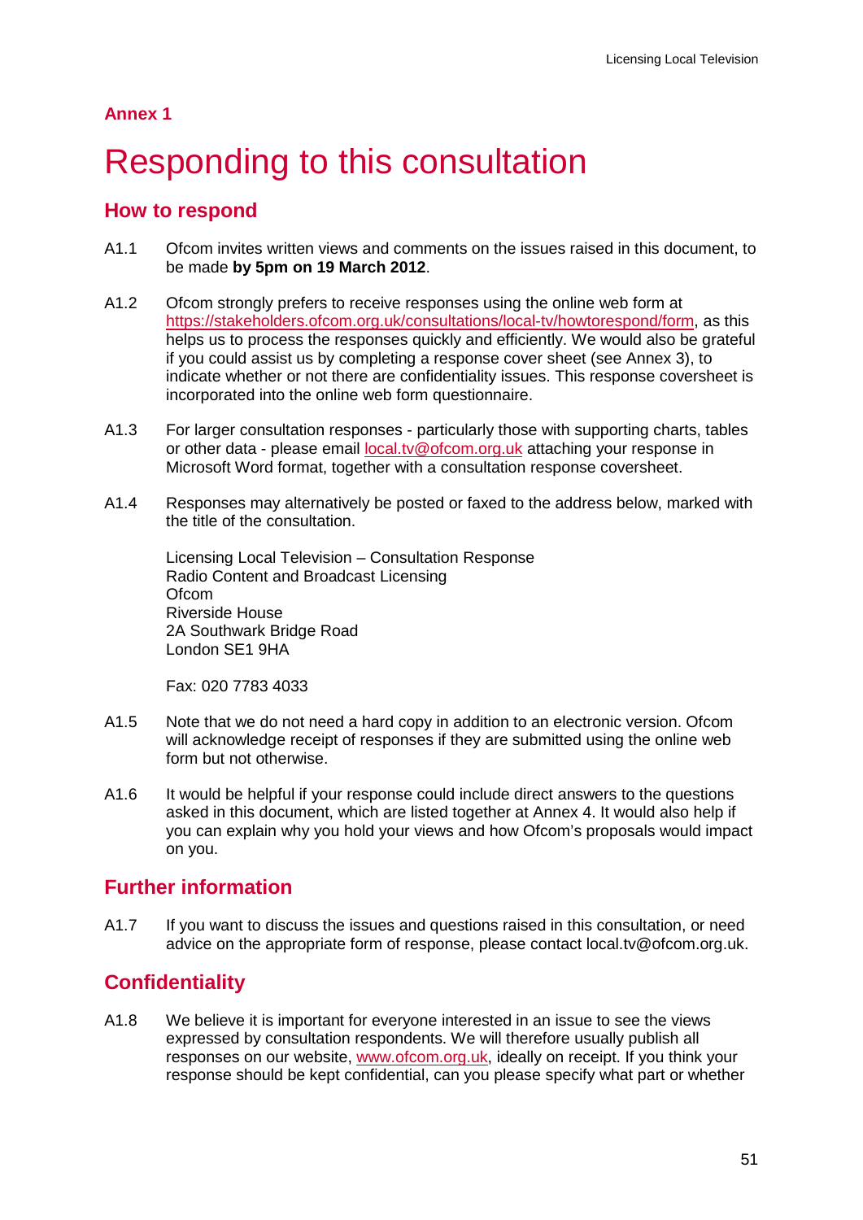**Annex 1**

# Responding to this consultation

## How to respond

A1.1 Ofcom invites written views and comments on the issues raised in this document, to be made **by 5pm on 19 March 2012**.

A1.2 Ofcom strongly prefers to receive responses using the online web form at https://stakeholders.ofcom.org.uk/consultations/local-tv/howtorespond/form, as this helps us to process the responses quickly and efficiently. We would also be grateful if you could assist us by completing a response cover sheet (see Annex 3), to indicate whether or not there are confidentiality issues. This response coversheet is incorporated into the online web form questionnaire.

A1.3 For larger consultation responses - particularly those with supporting charts, tables or other data - please email local.tv@ofcom.org.uk attaching your response in Microsoft Word format, together with a consultation response coversheet.

A1.4 Responses may alternatively be posted or faxed to the address below, marked with the title of the consultation.

Licensing Local Television – Consultation Response
Radio Content and Broadcast Licensing
Ofcom
Riverside House
2A Southwark Bridge Road
London SE1 9HA

Fax: 020 7783 4033

A1.5 Note that we do not need a hard copy in addition to an electronic version. Ofcom will acknowledge receipt of responses if they are submitted using the online web form but not otherwise.

A1.6 It would be helpful if your response could include direct answers to the questions asked in this document, which are listed together at Annex 4. It would also help if you can explain why you hold your views and how Ofcom's proposals would impact on you.

## Further information

A1.7 If you want to discuss the issues and questions raised in this consultation, or need advice on the appropriate form of response, please contact local.tv@ofcom.org.uk.

## Confidentiality

A1.8 We believe it is important for everyone interested in an issue to see the views expressed by consultation respondents. We will therefore usually publish all responses on our website, www.ofcom.org.uk, ideally on receipt. If you think your response should be kept confidential, can you please specify what part or whether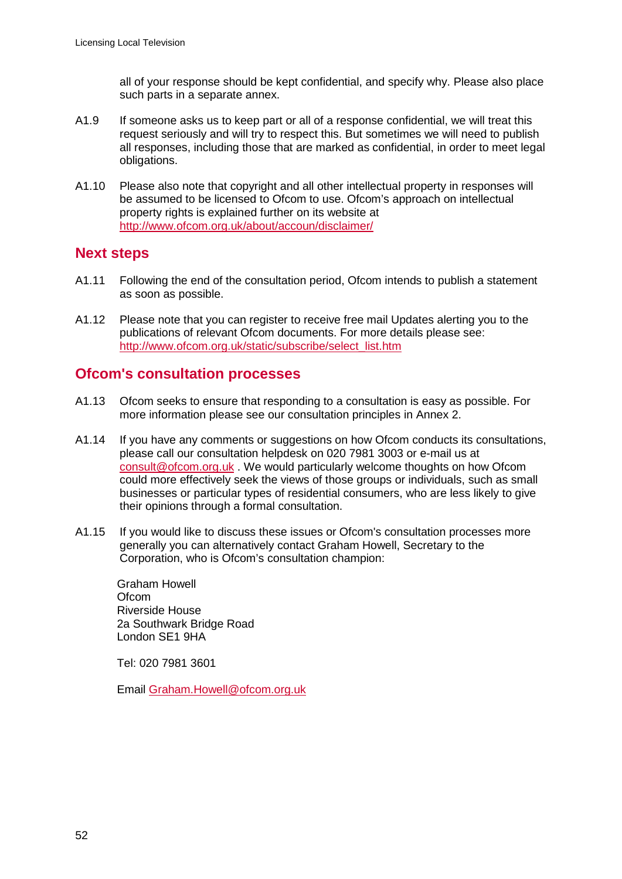all of your response should be kept confidential, and specify why. Please also place such parts in a separate annex.

A1.9 If someone asks us to keep part or all of a response confidential, we will treat this request seriously and will try to respect this. But sometimes we will need to publish all responses, including those that are marked as confidential, in order to meet legal obligations.

A1.10 Please also note that copyright and all other intellectual property in responses will be assumed to be licensed to Ofcom to use. Ofcom's approach on intellectual property rights is explained further on its website at http://www.ofcom.org.uk/about/accoun/disclaimer/

## Next steps

A1.11 Following the end of the consultation period, Ofcom intends to publish a statement as soon as possible.

A1.12 Please note that you can register to receive free mail Updates alerting you to the publications of relevant Ofcom documents. For more details please see: http://www.ofcom.org.uk/static/subscribe/select_list.htm

## Ofcom's consultation processes

A1.13 Ofcom seeks to ensure that responding to a consultation is easy as possible. For more information please see our consultation principles in Annex 2.

A1.14 If you have any comments or suggestions on how Ofcom conducts its consultations, please call our consultation helpdesk on 020 7981 3003 or e-mail us at consult@ofcom.org.uk . We would particularly welcome thoughts on how Ofcom could more effectively seek the views of those groups or individuals, such as small businesses or particular types of residential consumers, who are less likely to give their opinions through a formal consultation.

A1.15 If you would like to discuss these issues or Ofcom's consultation processes more generally you can alternatively contact Graham Howell, Secretary to the Corporation, who is Ofcom's consultation champion:

Graham Howell
Ofcom
Riverside House
2a Southwark Bridge Road
London SE1 9HA

Tel: 020 7981 3601

Email Graham.Howell@ofcom.org.uk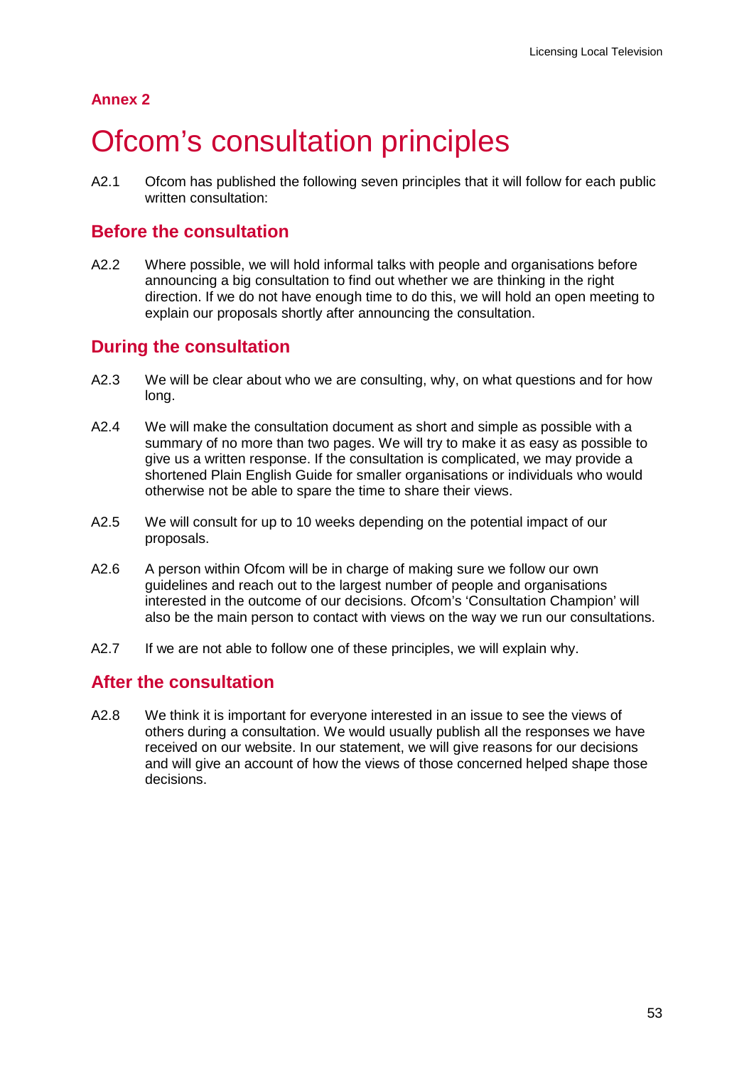**Annex 2**

# Ofcom's consultation principles

A2.1 Ofcom has published the following seven principles that it will follow for each public written consultation:

## Before the consultation

A2.2 Where possible, we will hold informal talks with people and organisations before announcing a big consultation to find out whether we are thinking in the right direction. If we do not have enough time to do this, we will hold an open meeting to explain our proposals shortly after announcing the consultation.

## During the consultation

A2.3 We will be clear about who we are consulting, why, on what questions and for how long.

A2.4 We will make the consultation document as short and simple as possible with a summary of no more than two pages. We will try to make it as easy as possible to give us a written response. If the consultation is complicated, we may provide a shortened Plain English Guide for smaller organisations or individuals who would otherwise not be able to spare the time to share their views.

A2.5 We will consult for up to 10 weeks depending on the potential impact of our proposals.

A2.6 A person within Ofcom will be in charge of making sure we follow our own guidelines and reach out to the largest number of people and organisations interested in the outcome of our decisions. Ofcom's 'Consultation Champion' will also be the main person to contact with views on the way we run our consultations.

A2.7 If we are not able to follow one of these principles, we will explain why.

## After the consultation

A2.8 We think it is important for everyone interested in an issue to see the views of others during a consultation. We would usually publish all the responses we have received on our website. In our statement, we will give reasons for our decisions and will give an account of how the views of those concerned helped shape those decisions.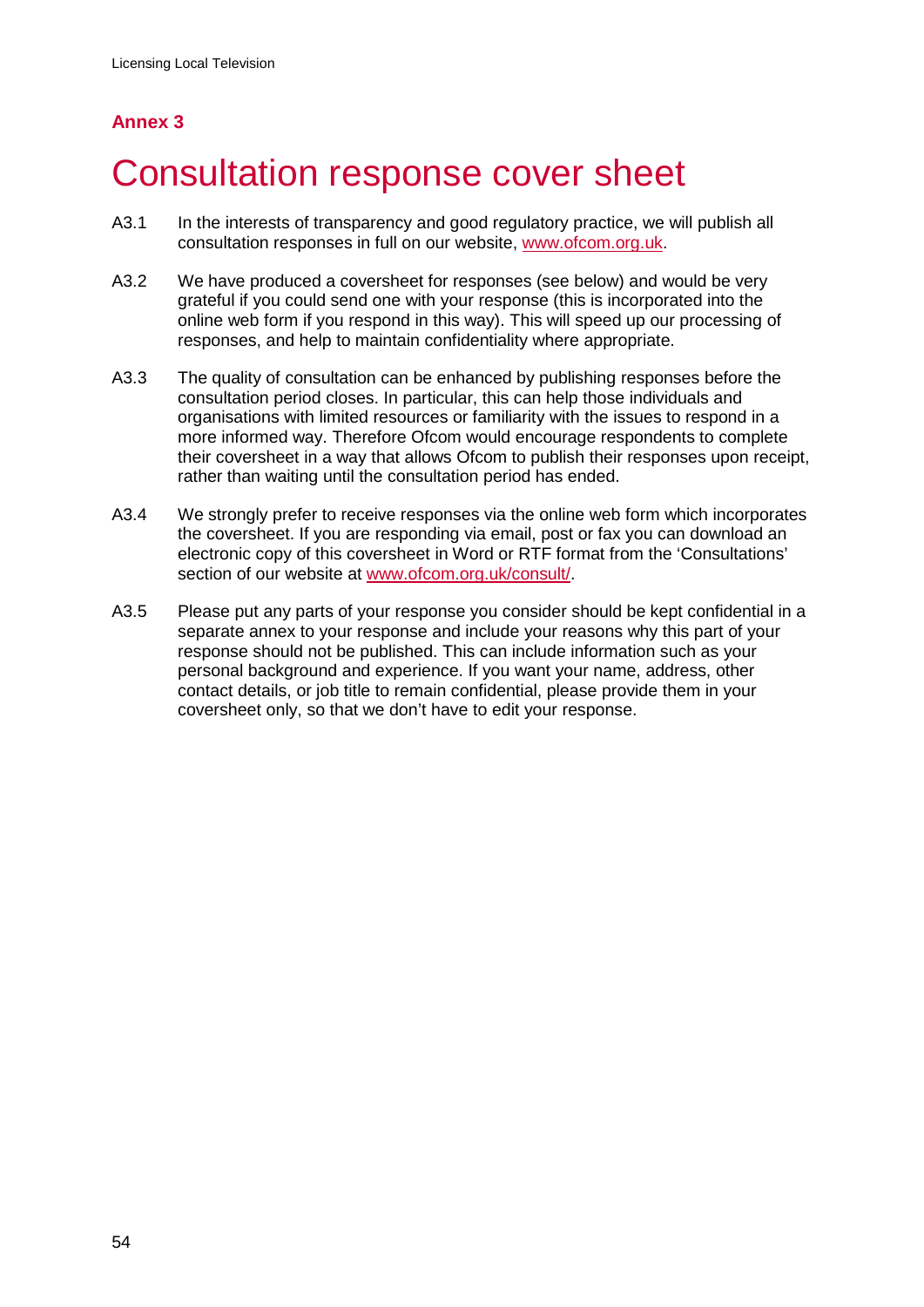## Annex 3

# Consultation response cover sheet

A3.1 In the interests of transparency and good regulatory practice, we will publish all consultation responses in full on our website, [www.ofcom.org.uk](http://www.ofcom.org.uk).

A3.2 We have produced a coversheet for responses (see below) and would be very grateful if you could send one with your response (this is incorporated into the online web form if you respond in this way). This will speed up our processing of responses, and help to maintain confidentiality where appropriate.

A3.3 The quality of consultation can be enhanced by publishing responses before the consultation period closes. In particular, this can help those individuals and organisations with limited resources or familiarity with the issues to respond in a more informed way. Therefore Ofcom would encourage respondents to complete their coversheet in a way that allows Ofcom to publish their responses upon receipt, rather than waiting until the consultation period has ended.

A3.4 We strongly prefer to receive responses via the online web form which incorporates the coversheet. If you are responding via email, post or fax you can download an electronic copy of this coversheet in Word or RTF format from the 'Consultations' section of our website at [www.ofcom.org.uk/consult/](http://www.ofcom.org.uk/consult/).

A3.5 Please put any parts of your response you consider should be kept confidential in a separate annex to your response and include your reasons why this part of your response should not be published. This can include information such as your personal background and experience. If you want your name, address, other contact details, or job title to remain confidential, please provide them in your coversheet only, so that we don't have to edit your response.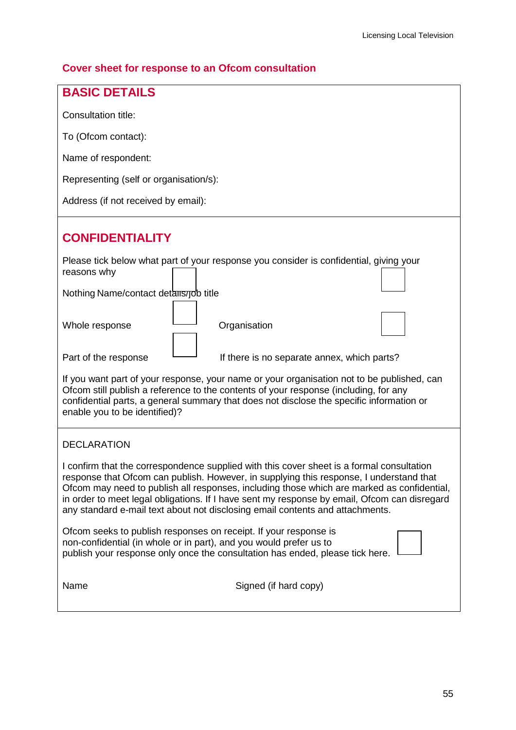## Cover sheet for response to an Ofcom consultation

### BASIC DETAILS

Consultation title:

To (Ofcom contact):

Name of respondent:

Representing (self or organisation/s):

Address (if not received by email):

### CONFIDENTIALITY

Please tick below what part of your response you consider is confidential, giving your reasons why

| | | | |
|---|---|---|---|
| Nothing | ☐ | Name/contact details/job title | ☐ |
| Whole response | ☐ | Organisation | ☐ |
| Part of the response | ☐ | If there is no separate annex, which parts? | |

If you want part of your response, your name or your organisation not to be published, can Ofcom still publish a reference to the contents of your response (including, for any confidential parts, a general summary that does not disclose the specific information or enable you to be identified)?

DECLARATION

I confirm that the correspondence supplied with this cover sheet is a formal consultation response that Ofcom can publish. However, in supplying this response, I understand that Ofcom may need to publish all responses, including those which are marked as confidential, in order to meet legal obligations. If I have sent my response by email, Ofcom can disregard any standard e-mail text about not disclosing email contents and attachments.

Ofcom seeks to publish responses on receipt. If your response is non-confidential (in whole or in part), and you would prefer us to publish your response only once the consultation has ended, please tick here. ☐

Name

Signed (if hard copy)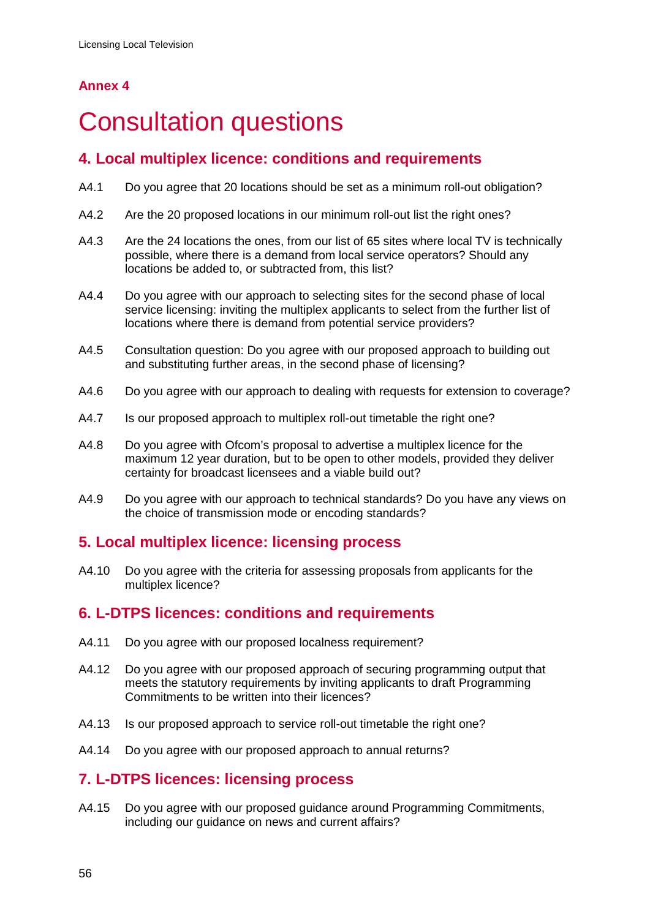## Annex 4

# Consultation questions

### 4. Local multiplex licence: conditions and requirements

A4.1 Do you agree that 20 locations should be set as a minimum roll-out obligation?

A4.2 Are the 20 proposed locations in our minimum roll-out list the right ones?

A4.3 Are the 24 locations the ones, from our list of 65 sites where local TV is technically possible, where there is a demand from local service operators? Should any locations be added to, or subtracted from, this list?

A4.4 Do you agree with our approach to selecting sites for the second phase of local service licensing: inviting the multiplex applicants to select from the further list of locations where there is demand from potential service providers?

A4.5 Consultation question: Do you agree with our proposed approach to building out and substituting further areas, in the second phase of licensing?

A4.6 Do you agree with our approach to dealing with requests for extension to coverage?

A4.7 Is our proposed approach to multiplex roll-out timetable the right one?

A4.8 Do you agree with Ofcom's proposal to advertise a multiplex licence for the maximum 12 year duration, but to be open to other models, provided they deliver certainty for broadcast licensees and a viable build out?

A4.9 Do you agree with our approach to technical standards? Do you have any views on the choice of transmission mode or encoding standards?

### 5. Local multiplex licence: licensing process

A4.10 Do you agree with the criteria for assessing proposals from applicants for the multiplex licence?

### 6. L-DTPS licences: conditions and requirements

A4.11 Do you agree with our proposed localness requirement?

A4.12 Do you agree with our proposed approach of securing programming output that meets the statutory requirements by inviting applicants to draft Programming Commitments to be written into their licences?

A4.13 Is our proposed approach to service roll-out timetable the right one?

A4.14 Do you agree with our proposed approach to annual returns?

### 7. L-DTPS licences: licensing process

A4.15 Do you agree with our proposed guidance around Programming Commitments, including our guidance on news and current affairs?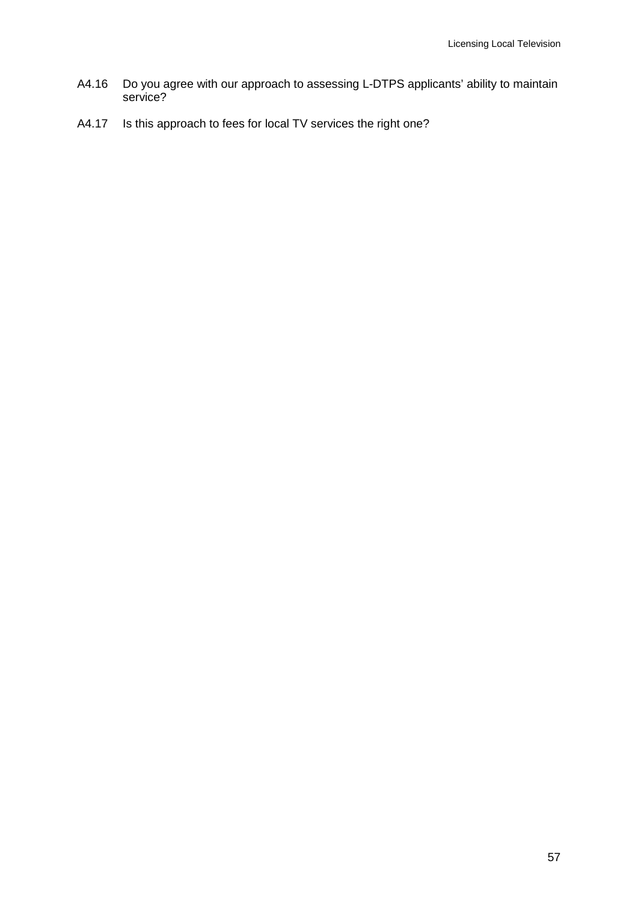A4.16 Do you agree with our approach to assessing L-DTPS applicants' ability to maintain service?

A4.17 Is this approach to fees for local TV services the right one?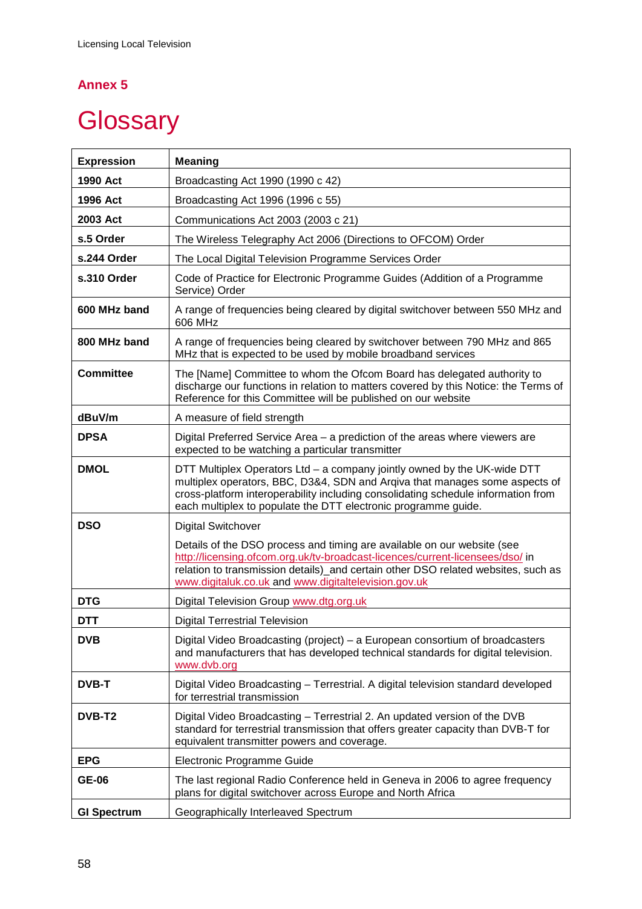## Annex 5

# Glossary

| Expression | Meaning |
|---|---|
| **1990 Act** | Broadcasting Act 1990 (1990 c 42) |
| **1996 Act** | Broadcasting Act 1996 (1996 c 55) |
| **2003 Act** | Communications Act 2003 (2003 c 21) |
| **s.5 Order** | The Wireless Telegraphy Act 2006 (Directions to OFCOM) Order |
| **s.244 Order** | The Local Digital Television Programme Services Order |
| **s.310 Order** | Code of Practice for Electronic Programme Guides (Addition of a Programme Service) Order |
| **600 MHz band** | A range of frequencies being cleared by digital switchover between 550 MHz and 606 MHz |
| **800 MHz band** | A range of frequencies being cleared by switchover between 790 MHz and 865 MHz that is expected to be used by mobile broadband services |
| **Committee** | The [Name] Committee to whom the Ofcom Board has delegated authority to discharge our functions in relation to matters covered by this Notice: the Terms of Reference for this Committee will be published on our website |
| **dBuV/m** | A measure of field strength |
| **DPSA** | Digital Preferred Service Area – a prediction of the areas where viewers are expected to be watching a particular transmitter |
| **DMOL** | DTT Multiplex Operators Ltd – a company jointly owned by the UK-wide DTT multiplex operators, BBC, D3&4, SDN and Arqiva that manages some aspects of cross-platform interoperability including consolidating schedule information from each multiplex to populate the DTT electronic programme guide. |
| **DSO** | Digital Switchover<br><br>Details of the DSO process and timing are available on our website (see http://licensing.ofcom.org.uk/tv-broadcast-licences/current-licensees/dso/ in relation to transmission details)_and certain other DSO related websites, such as www.digitaluk.co.uk and www.digitaltelevision.gov.uk |
| **DTG** | Digital Television Group www.dtg.org.uk |
| **DTT** | Digital Terrestrial Television |
| **DVB** | Digital Video Broadcasting (project) – a European consortium of broadcasters and manufacturers that has developed technical standards for digital television. www.dvb.org |
| **DVB-T** | Digital Video Broadcasting – Terrestrial. A digital television standard developed for terrestrial transmission |
| **DVB-T2** | Digital Video Broadcasting – Terrestrial 2. An updated version of the DVB standard for terrestrial transmission that offers greater capacity than DVB-T for equivalent transmitter powers and coverage. |
| **EPG** | Electronic Programme Guide |
| **GE-06** | The last regional Radio Conference held in Geneva in 2006 to agree frequency plans for digital switchover across Europe and North Africa |
| **GI Spectrum** | Geographically Interleaved Spectrum |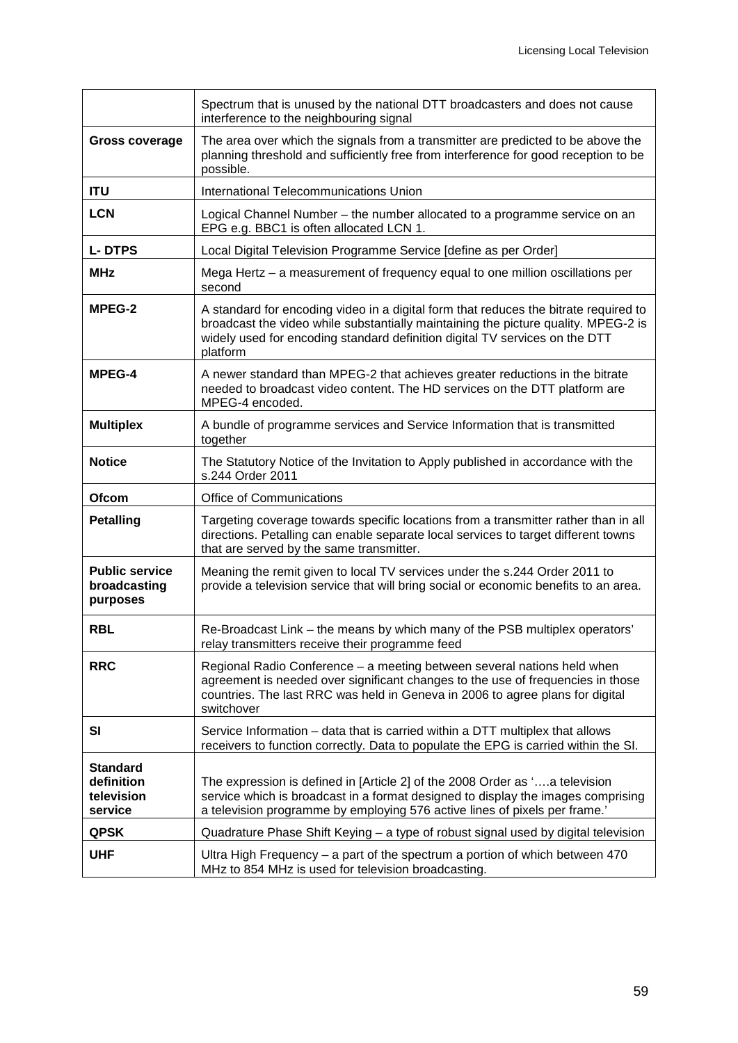| | |
|---|---|
| | Spectrum that is unused by the national DTT broadcasters and does not cause interference to the neighbouring signal |
| **Gross coverage** | The area over which the signals from a transmitter are predicted to be above the planning threshold and sufficiently free from interference for good reception to be possible. |
| **ITU** | International Telecommunications Union |
| **LCN** | Logical Channel Number – the number allocated to a programme service on an EPG e.g. BBC1 is often allocated LCN 1. |
| **L- DTPS** | Local Digital Television Programme Service [define as per Order] |
| **MHz** | Mega Hertz – a measurement of frequency equal to one million oscillations per second |
| **MPEG-2** | A standard for encoding video in a digital form that reduces the bitrate required to broadcast the video while substantially maintaining the picture quality. MPEG-2 is widely used for encoding standard definition digital TV services on the DTT platform |
| **MPEG-4** | A newer standard than MPEG-2 that achieves greater reductions in the bitrate needed to broadcast video content. The HD services on the DTT platform are MPEG-4 encoded. |
| **Multiplex** | A bundle of programme services and Service Information that is transmitted together |
| **Notice** | The Statutory Notice of the Invitation to Apply published in accordance with the s.244 Order 2011 |
| **Ofcom** | Office of Communications |
| **Petalling** | Targeting coverage towards specific locations from a transmitter rather than in all directions. Petalling can enable separate local services to target different towns that are served by the same transmitter. |
| **Public service broadcasting purposes** | Meaning the remit given to local TV services under the s.244 Order 2011 to provide a television service that will bring social or economic benefits to an area. |
| **RBL** | Re-Broadcast Link – the means by which many of the PSB multiplex operators' relay transmitters receive their programme feed |
| **RRC** | Regional Radio Conference – a meeting between several nations held when agreement is needed over significant changes to the use of frequencies in those countries. The last RRC was held in Geneva in 2006 to agree plans for digital switchover |
| **SI** | Service Information – data that is carried within a DTT multiplex that allows receivers to function correctly. Data to populate the EPG is carried within the SI. |
| **Standard definition television service** | The expression is defined in [Article 2] of the 2008 Order as '….a television service which is broadcast in a format designed to display the images comprising a television programme by employing 576 active lines of pixels per frame.' |
| **QPSK** | Quadrature Phase Shift Keying – a type of robust signal used by digital television |
| **UHF** | Ultra High Frequency – a part of the spectrum a portion of which between 470 MHz to 854 MHz is used for television broadcasting. |